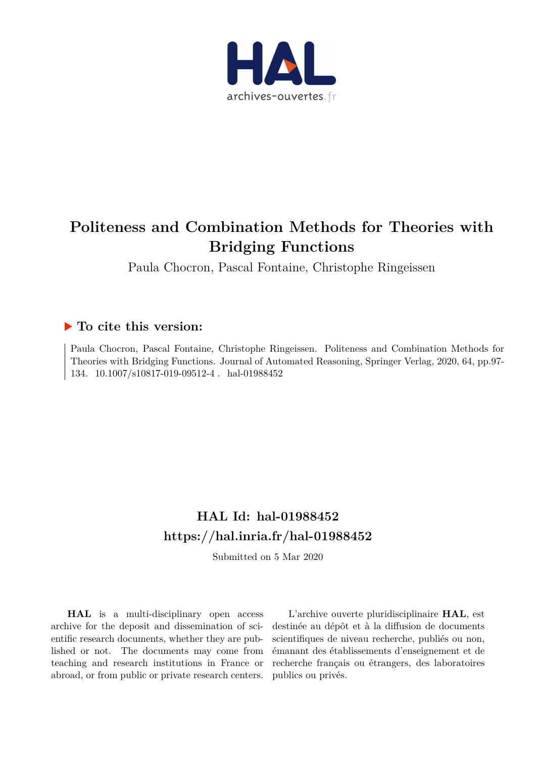# Politeness and Combination Methods for Theories with Bridging Functions

Paula Chocron, Pascal Fontaine, Christophe Ringeissen

## ▶ To cite this version:

Paula Chocron, Pascal Fontaine, Christophe Ringeissen. Politeness and Combination Methods for Theories with Bridging Functions. Journal of Automated Reasoning, Springer Verlag, 2020, 64, pp.97-134. 10.1007/s10817-019-09512-4 . hal-01988452

## HAL Id: hal-01988452

## https://hal.inria.fr/hal-01988452

Submitted on 5 Mar 2020

**HAL** is a multi-disciplinary open access archive for the deposit and dissemination of scientific research documents, whether they are published or not. The documents may come from teaching and research institutions in France or abroad, or from public or private research centers.

L'archive ouverte pluridisciplinaire **HAL**, est destinée au dépôt et à la diffusion de documents scientifiques de niveau recherche, publiés ou non, émanant des établissements d'enseignement et de recherche français ou étrangers, des laboratoires publics ou privés.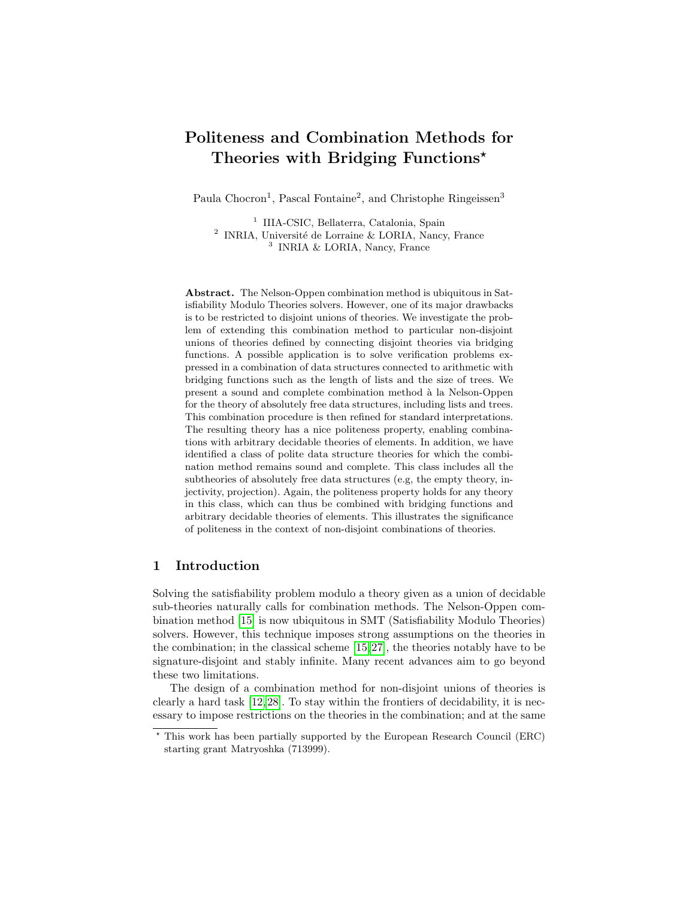# Politeness and Combination Methods for Theories with Bridging Functions*

Paula Chocron[1], Pascal Fontaine[2], and Christophe Ringeissen[3]

[1] IIIA-CSIC, Bellaterra, Catalonia, Spain
[2] INRIA, Université de Lorraine & LORIA, Nancy, France
[3] INRIA & LORIA, Nancy, France

**Abstract.** The Nelson-Oppen combination method is ubiquitous in Satisfiability Modulo Theories solvers. However, one of its major drawbacks is to be restricted to disjoint unions of theories. We investigate the problem of extending this combination method to particular non-disjoint unions of theories defined by connecting disjoint theories via bridging functions. A possible application is to solve verification problems expressed in a combination of data structures connected to arithmetic with bridging functions such as the length of lists and the size of trees. We present a sound and complete combination method à la Nelson-Oppen for the theory of absolutely free data structures, including lists and trees. This combination procedure is then refined for standard interpretations. The resulting theory has a nice politeness property, enabling combinations with arbitrary decidable theories of elements. In addition, we have identified a class of polite data structure theories for which the combination method remains sound and complete. This class includes all the subtheories of absolutely free data structures (e.g, the empty theory, injectivity, projection). Again, the politeness property holds for any theory in this class, which can thus be combined with bridging functions and arbitrary decidable theories of elements. This illustrates the significance of politeness in the context of non-disjoint combinations of theories.

## 1 Introduction

Solving the satisfiability problem modulo a theory given as a union of decidable sub-theories naturally calls for combination methods. The Nelson-Oppen combination method [15] is now ubiquitous in SMT (Satisfiability Modulo Theories) solvers. However, this technique imposes strong assumptions on the theories in the combination; in the classical scheme [15,27], the theories notably have to be signature-disjoint and stably infinite. Many recent advances aim to go beyond these two limitations.

The design of a combination method for non-disjoint unions of theories is clearly a hard task [12,28]. To stay within the frontiers of decidability, it is necessary to impose restrictions on the theories in the combination; and at the same

* This work has been partially supported by the European Research Council (ERC) starting grant Matryoshka (713999).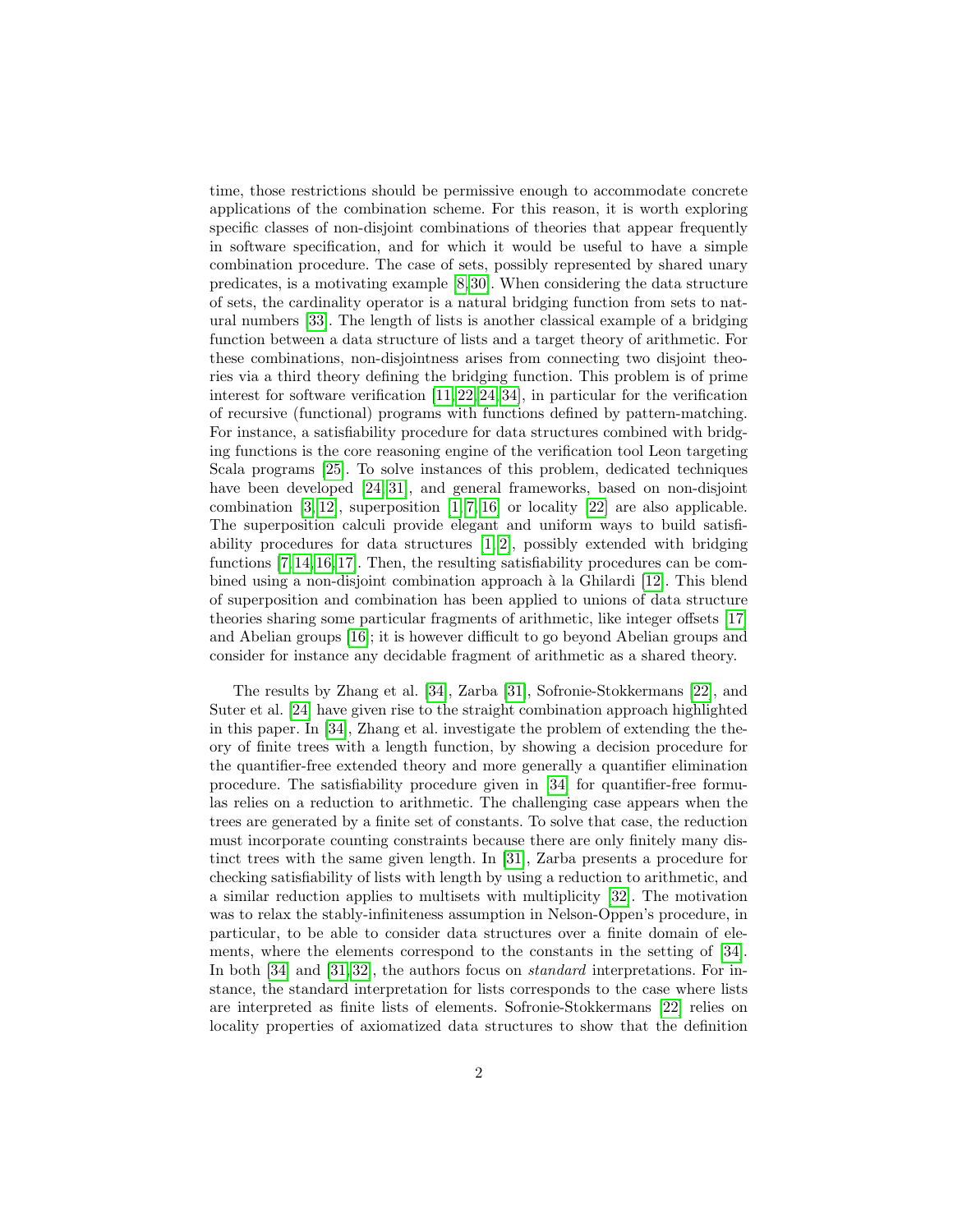time, those restrictions should be permissive enough to accommodate concrete applications of the combination scheme. For this reason, it is worth exploring specific classes of non-disjoint combinations of theories that appear frequently in software specification, and for which it would be useful to have a simple combination procedure. The case of sets, possibly represented by shared unary predicates, is a motivating example [8,30]. When considering the data structure of sets, the cardinality operator is a natural bridging function from sets to natural numbers [33]. The length of lists is another classical example of a bridging function between a data structure of lists and a target theory of arithmetic. For these combinations, non-disjointness arises from connecting two disjoint theories via a third theory defining the bridging function. This problem is of prime interest for software verification [11,22,24,34], in particular for the verification of recursive (functional) programs with functions defined by pattern-matching. For instance, a satisfiability procedure for data structures combined with bridging functions is the core reasoning engine of the verification tool Leon targeting Scala programs [25]. To solve instances of this problem, dedicated techniques have been developed [24,31], and general frameworks, based on non-disjoint combination [3,12], superposition [1,7,16] or locality [22] are also applicable. The superposition calculi provide elegant and uniform ways to build satisfiability procedures for data structures [1,2], possibly extended with bridging functions [7,14,16,17]. Then, the resulting satisfiability procedures can be combined using a non-disjoint combination approach à la Ghilardi [12]. This blend of superposition and combination has been applied to unions of data structure theories sharing some particular fragments of arithmetic, like integer offsets [17] and Abelian groups [16]; it is however difficult to go beyond Abelian groups and consider for instance any decidable fragment of arithmetic as a shared theory.

The results by Zhang et al. [34], Zarba [31], Sofronie-Stokkermans [22], and Suter et al. [24] have given rise to the straight combination approach highlighted in this paper. In [34], Zhang et al. investigate the problem of extending the theory of finite trees with a length function, by showing a decision procedure for the quantifier-free extended theory and more generally a quantifier elimination procedure. The satisfiability procedure given in [34] for quantifier-free formulas relies on a reduction to arithmetic. The challenging case appears when the trees are generated by a finite set of constants. To solve that case, the reduction must incorporate counting constraints because there are only finitely many distinct trees with the same given length. In [31], Zarba presents a procedure for checking satisfiability of lists with length by using a reduction to arithmetic, and a similar reduction applies to multisets with multiplicity [32]. The motivation was to relax the stably-infiniteness assumption in Nelson-Oppen's procedure, in particular, to be able to consider data structures over a finite domain of elements, where the elements correspond to the constants in the setting of [34]. In both [34] and [31,32], the authors focus on *standard* interpretations. For instance, the standard interpretation for lists corresponds to the case where lists are interpreted as finite lists of elements. Sofronie-Stokkermans [22] relies on locality properties of axiomatized data structures to show that the definition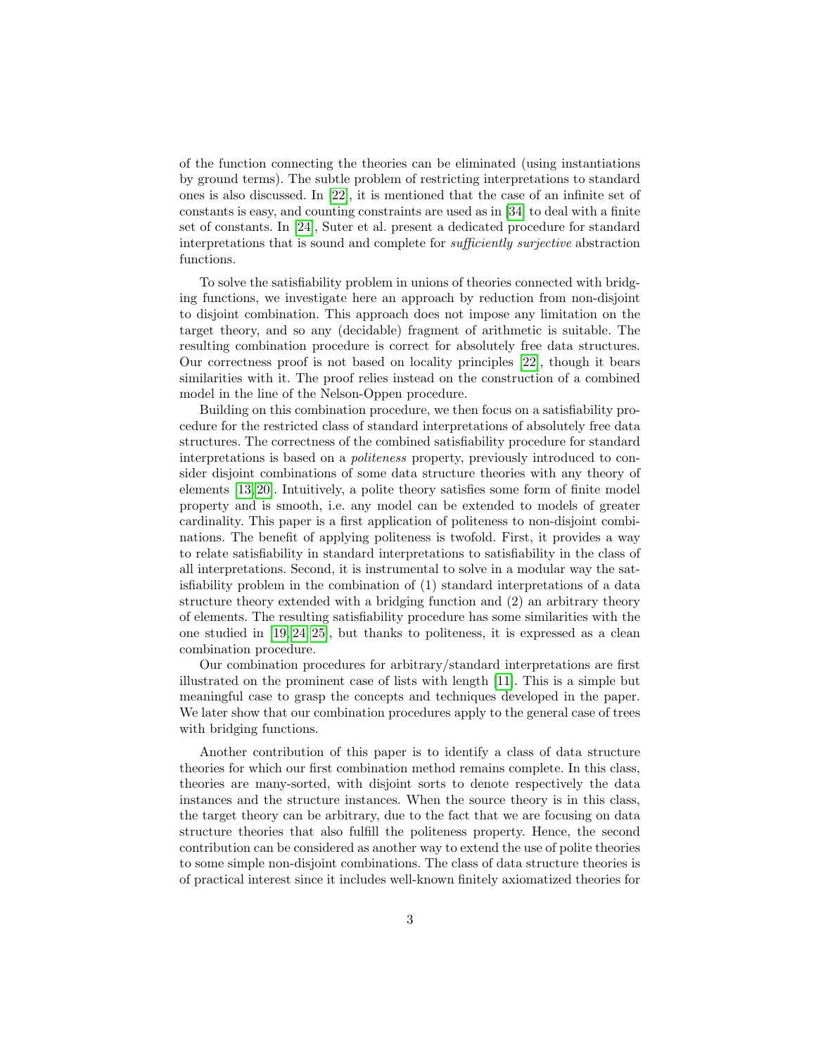of the function connecting the theories can be eliminated (using instantiations by ground terms). The subtle problem of restricting interpretations to standard ones is also discussed. In [22], it is mentioned that the case of an infinite set of constants is easy, and counting constraints are used as in [34] to deal with a finite set of constants. In [24], Suter et al. present a dedicated procedure for standard interpretations that is sound and complete for *sufficiently surjective* abstraction functions.

To solve the satisfiability problem in unions of theories connected with bridging functions, we investigate here an approach by reduction from non-disjoint to disjoint combination. This approach does not impose any limitation on the target theory, and so any (decidable) fragment of arithmetic is suitable. The resulting combination procedure is correct for absolutely free data structures. Our correctness proof is not based on locality principles [22], though it bears similarities with it. The proof relies instead on the construction of a combined model in the line of the Nelson-Oppen procedure.

Building on this combination procedure, we then focus on a satisfiability procedure for the restricted class of standard interpretations of absolutely free data structures. The correctness of the combined satisfiability procedure for standard interpretations is based on a *politeness* property, previously introduced to consider disjoint combinations of some data structure theories with any theory of elements [13,20]. Intuitively, a polite theory satisfies some form of finite model property and is smooth, i.e. any model can be extended to models of greater cardinality. This paper is a first application of politeness to non-disjoint combinations. The benefit of applying politeness is twofold. First, it provides a way to relate satisfiability in standard interpretations to satisfiability in the class of all interpretations. Second, it is instrumental to solve in a modular way the satisfiability problem in the combination of (1) standard interpretations of a data structure theory extended with a bridging function and (2) an arbitrary theory of elements. The resulting satisfiability procedure has some similarities with the one studied in [19,24,25], but thanks to politeness, it is expressed as a clean combination procedure.

Our combination procedures for arbitrary/standard interpretations are first illustrated on the prominent case of lists with length [11]. This is a simple but meaningful case to grasp the concepts and techniques developed in the paper. We later show that our combination procedures apply to the general case of trees with bridging functions.

Another contribution of this paper is to identify a class of data structure theories for which our first combination method remains complete. In this class, theories are many-sorted, with disjoint sorts to denote respectively the data instances and the structure instances. When the source theory is in this class, the target theory can be arbitrary, due to the fact that we are focusing on data structure theories that also fulfill the politeness property. Hence, the second contribution can be considered as another way to extend the use of polite theories to some simple non-disjoint combinations. The class of data structure theories is of practical interest since it includes well-known finitely axiomatized theories for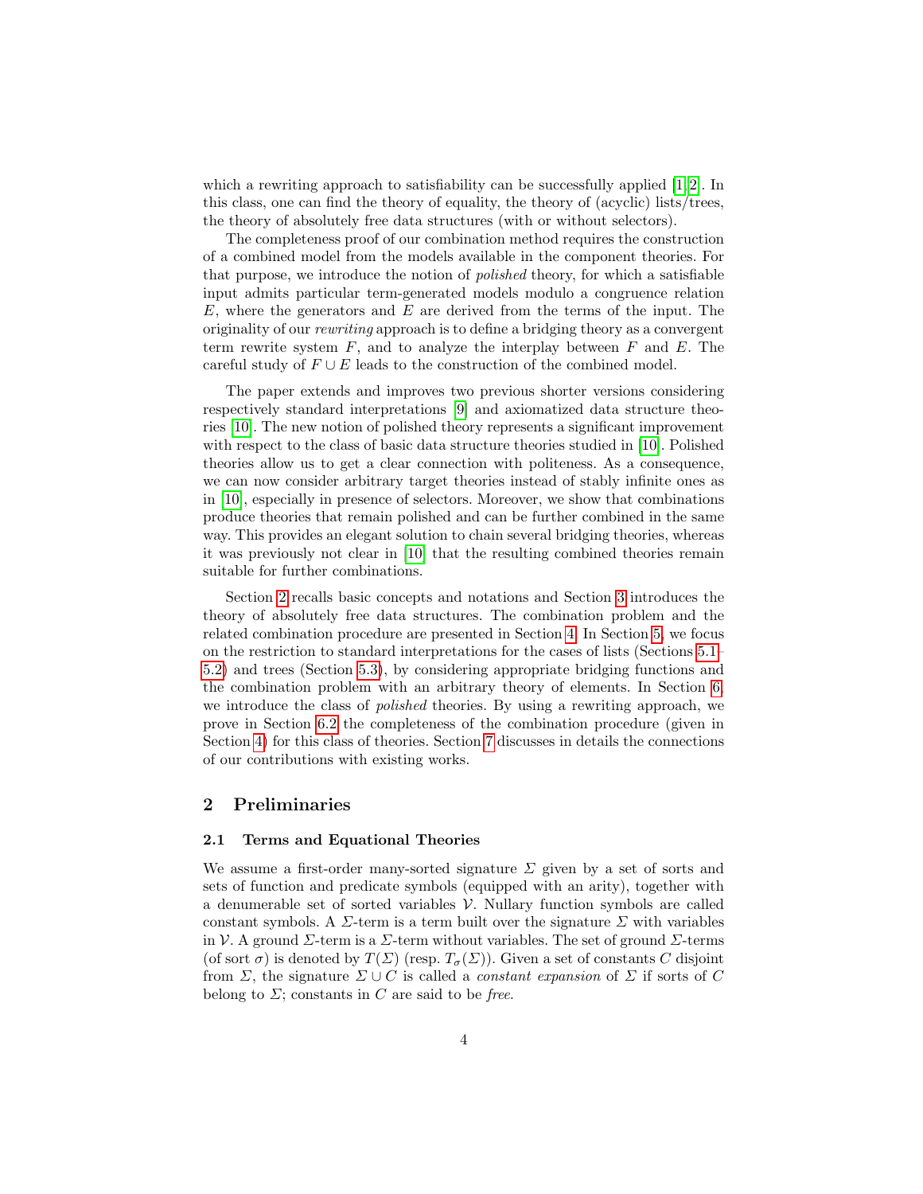which a rewriting approach to satisfiability can be successfully applied [1,2]. In this class, one can find the theory of equality, the theory of (acyclic) lists/trees, the theory of absolutely free data structures (with or without selectors).

The completeness proof of our combination method requires the construction of a combined model from the models available in the component theories. For that purpose, we introduce the notion of *polished* theory, for which a satisfiable input admits particular term-generated models modulo a congruence relation $E$, where the generators and $E$ are derived from the terms of the input. The originality of our *rewriting* approach is to define a bridging theory as a convergent term rewrite system $F$, and to analyze the interplay between $F$ and $E$. The careful study of $F \cup E$ leads to the construction of the combined model.

The paper extends and improves two previous shorter versions considering respectively standard interpretations [9] and axiomatized data structure theories [10]. The new notion of polished theory represents a significant improvement with respect to the class of basic data structure theories studied in [10]. Polished theories allow us to get a clear connection with politeness. As a consequence, we can now consider arbitrary target theories instead of stably infinite ones as in [10], especially in presence of selectors. Moreover, we show that combinations produce theories that remain polished and can be further combined in the same way. This provides an elegant solution to chain several bridging theories, whereas it was previously not clear in [10] that the resulting combined theories remain suitable for further combinations.

Section 2 recalls basic concepts and notations and Section 3 introduces the theory of absolutely free data structures. The combination problem and the related combination procedure are presented in Section 4. In Section 5, we focus on the restriction to standard interpretations for the cases of lists (Sections 5.1–5.2) and trees (Section 5.3), by considering appropriate bridging functions and the combination problem with an arbitrary theory of elements. In Section 6, we introduce the class of *polished* theories. By using a rewriting approach, we prove in Section 6.2 the completeness of the combination procedure (given in Section 4) for this class of theories. Section 7 discusses in details the connections of our contributions with existing works.

## 2 Preliminaries

### 2.1 Terms and Equational Theories

We assume a first-order many-sorted signature $\Sigma$ given by a set of sorts and sets of function and predicate symbols (equipped with an arity), together with a denumerable set of sorted variables $\mathcal{V}$. Nullary function symbols are called constant symbols. A $\Sigma$-term is a term built over the signature $\Sigma$ with variables in $\mathcal{V}$. A ground $\Sigma$-term is a $\Sigma$-term without variables. The set of ground $\Sigma$-terms (of sort $\sigma$) is denoted by $T(\Sigma)$ (resp. $T_\sigma(\Sigma)$). Given a set of constants $C$ disjoint from $\Sigma$, the signature $\Sigma \cup C$ is called a *constant expansion* of $\Sigma$ if sorts of $C$ belong to $\Sigma$; constants in $C$ are said to be *free*.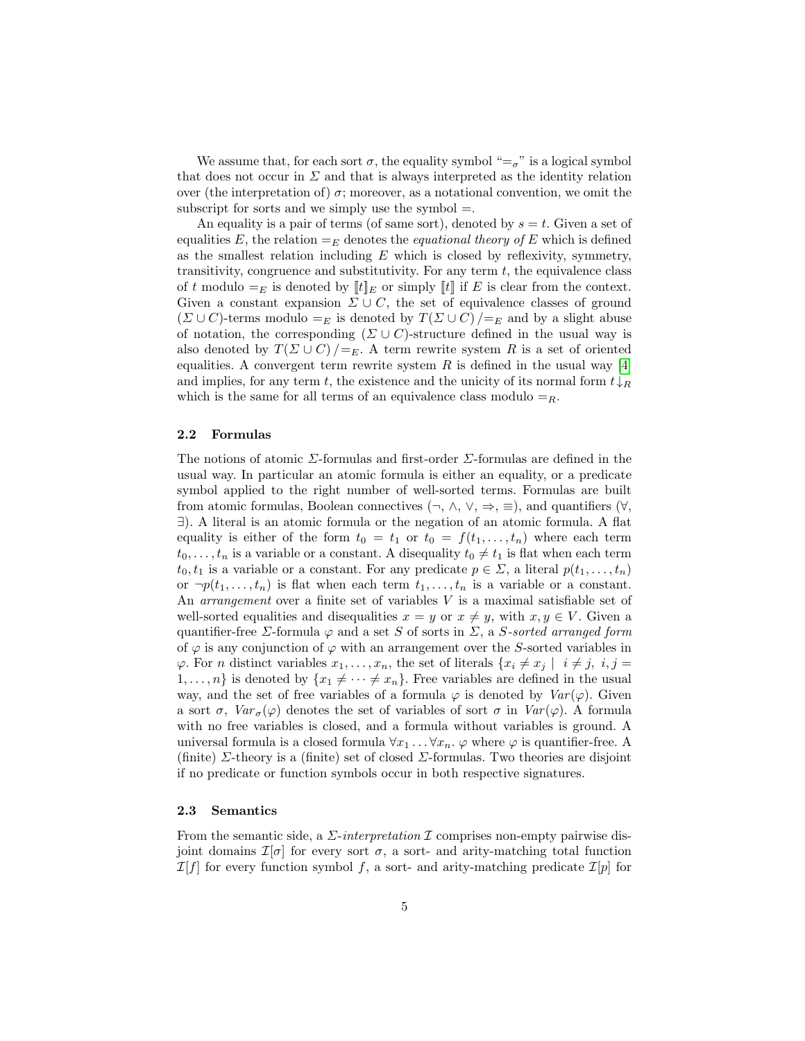We assume that, for each sort $\sigma$, the equality symbol "$=_\sigma$" is a logical symbol that does not occur in $\Sigma$ and that is always interpreted as the identity relation over (the interpretation of) $\sigma$; moreover, as a notational convention, we omit the subscript for sorts and we simply use the symbol $=$.

An equality is a pair of terms (of same sort), denoted by $s = t$. Given a set of equalities $E$, the relation $=_E$ denotes the *equational theory of* $E$ which is defined as the smallest relation including $E$ which is closed by reflexivity, symmetry, transitivity, congruence and substitutivity. For any term $t$, the equivalence class of $t$ modulo $=_E$ is denoted by $[\![t]\!]_E$ or simply $[\![t]\!]$ if $E$ is clear from the context. Given a constant expansion $\Sigma \cup C$, the set of equivalence classes of ground $(\Sigma \cup C)$-terms modulo $=_E$ is denoted by $T(\Sigma \cup C)/{=_E}$ and by a slight abuse of notation, the corresponding $(\Sigma \cup C)$-structure defined in the usual way is also denoted by $T(\Sigma \cup C)/{=_E}$. A term rewrite system $R$ is a set of oriented equalities. A convergent term rewrite system $R$ is defined in the usual way [4] and implies, for any term $t$, the existence and the unicity of its normal form $t{\downarrow_R}$ which is the same for all terms of an equivalence class modulo $=_R$.

### 2.2 Formulas

The notions of atomic $\Sigma$-formulas and first-order $\Sigma$-formulas are defined in the usual way. In particular an atomic formula is either an equality, or a predicate symbol applied to the right number of well-sorted terms. Formulas are built from atomic formulas, Boolean connectives ($\neg$, $\wedge$, $\vee$, $\Rightarrow$, $\equiv$), and quantifiers ($\forall$, $\exists$). A literal is an atomic formula or the negation of an atomic formula. A flat equality is either of the form $t_0 = t_1$ or $t_0 = f(t_1, \ldots, t_n)$ where each term $t_0, \ldots, t_n$ is a variable or a constant. A disequality $t_0 \neq t_1$ is flat when each term $t_0, t_1$ is a variable or a constant. For any predicate $p \in \Sigma$, a literal $p(t_1, \ldots, t_n)$ or $\neg p(t_1, \ldots, t_n)$ is flat when each term $t_1, \ldots, t_n$ is a variable or a constant. An *arrangement* over a finite set of variables $V$ is a maximal satisfiable set of well-sorted equalities and disequalities $x = y$ or $x \neq y$, with $x, y \in V$. Given a quantifier-free $\Sigma$-formula $\varphi$ and a set $S$ of sorts in $\Sigma$, a *S-sorted arranged form* of $\varphi$ is any conjunction of $\varphi$ with an arrangement over the $S$-sorted variables in $\varphi$. For $n$ distinct variables $x_1, \ldots, x_n$, the set of literals $\{x_i \neq x_j \mid i \neq j,\ i, j = 1, \ldots, n\}$ is denoted by $\{x_1 \neq \cdots \neq x_n\}$. Free variables are defined in the usual way, and the set of free variables of a formula $\varphi$ is denoted by $Var(\varphi)$. Given a sort $\sigma$, $Var_\sigma(\varphi)$ denotes the set of variables of sort $\sigma$ in $Var(\varphi)$. A formula with no free variables is closed, and a formula without variables is ground. A universal formula is a closed formula $\forall x_1 \ldots \forall x_n.\ \varphi$ where $\varphi$ is quantifier-free. A (finite) $\Sigma$-theory is a (finite) set of closed $\Sigma$-formulas. Two theories are disjoint if no predicate or function symbols occur in both respective signatures.

### 2.3 Semantics

From the semantic side, a *$\Sigma$-interpretation* $\mathcal{I}$ comprises non-empty pairwise disjoint domains $\mathcal{I}[\sigma]$ for every sort $\sigma$, a sort- and arity-matching total function $\mathcal{I}[f]$ for every function symbol $f$, a sort- and arity-matching predicate $\mathcal{I}[p]$ for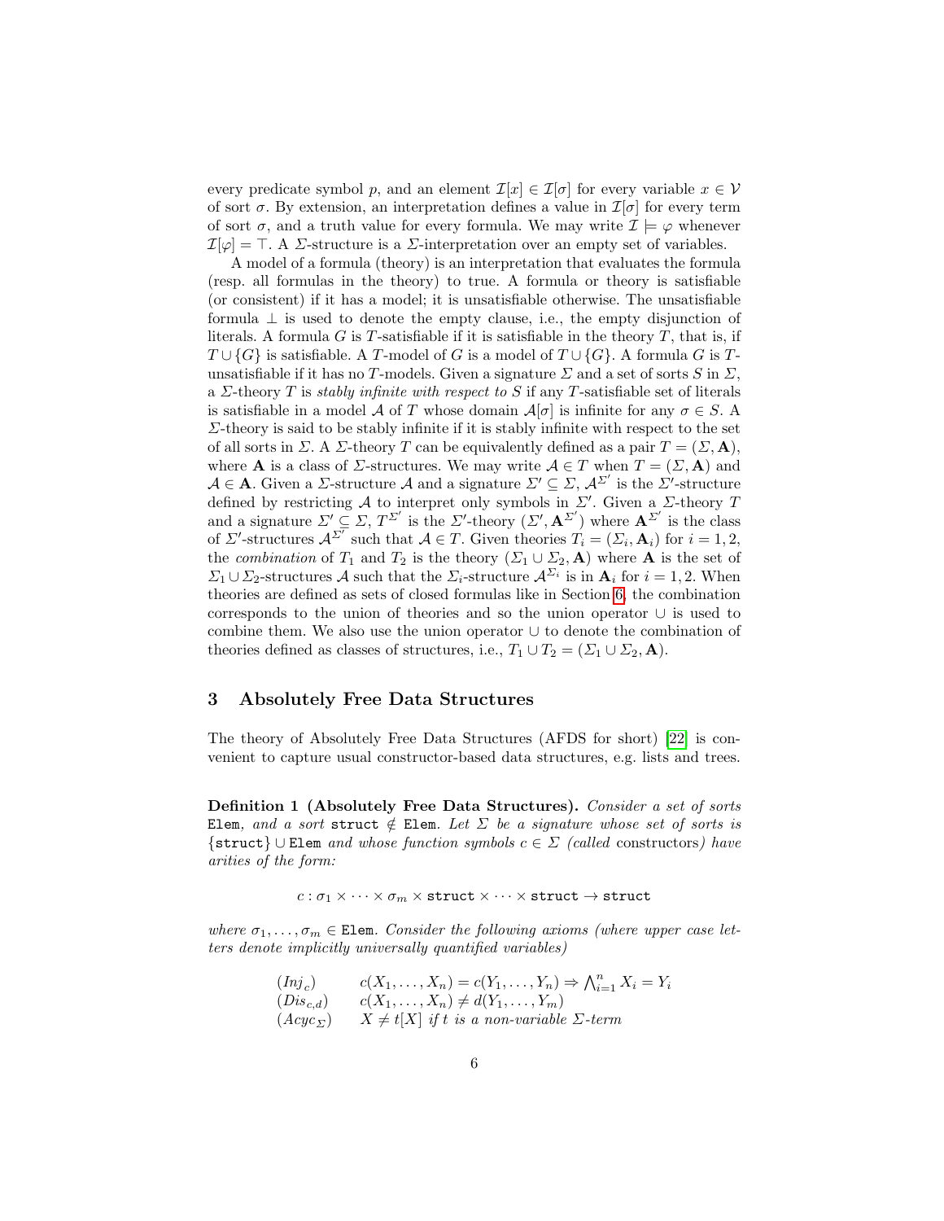every predicate symbol $p$, and an element $\mathcal{I}[x] \in \mathcal{I}[\sigma]$ for every variable $x \in \mathcal{V}$ of sort $\sigma$. By extension, an interpretation defines a value in $\mathcal{I}[\sigma]$ for every term of sort $\sigma$, and a truth value for every formula. We may write $\mathcal{I} \models \varphi$ whenever $\mathcal{I}[\varphi] = \top$. A $\Sigma$-structure is a $\Sigma$-interpretation over an empty set of variables.

A model of a formula (theory) is an interpretation that evaluates the formula (resp. all formulas in the theory) to true. A formula or theory is satisfiable (or consistent) if it has a model; it is unsatisfiable otherwise. The unsatisfiable formula $\bot$ is used to denote the empty clause, i.e., the empty disjunction of literals. A formula $G$ is $T$-satisfiable if it is satisfiable in the theory $T$, that is, if $T \cup \{G\}$ is satisfiable. A $T$-model of $G$ is a model of $T \cup \{G\}$. A formula $G$ is $T$-unsatisfiable if it has no $T$-models. Given a signature $\Sigma$ and a set of sorts $S$ in $\Sigma$, a $\Sigma$-theory $T$ is *stably infinite with respect to* $S$ if any $T$-satisfiable set of literals is satisfiable in a model $\mathcal{A}$ of $T$ whose domain $\mathcal{A}[\sigma]$ is infinite for any $\sigma \in S$. A $\Sigma$-theory is said to be stably infinite if it is stably infinite with respect to the set of all sorts in $\Sigma$. A $\Sigma$-theory $T$ can be equivalently defined as a pair $T = (\Sigma, \mathbf{A})$, where $\mathbf{A}$ is a class of $\Sigma$-structures. We may write $\mathcal{A} \in T$ when $T = (\Sigma, \mathbf{A})$ and $\mathcal{A} \in \mathbf{A}$. Given a $\Sigma$-structure $\mathcal{A}$ and a signature $\Sigma' \subseteq \Sigma$, $\mathcal{A}^{\Sigma'}$ is the $\Sigma'$-structure defined by restricting $\mathcal{A}$ to interpret only symbols in $\Sigma'$. Given a $\Sigma$-theory $T$ and a signature $\Sigma' \subseteq \Sigma$, $T^{\Sigma'}$ is the $\Sigma'$-theory $(\Sigma', \mathbf{A}^{\Sigma'})$ where $\mathbf{A}^{\Sigma'}$ is the class of $\Sigma'$-structures $\mathcal{A}^{\Sigma'}$ such that $\mathcal{A} \in T$. Given theories $T_i = (\Sigma_i, \mathbf{A}_i)$ for $i = 1, 2$, the *combination* of $T_1$ and $T_2$ is the theory $(\Sigma_1 \cup \Sigma_2, \mathbf{A})$ where $\mathbf{A}$ is the set of $\Sigma_1 \cup \Sigma_2$-structures $\mathcal{A}$ such that the $\Sigma_i$-structure $\mathcal{A}^{\Sigma_i}$ is in $\mathbf{A}_i$ for $i = 1, 2$. When theories are defined as sets of closed formulas like in Section 6, the combination corresponds to the union of theories and so the union operator $\cup$ is used to combine them. We also use the union operator $\cup$ to denote the combination of theories defined as classes of structures, i.e., $T_1 \cup T_2 = (\Sigma_1 \cup \Sigma_2, \mathbf{A})$.

## 3 Absolutely Free Data Structures

The theory of Absolutely Free Data Structures (AFDS for short) [22] is convenient to capture usual constructor-based data structures, e.g. lists and trees.

**Definition 1 (Absolutely Free Data Structures).** *Consider a set of sorts* $\mathtt{Elem}$*, and a sort* $\mathtt{struct} \notin \mathtt{Elem}$*. Let* $\Sigma$ *be a signature whose set of sorts is* $\{\mathtt{struct}\} \cup \mathtt{Elem}$ *and whose function symbols* $c \in \Sigma$ *(called* constructors*) have arities of the form:*

$$c : \sigma_1 \times \cdots \times \sigma_m \times \mathtt{struct} \times \cdots \times \mathtt{struct} \to \mathtt{struct}$$

*where* $\sigma_1, \ldots, \sigma_m \in \mathtt{Elem}$*. Consider the following axioms (where upper case letters denote implicitly universally quantified variables)*

$$
\begin{array}{ll}
(Inj_c) & c(X_1, \ldots, X_n) = c(Y_1, \ldots, Y_n) \Rightarrow \bigwedge_{i=1}^{n} X_i = Y_i \\
(Dis_{c,d}) & c(X_1, \ldots, X_n) \neq d(Y_1, \ldots, Y_m) \\
(Acyc_{\Sigma}) & X \neq t[X] \text{ if } t \text{ is a non-variable } \Sigma\text{-term}
\end{array}
$$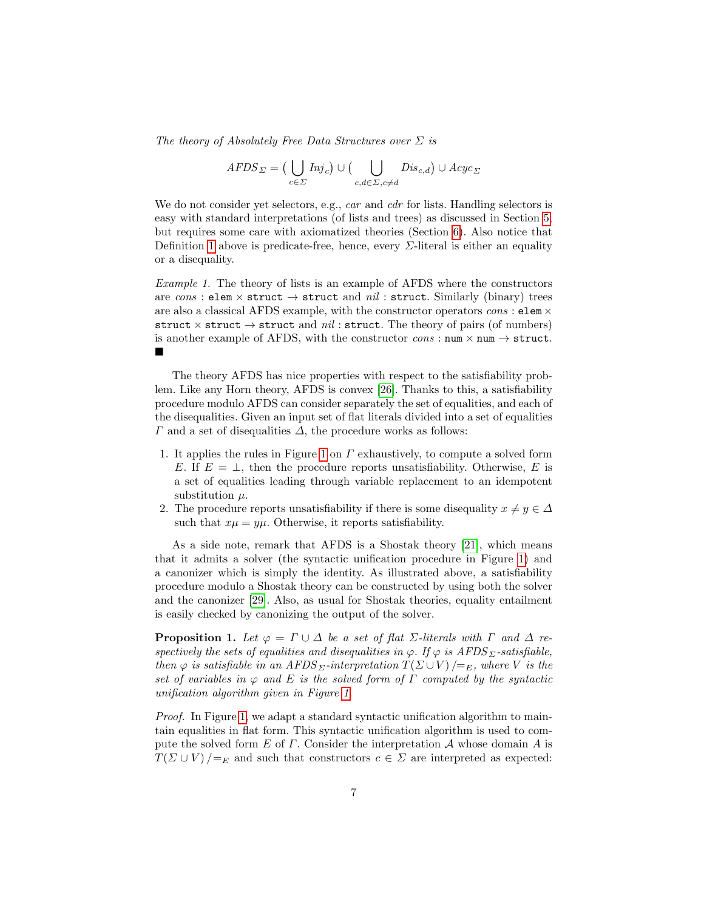*The theory of Absolutely Free Data Structures over $\Sigma$ is*

$$AFDS_\Sigma = (\bigcup_{c \in \Sigma} Inj_c) \cup (\bigcup_{c,d \in \Sigma, c \neq d} Dis_{c,d}) \cup Acyc_\Sigma$$

We do not consider yet selectors, e.g., *car* and *cdr* for lists. Handling selectors is easy with standard interpretations (of lists and trees) as discussed in Section 5, but requires some care with axiomatized theories (Section 6). Also notice that Definition 1 above is predicate-free, hence, every $\Sigma$-literal is either an equality or a disequality.

*Example 1.* The theory of lists is an example of AFDS where the constructors are $cons$ : `elem` $\times$ `struct` $\rightarrow$ `struct` and $nil$ : `struct`. Similarly (binary) trees are also a classical AFDS example, with the constructor operators $cons$ : `elem` $\times$ `struct` $\times$ `struct` $\rightarrow$ `struct` and $nil$ : `struct`. The theory of pairs (of numbers) is another example of AFDS, with the constructor $cons$ : `num` $\times$ `num` $\rightarrow$ `struct`. ■

The theory AFDS has nice properties with respect to the satisfiability problem. Like any Horn theory, AFDS is convex [26]. Thanks to this, a satisfiability procedure modulo AFDS can consider separately the set of equalities, and each of the disequalities. Given an input set of flat literals divided into a set of equalities $\Gamma$ and a set of disequalities $\Delta$, the procedure works as follows:

1. It applies the rules in Figure 1 on $\Gamma$ exhaustively, to compute a solved form $E$. If $E = \bot$, then the procedure reports unsatisfiability. Otherwise, $E$ is a set of equalities leading through variable replacement to an idempotent substitution $\mu$.
2. The procedure reports unsatisfiability if there is some disequality $x \neq y \in \Delta$ such that $x\mu = y\mu$. Otherwise, it reports satisfiability.

As a side note, remark that AFDS is a Shostak theory [21], which means that it admits a solver (the syntactic unification procedure in Figure 1) and a canonizer which is simply the identity. As illustrated above, a satisfiability procedure modulo a Shostak theory can be constructed by using both the solver and the canonizer [29]. Also, as usual for Shostak theories, equality entailment is easily checked by canonizing the output of the solver.

**Proposition 1.** *Let $\varphi = \Gamma \cup \Delta$ be a set of flat $\Sigma$-literals with $\Gamma$ and $\Delta$ respectively the sets of equalities and disequalities in $\varphi$. If $\varphi$ is $AFDS_\Sigma$-satisfiable, then $\varphi$ is satisfiable in an $AFDS_\Sigma$-interpretation $T(\Sigma \cup V)/=_E$, where $V$ is the set of variables in $\varphi$ and $E$ is the solved form of $\Gamma$ computed by the syntactic unification algorithm given in Figure 1.*

*Proof.* In Figure 1, we adapt a standard syntactic unification algorithm to maintain equalities in flat form. This syntactic unification algorithm is used to compute the solved form $E$ of $\Gamma$. Consider the interpretation $\mathcal{A}$ whose domain $A$ is $T(\Sigma \cup V)/=_E$ and such that constructors $c \in \Sigma$ are interpreted as expected: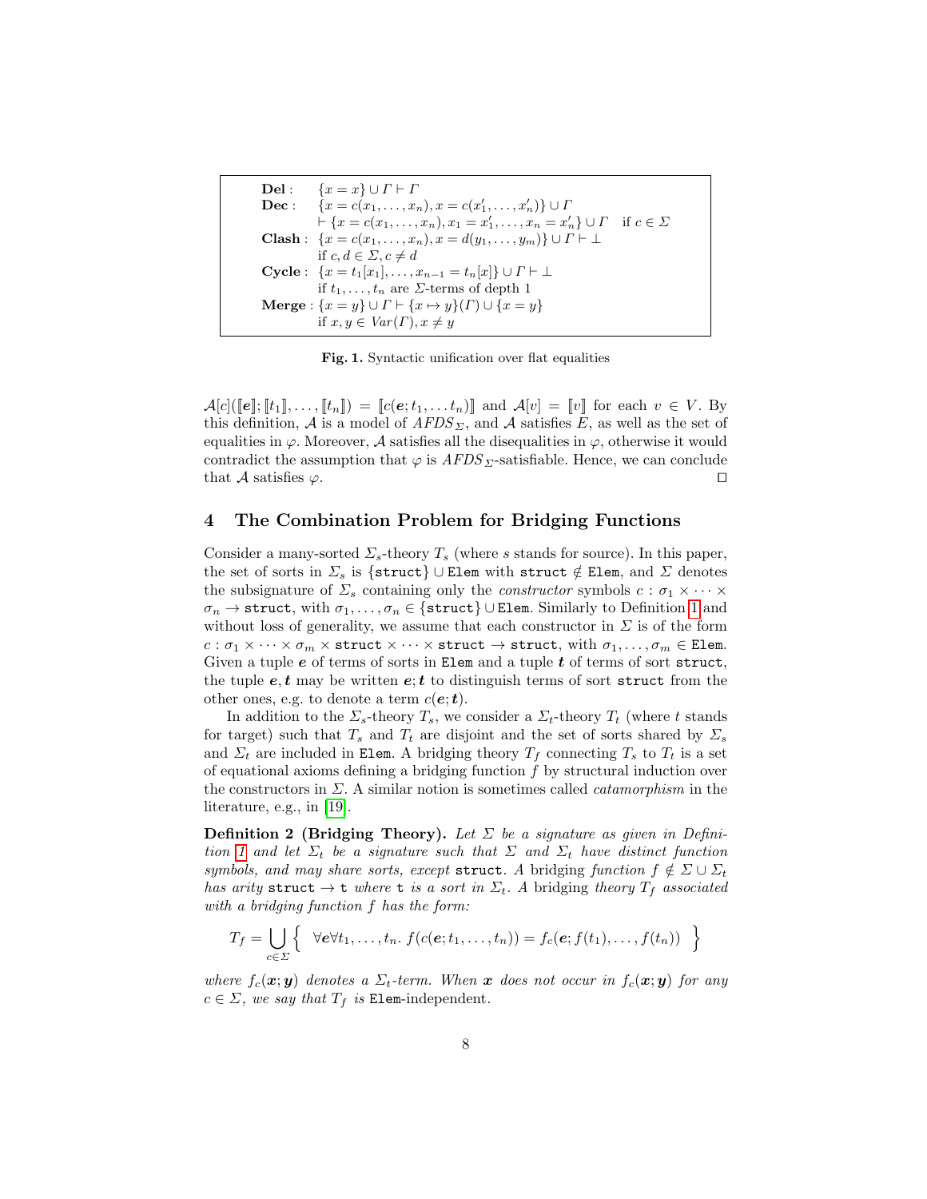**Del** : $\{x = x\} \cup \Gamma \vdash \Gamma$

**Dec** : $\{x = c(x_1, \ldots, x_n), x = c(x'_1, \ldots, x'_n)\} \cup \Gamma$
$\vdash \{x = c(x_1, \ldots, x_n), x_1 = x'_1, \ldots, x_n = x'_n\} \cup \Gamma \quad$ if $c \in \Sigma$

**Clash** : $\{x = c(x_1, \ldots, x_n), x = d(y_1, \ldots, y_m)\} \cup \Gamma \vdash \bot$
if $c, d \in \Sigma, c \neq d$

**Cycle** : $\{x = t_1[x_1], \ldots, x_{n-1} = t_n[x]\} \cup \Gamma \vdash \bot$
if $t_1, \ldots, t_n$ are $\Sigma$-terms of depth 1

**Merge** : $\{x = y\} \cup \Gamma \vdash \{x \mapsto y\}(\Gamma) \cup \{x = y\}$
if $x, y \in Var(\Gamma), x \neq y$

**Fig. 1.** Syntactic unification over flat equalities

$\mathcal{A}[c](\llbracket \boldsymbol{e} \rrbracket; \llbracket t_1 \rrbracket, \ldots, \llbracket t_n \rrbracket) = \llbracket c(\boldsymbol{e}; t_1, \ldots t_n) \rrbracket$ and $\mathcal{A}[v] = \llbracket v \rrbracket$ for each $v \in V$. By this definition, $\mathcal{A}$ is a model of $AFDS_\Sigma$, and $\mathcal{A}$ satisfies $E$, as well as the set of equalities in $\varphi$. Moreover, $\mathcal{A}$ satisfies all the disequalities in $\varphi$, otherwise it would contradict the assumption that $\varphi$ is $AFDS_\Sigma$-satisfiable. Hence, we can conclude that $\mathcal{A}$ satisfies $\varphi$. ◻

## 4 The Combination Problem for Bridging Functions

Consider a many-sorted $\Sigma_s$-theory $T_s$ (where $s$ stands for source). In this paper, the set of sorts in $\Sigma_s$ is $\{\texttt{struct}\} \cup \texttt{Elem}$ with $\texttt{struct} \notin \texttt{Elem}$, and $\Sigma$ denotes the subsignature of $\Sigma_s$ containing only the *constructor* symbols $c : \sigma_1 \times \cdots \times \sigma_n \to \texttt{struct}$, with $\sigma_1, \ldots, \sigma_n \in \{\texttt{struct}\} \cup \texttt{Elem}$. Similarly to Definition 1 and without loss of generality, we assume that each constructor in $\Sigma$ is of the form $c : \sigma_1 \times \cdots \times \sigma_m \times \texttt{struct} \times \cdots \times \texttt{struct} \to \texttt{struct}$, with $\sigma_1, \ldots, \sigma_m \in \texttt{Elem}$. Given a tuple $\boldsymbol{e}$ of terms of sorts in $\texttt{Elem}$ and a tuple $\boldsymbol{t}$ of terms of sort $\texttt{struct}$, the tuple $\boldsymbol{e}, \boldsymbol{t}$ may be written $\boldsymbol{e}; \boldsymbol{t}$ to distinguish terms of sort $\texttt{struct}$ from the other ones, e.g. to denote a term $c(\boldsymbol{e}; \boldsymbol{t})$.

In addition to the $\Sigma_s$-theory $T_s$, we consider a $\Sigma_t$-theory $T_t$ (where $t$ stands for target) such that $T_s$ and $T_t$ are disjoint and the set of sorts shared by $\Sigma_s$ and $\Sigma_t$ are included in $\texttt{Elem}$. A bridging theory $T_f$ connecting $T_s$ to $T_t$ is a set of equational axioms defining a bridging function $f$ by structural induction over the constructors in $\Sigma$. A similar notion is sometimes called *catamorphism* in the literature, e.g., in [19].

**Definition 2 (Bridging Theory).** *Let $\Sigma$ be a signature as given in Definition 1 and let $\Sigma_t$ be a signature such that $\Sigma$ and $\Sigma_t$ have distinct function symbols, and may share sorts, except* $\texttt{struct}$. *A* bridging *function $f \notin \Sigma \cup \Sigma_t$ has arity $\texttt{struct} \to \texttt{t}$ where $\texttt{t}$ is a sort in $\Sigma_t$. A* bridging *theory $T_f$ associated with a bridging function $f$ has the form:*

$$T_f = \bigcup_{c \in \Sigma} \left\{ \ \forall \boldsymbol{e} \forall t_1, \ldots, t_n.\ f(c(\boldsymbol{e}; t_1, \ldots, t_n)) = f_c(\boldsymbol{e}; f(t_1), \ldots, f(t_n)) \ \right\}$$

*where $f_c(\boldsymbol{x}; \boldsymbol{y})$ denotes a $\Sigma_t$-term. When $\boldsymbol{x}$ does not occur in $f_c(\boldsymbol{x}; \boldsymbol{y})$ for any $c \in \Sigma$, we say that $T_f$ is* $\texttt{Elem}$-independent.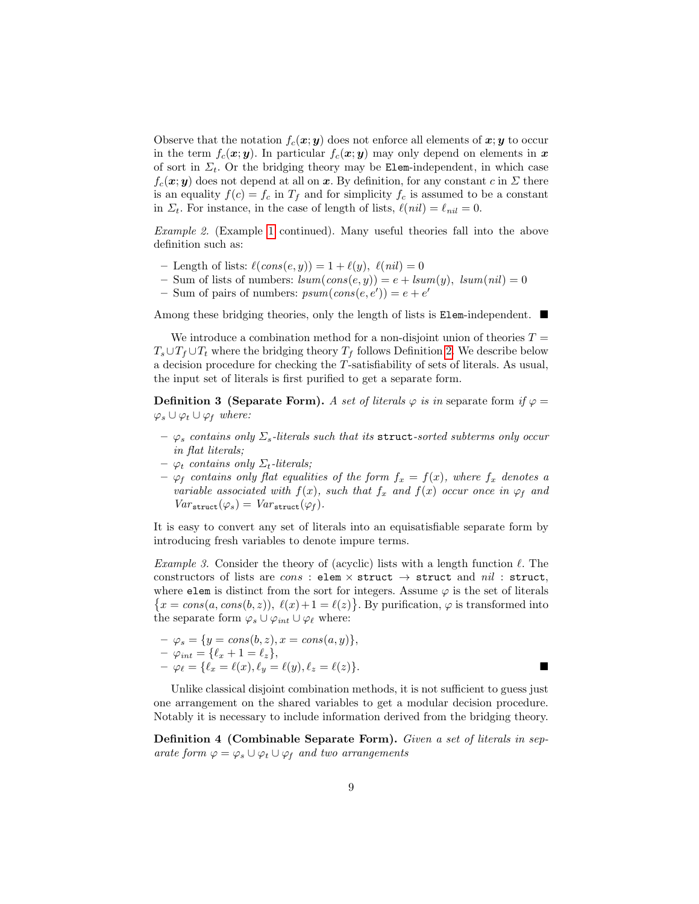Observe that the notation $f_c(\boldsymbol{x};\boldsymbol{y})$ does not enforce all elements of $\boldsymbol{x};\boldsymbol{y}$ to occur in the term $f_c(\boldsymbol{x};\boldsymbol{y})$. In particular $f_c(\boldsymbol{x};\boldsymbol{y})$ may only depend on elements in $\boldsymbol{x}$ of sort in $\Sigma_t$. Or the bridging theory may be `Elem`-independent, in which case $f_c(\boldsymbol{x};\boldsymbol{y})$ does not depend at all on $\boldsymbol{x}$. By definition, for any constant $c$ in $\Sigma$ there is an equality $f(c) = f_c$ in $T_f$ and for simplicity $f_c$ is assumed to be a constant in $\Sigma_t$. For instance, in the case of length of lists, $\ell(nil) = \ell_{nil} = 0$.

*Example 2.* (Example 1 continued). Many useful theories fall into the above definition such as:

- Length of lists: $\ell(cons(e, y)) = 1 + \ell(y),\ \ell(nil) = 0$
- Sum of lists of numbers: $lsum(cons(e, y)) = e + lsum(y),\ lsum(nil) = 0$
- Sum of pairs of numbers: $psum(cons(e, e')) = e + e'$

Among these bridging theories, only the length of lists is `Elem`-independent. ■

We introduce a combination method for a non-disjoint union of theories $T = T_s \cup T_f \cup T_t$ where the bridging theory $T_f$ follows Definition 2. We describe below a decision procedure for checking the $T$-satisfiability of sets of literals. As usual, the input set of literals is first purified to get a separate form.

**Definition 3 (Separate Form).** *A set of literals $\varphi$ is in* separate form *if $\varphi = \varphi_s \cup \varphi_t \cup \varphi_f$ where:*

- *$\varphi_s$ contains only $\Sigma_s$-literals such that its* `struct`*-sorted subterms only occur in flat literals;*
- *$\varphi_t$ contains only $\Sigma_t$-literals;*
- *$\varphi_f$ contains only flat equalities of the form $f_x = f(x)$, where $f_x$ denotes a variable associated with $f(x)$, such that $f_x$ and $f(x)$ occur once in $\varphi_f$ and $Var_{\texttt{struct}}(\varphi_s) = Var_{\texttt{struct}}(\varphi_f)$.*

It is easy to convert any set of literals into an equisatisfiable separate form by introducing fresh variables to denote impure terms.

*Example 3.* Consider the theory of (acyclic) lists with a length function $\ell$. The constructors of lists are $cons$ : `elem` $\times$ `struct` $\rightarrow$ `struct` and $nil$ : `struct`, where `elem` is distinct from the sort for integers. Assume $\varphi$ is the set of literals $\{x = cons(a, cons(b, z)),\ \ell(x)+1 = \ell(z)\}$. By purification, $\varphi$ is transformed into the separate form $\varphi_s \cup \varphi_{int} \cup \varphi_\ell$ where:

- $\varphi_s = \{y = cons(b, z), x = cons(a, y)\}$,
- $\varphi_{int} = \{\ell_x + 1 = \ell_z\}$,
- $\varphi_\ell = \{\ell_x = \ell(x), \ell_y = \ell(y), \ell_z = \ell(z)\}$. ■

Unlike classical disjoint combination methods, it is not sufficient to guess just one arrangement on the shared variables to get a modular decision procedure. Notably it is necessary to include information derived from the bridging theory.

**Definition 4 (Combinable Separate Form).** *Given a set of literals in separate form $\varphi = \varphi_s \cup \varphi_t \cup \varphi_f$ and two arrangements*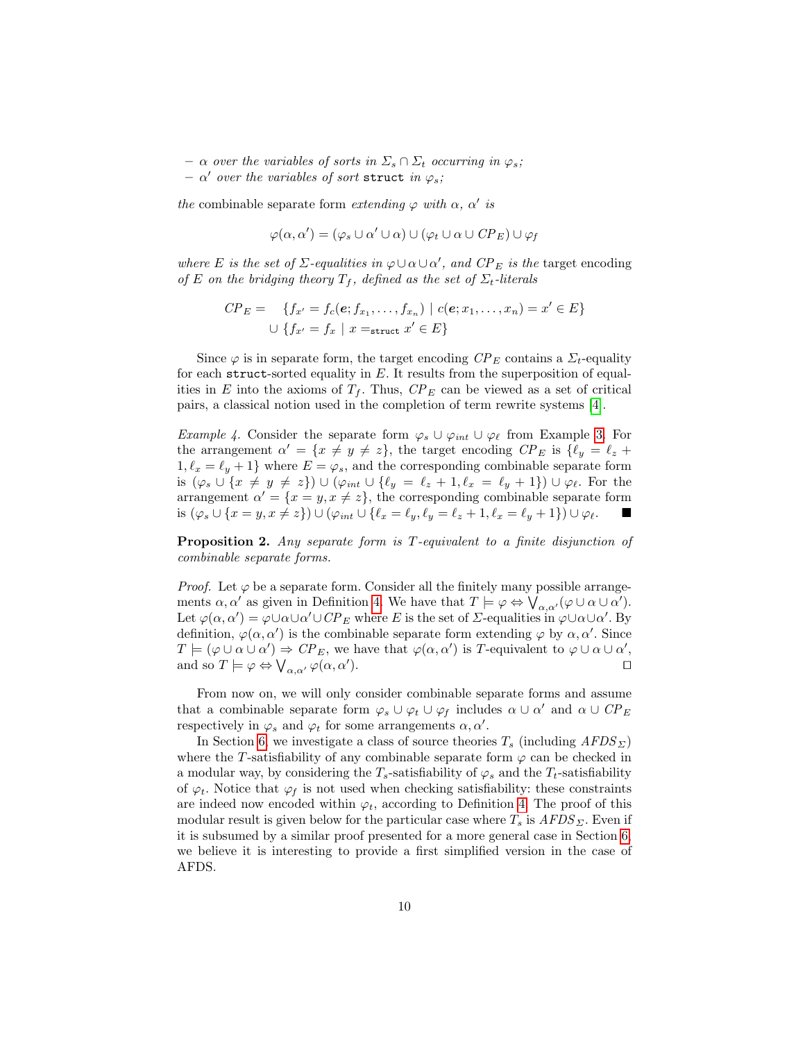– $\alpha$ *over the variables of sorts in* $\Sigma_s \cap \Sigma_t$ *occurring in* $\varphi_s$*;*
– $\alpha'$ *over the variables of sort* `struct` *in* $\varphi_s$*;*

*the* combinable separate form *extending* $\varphi$ *with* $\alpha$*,* $\alpha'$ *is*

$$\varphi(\alpha, \alpha') = (\varphi_s \cup \alpha' \cup \alpha) \cup (\varphi_t \cup \alpha \cup CP_E) \cup \varphi_f$$

*where* $E$ *is the set of* $\Sigma$*-equalities in* $\varphi \cup \alpha \cup \alpha'$*, and* $CP_E$ *is the* target encoding *of* $E$ *on the bridging theory* $T_f$*, defined as the set of* $\Sigma_t$*-literals*

$$\begin{aligned} CP_E = \quad & \{f_{x'} = f_c(\boldsymbol{e}; f_{x_1}, \dots, f_{x_n}) \mid c(\boldsymbol{e}; x_1, \dots, x_n) = x' \in E\} \\ \cup & \{f_{x'} = f_x \mid x =_{\texttt{struct}} x' \in E\} \end{aligned}$$

Since $\varphi$ is in separate form, the target encoding $CP_E$ contains a $\Sigma_t$-equality for each `struct`-sorted equality in $E$. It results from the superposition of equalities in $E$ into the axioms of $T_f$. Thus, $CP_E$ can be viewed as a set of critical pairs, a classical notion used in the completion of term rewrite systems [4].

*Example 4.* Consider the separate form $\varphi_s \cup \varphi_{int} \cup \varphi_\ell$ from Example 3. For the arrangement $\alpha' = \{x \neq y \neq z\}$, the target encoding $CP_E$ is $\{\ell_y = \ell_z + 1, \ell_x = \ell_y + 1\}$ where $E = \varphi_s$, and the corresponding combinable separate form is $(\varphi_s \cup \{x \neq y \neq z\}) \cup (\varphi_{int} \cup \{\ell_y = \ell_z + 1, \ell_x = \ell_y + 1\}) \cup \varphi_\ell$. For the arrangement $\alpha' = \{x = y, x \neq z\}$, the corresponding combinable separate form is $(\varphi_s \cup \{x = y, x \neq z\}) \cup (\varphi_{int} \cup \{\ell_x = \ell_y, \ell_y = \ell_z + 1, \ell_x = \ell_y + 1\}) \cup \varphi_\ell$. ∎

**Proposition 2.** *Any separate form is* $T$*-equivalent to a finite disjunction of combinable separate forms.*

*Proof.* Let $\varphi$ be a separate form. Consider all the finitely many possible arrangements $\alpha, \alpha'$ as given in Definition 4. We have that $T \models \varphi \Leftrightarrow \bigvee_{\alpha,\alpha'}(\varphi \cup \alpha \cup \alpha')$. Let $\varphi(\alpha, \alpha') = \varphi \cup \alpha \cup \alpha' \cup CP_E$ where $E$ is the set of $\Sigma$-equalities in $\varphi \cup \alpha \cup \alpha'$. By definition, $\varphi(\alpha, \alpha')$ is the combinable separate form extending $\varphi$ by $\alpha, \alpha'$. Since $T \models (\varphi \cup \alpha \cup \alpha') \Rightarrow CP_E$, we have that $\varphi(\alpha, \alpha')$ is $T$-equivalent to $\varphi \cup \alpha \cup \alpha'$, and so $T \models \varphi \Leftrightarrow \bigvee_{\alpha,\alpha'} \varphi(\alpha, \alpha')$. □

From now on, we will only consider combinable separate forms and assume that a combinable separate form $\varphi_s \cup \varphi_t \cup \varphi_f$ includes $\alpha \cup \alpha'$ and $\alpha \cup CP_E$ respectively in $\varphi_s$ and $\varphi_t$ for some arrangements $\alpha, \alpha'$.

In Section 6, we investigate a class of source theories $T_s$ (including $AFDS_\Sigma$) where the $T$-satisfiability of any combinable separate form $\varphi$ can be checked in a modular way, by considering the $T_s$-satisfiability of $\varphi_s$ and the $T_t$-satisfiability of $\varphi_t$. Notice that $\varphi_f$ is not used when checking satisfiability: these constraints are indeed now encoded within $\varphi_t$, according to Definition 4. The proof of this modular result is given below for the particular case where $T_s$ is $AFDS_\Sigma$. Even if it is subsumed by a similar proof presented for a more general case in Section 6, we believe it is interesting to provide a first simplified version in the case of AFDS.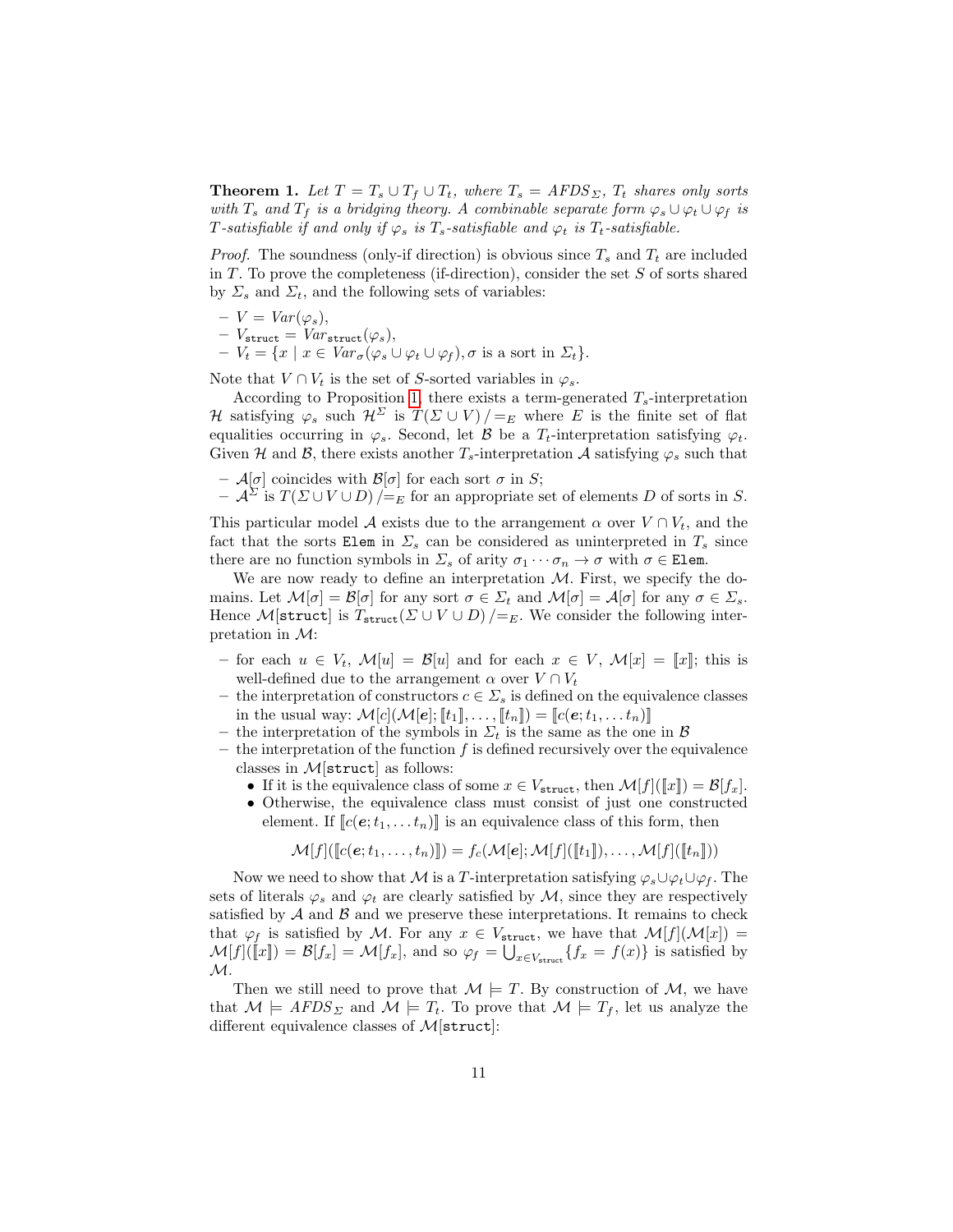**Theorem 1.** *Let $T = T_s \cup T_f \cup T_t$, where $T_s = AFDS_\Sigma$, $T_t$ shares only sorts with $T_s$ and $T_f$ is a bridging theory. A combinable separate form $\varphi_s \cup \varphi_t \cup \varphi_f$ is $T$-satisfiable if and only if $\varphi_s$ is $T_s$-satisfiable and $\varphi_t$ is $T_t$-satisfiable.*

*Proof.* The soundness (only-if direction) is obvious since $T_s$ and $T_t$ are included in $T$. To prove the completeness (if-direction), consider the set $S$ of sorts shared by $\Sigma_s$ and $\Sigma_t$, and the following sets of variables:

- $V = Var(\varphi_s)$,
- $V_{\texttt{struct}} = Var_{\texttt{struct}}(\varphi_s)$,
- $V_t = \{x \mid x \in Var_\sigma(\varphi_s \cup \varphi_t \cup \varphi_f), \sigma \text{ is a sort in } \Sigma_t\}$.

Note that $V \cap V_t$ is the set of $S$-sorted variables in $\varphi_s$.

According to Proposition 1, there exists a term-generated $T_s$-interpretation $\mathcal{H}$ satisfying $\varphi_s$ such that $\mathcal{H}^\Sigma$ is $T(\Sigma \cup V)/=_E$ where $E$ is the finite set of flat equalities occurring in $\varphi_s$. Second, let $\mathcal{B}$ be a $T_t$-interpretation satisfying $\varphi_t$. Given $\mathcal{H}$ and $\mathcal{B}$, there exists another $T_s$-interpretation $\mathcal{A}$ satisfying $\varphi_s$ such that

- $\mathcal{A}[\sigma]$ coincides with $\mathcal{B}[\sigma]$ for each sort $\sigma$ in $S$;
- $\mathcal{A}^\Sigma$ is $T(\Sigma \cup V \cup D)/=_E$ for an appropriate set of elements $D$ of sorts in $S$.

This particular model $\mathcal{A}$ exists due to the arrangement $\alpha$ over $V \cap V_t$, and the fact that the sorts `Elem` in $\Sigma_s$ can be considered as uninterpreted in $T_s$ since there are no function symbols in $\Sigma_s$ of arity $\sigma_1 \cdots \sigma_n \to \sigma$ with $\sigma \in$ `Elem`.

We are now ready to define an interpretation $\mathcal{M}$. First, we specify the domains. Let $\mathcal{M}[\sigma] = \mathcal{B}[\sigma]$ for any sort $\sigma \in \Sigma_t$ and $\mathcal{M}[\sigma] = \mathcal{A}[\sigma]$ for any $\sigma \in \Sigma_s$. Hence $\mathcal{M}[\texttt{struct}]$ is $T_{\texttt{struct}}(\Sigma \cup V \cup D)/=_E$. We consider the following interpretation in $\mathcal{M}$:

- for each $u \in V_t$, $\mathcal{M}[u] = \mathcal{B}[u]$ and for each $x \in V$, $\mathcal{M}[x] = [\![x]\!]$; this is well-defined due to the arrangement $\alpha$ over $V \cap V_t$
- the interpretation of constructors $c \in \Sigma_s$ is defined on the equivalence classes in the usual way: $\mathcal{M}[c](\mathcal{M}[\boldsymbol{e}]; [\![t_1]\!], \ldots, [\![t_n]\!]) = [\![c(\boldsymbol{e}; t_1, \ldots t_n)]\!]$
- the interpretation of the symbols in $\Sigma_t$ is the same as the one in $\mathcal{B}$
- the interpretation of the function $f$ is defined recursively over the equivalence classes in $\mathcal{M}[\texttt{struct}]$ as follows:
  - If it is the equivalence class of some $x \in V_{\texttt{struct}}$, then $\mathcal{M}[f]([\![x]\!]) = \mathcal{B}[f_x]$.
  - Otherwise, the equivalence class must consist of just one constructed element. If $[\![c(\boldsymbol{e}; t_1, \ldots t_n)]\!]$ is an equivalence class of this form, then

$$\mathcal{M}[f]([\![c(\boldsymbol{e}; t_1, \ldots, t_n)]\!]) = f_c(\mathcal{M}[\boldsymbol{e}]; \mathcal{M}[f]([\![t_1]\!]), \ldots, \mathcal{M}[f]([\![t_n]\!]))$$

Now we need to show that $\mathcal{M}$ is a $T$-interpretation satisfying $\varphi_s \cup \varphi_t \cup \varphi_f$. The sets of literals $\varphi_s$ and $\varphi_t$ are clearly satisfied by $\mathcal{M}$, since they are respectively satisfied by $\mathcal{A}$ and $\mathcal{B}$ and we preserve these interpretations. It remains to check that $\varphi_f$ is satisfied by $\mathcal{M}$. For any $x \in V_{\texttt{struct}}$, we have that $\mathcal{M}[f](\mathcal{M}[x]) = \mathcal{M}[f]([\![x]\!]) = \mathcal{B}[f_x] = \mathcal{M}[f_x]$, and so $\varphi_f = \bigcup_{x \in V_{\texttt{struct}}} \{f_x = f(x)\}$ is satisfied by $\mathcal{M}$.

Then we still need to prove that $\mathcal{M} \models T$. By construction of $\mathcal{M}$, we have that $\mathcal{M} \models AFDS_\Sigma$ and $\mathcal{M} \models T_t$. To prove that $\mathcal{M} \models T_f$, let us analyze the different equivalence classes of $\mathcal{M}[\texttt{struct}]$: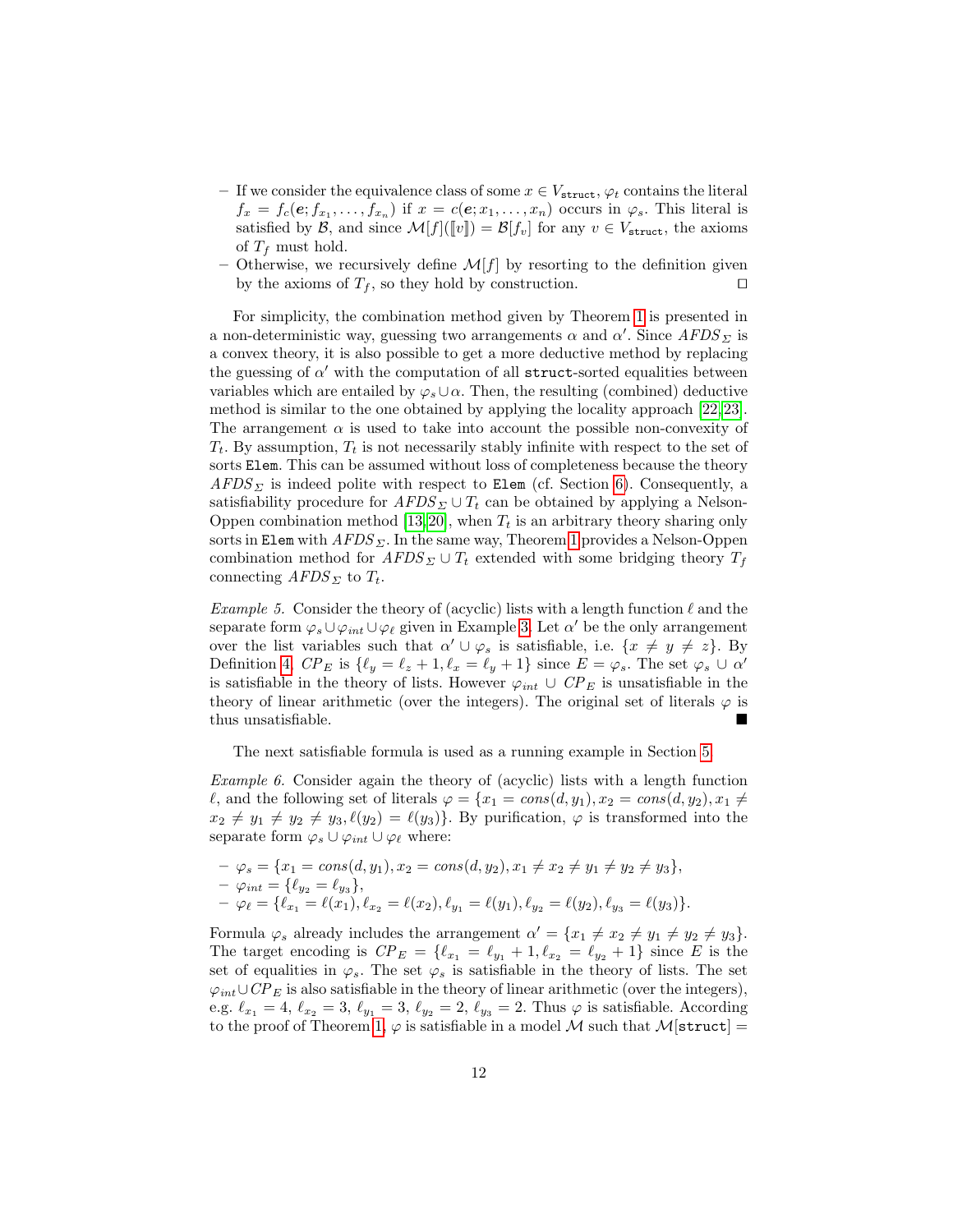– If we consider the equivalence class of some $x \in V_{\mathtt{struct}}$, $\varphi_t$ contains the literal $f_x = f_c(\boldsymbol{e}; f_{x_1}, \ldots, f_{x_n})$ if $x = c(\boldsymbol{e}; x_1, \ldots, x_n)$ occurs in $\varphi_s$. This literal is satisfied by $\mathcal{B}$, and since $\mathcal{M}[f](\llbracket v \rrbracket) = \mathcal{B}[f_v]$ for any $v \in V_{\mathtt{struct}}$, the axioms of $T_f$ must hold.

– Otherwise, we recursively define $\mathcal{M}[f]$ by resorting to the definition given by the axioms of $T_f$, so they hold by construction. □

For simplicity, the combination method given by Theorem 1 is presented in a non-deterministic way, guessing two arrangements $\alpha$ and $\alpha'$. Since $AFDS_\Sigma$ is a convex theory, it is also possible to get a more deductive method by replacing the guessing of $\alpha'$ with the computation of all `struct`-sorted equalities between variables which are entailed by $\varphi_s \cup \alpha$. Then, the resulting (combined) deductive method is similar to the one obtained by applying the locality approach [22,23]. The arrangement $\alpha$ is used to take into account the possible non-convexity of $T_t$. By assumption, $T_t$ is not necessarily stably infinite with respect to the set of sorts `Elem`. This can be assumed without loss of completeness because the theory $AFDS_\Sigma$ is indeed polite with respect to `Elem` (cf. Section 6). Consequently, a satisfiability procedure for $AFDS_\Sigma \cup T_t$ can be obtained by applying a Nelson-Oppen combination method [13,20], when $T_t$ is an arbitrary theory sharing only sorts in `Elem` with $AFDS_\Sigma$. In the same way, Theorem 1 provides a Nelson-Oppen combination method for $AFDS_\Sigma \cup T_t$ extended with some bridging theory $T_f$ connecting $AFDS_\Sigma$ to $T_t$.

*Example 5.* Consider the theory of (acyclic) lists with a length function $\ell$ and the separate form $\varphi_s \cup \varphi_{int} \cup \varphi_\ell$ given in Example 3. Let $\alpha'$ be the only arrangement over the list variables such that $\alpha' \cup \varphi_s$ is satisfiable, i.e. $\{x \neq y \neq z\}$. By Definition 4, $CP_E$ is $\{\ell_y = \ell_z + 1, \ell_x = \ell_y + 1\}$ since $E = \varphi_s$. The set $\varphi_s \cup \alpha'$ is satisfiable in the theory of lists. However $\varphi_{int} \cup CP_E$ is unsatisfiable in the theory of linear arithmetic (over the integers). The original set of literals $\varphi$ is thus unsatisfiable. ■

The next satisfiable formula is used as a running example in Section 5.

*Example 6.* Consider again the theory of (acyclic) lists with a length function $\ell$, and the following set of literals $\varphi = \{x_1 = \mathit{cons}(d, y_1), x_2 = \mathit{cons}(d, y_2), x_1 \neq x_2 \neq y_1 \neq y_2 \neq y_3, \ell(y_2) = \ell(y_3)\}$. By purification, $\varphi$ is transformed into the separate form $\varphi_s \cup \varphi_{int} \cup \varphi_\ell$ where:

– $\varphi_s = \{x_1 = \mathit{cons}(d, y_1), x_2 = \mathit{cons}(d, y_2), x_1 \neq x_2 \neq y_1 \neq y_2 \neq y_3\}$,
– $\varphi_{int} = \{\ell_{y_2} = \ell_{y_3}\}$,
– $\varphi_\ell = \{\ell_{x_1} = \ell(x_1), \ell_{x_2} = \ell(x_2), \ell_{y_1} = \ell(y_1), \ell_{y_2} = \ell(y_2), \ell_{y_3} = \ell(y_3)\}$.

Formula $\varphi_s$ already includes the arrangement $\alpha' = \{x_1 \neq x_2 \neq y_1 \neq y_2 \neq y_3\}$. The target encoding is $CP_E = \{\ell_{x_1} = \ell_{y_1} + 1, \ell_{x_2} = \ell_{y_2} + 1\}$ since $E$ is the set of equalities in $\varphi_s$. The set $\varphi_s$ is satisfiable in the theory of lists. The set $\varphi_{int} \cup CP_E$ is also satisfiable in the theory of linear arithmetic (over the integers), e.g. $\ell_{x_1} = 4$, $\ell_{x_2} = 3$, $\ell_{y_1} = 3$, $\ell_{y_2} = 2$, $\ell_{y_3} = 2$. Thus $\varphi$ is satisfiable. According to the proof of Theorem 1, $\varphi$ is satisfiable in a model $\mathcal{M}$ such that $\mathcal{M}[\mathtt{struct}] =$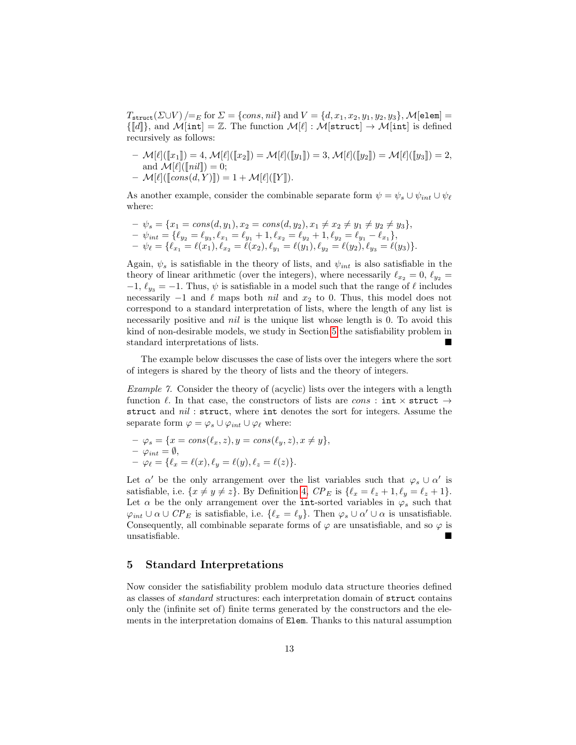$T_{\texttt{struct}}(\Sigma \cup V) /\!=_E$ for $\Sigma = \{cons, nil\}$ and $V = \{d, x_1, x_2, y_1, y_2, y_3\}$, $\mathcal{M}[\texttt{elem}] = \{[\![d]\!]\}$, and $\mathcal{M}[\texttt{int}] = \mathbb{Z}$. The function $\mathcal{M}[\ell] : \mathcal{M}[\texttt{struct}] \to \mathcal{M}[\texttt{int}]$ is defined recursively as follows:

- $\mathcal{M}[\ell]([\![x_1]\!]) = 4$, $\mathcal{M}[\ell]([\![x_2]\!]) = \mathcal{M}[\ell]([\![y_1]\!]) = 3$, $\mathcal{M}[\ell]([\![y_2]\!]) = \mathcal{M}[\ell]([\![y_3]\!]) = 2$, and $\mathcal{M}[\ell]([\![nil]\!]) = 0$;
- $\mathcal{M}[\ell]([\![cons(d, Y)]\!]) = 1 + \mathcal{M}[\ell]([\![Y]\!])$.

As another example, consider the combinable separate form $\psi = \psi_s \cup \psi_{int} \cup \psi_\ell$ where:

- $\psi_s = \{x_1 = cons(d, y_1), x_2 = cons(d, y_2), x_1 \neq x_2 \neq y_1 \neq y_2 \neq y_3\}$,
- $\psi_{int} = \{\ell_{y_2} = \ell_{y_3}, \ell_{x_1} = \ell_{y_1} + 1, \ell_{x_2} = \ell_{y_2} + 1, \ell_{y_2} = \ell_{y_1} - \ell_{x_1}\}$,
- $\psi_\ell = \{\ell_{x_1} = \ell(x_1), \ell_{x_2} = \ell(x_2), \ell_{y_1} = \ell(y_1), \ell_{y_2} = \ell(y_2), \ell_{y_3} = \ell(y_3)\}$.

Again, $\psi_s$ is satisfiable in the theory of lists, and $\psi_{int}$ is also satisfiable in the theory of linear arithmetic (over the integers), where necessarily $\ell_{x_2} = 0$, $\ell_{y_2} = -1$, $\ell_{y_3} = -1$. Thus, $\psi$ is satisfiable in a model such that the range of $\ell$ includes necessarily $-1$ and $\ell$ maps both $nil$ and $x_2$ to 0. Thus, this model does not correspond to a standard interpretation of lists, where the length of any list is necessarily positive and $nil$ is the unique list whose length is 0. To avoid this kind of non-desirable models, we study in Section 5 the satisfiability problem in standard interpretations of lists. ■

The example below discusses the case of lists over the integers where the sort of integers is shared by the theory of lists and the theory of integers.

*Example 7.* Consider the theory of (acyclic) lists over the integers with a length function $\ell$. In that case, the constructors of lists are $cons : \texttt{int} \times \texttt{struct} \to \texttt{struct}$ and $nil : \texttt{struct}$, where $\texttt{int}$ denotes the sort for integers. Assume the separate form $\varphi = \varphi_s \cup \varphi_{int} \cup \varphi_\ell$ where:

- $\varphi_s = \{x = cons(\ell_x, z), y = cons(\ell_y, z), x \neq y\}$,
- $\varphi_{int} = \emptyset$,
- $\varphi_\ell = \{\ell_x = \ell(x), \ell_y = \ell(y), \ell_z = \ell(z)\}$.

Let $\alpha'$ be the only arrangement over the list variables such that $\varphi_s \cup \alpha'$ is satisfiable, i.e. $\{x \neq y \neq z\}$. By Definition 4, $CP_E$ is $\{\ell_x = \ell_z + 1, \ell_y = \ell_z + 1\}$. Let $\alpha$ be the only arrangement over the $\texttt{int}$-sorted variables in $\varphi_s$ such that $\varphi_{int} \cup \alpha \cup CP_E$ is satisfiable, i.e. $\{\ell_x = \ell_y\}$. Then $\varphi_s \cup \alpha' \cup \alpha$ is unsatisfiable. Consequently, all combinable separate forms of $\varphi$ are unsatisfiable, and so $\varphi$ is unsatisfiable. ■

## 5 Standard Interpretations

Now consider the satisfiability problem modulo data structure theories defined as classes of *standard* structures: each interpretation domain of $\texttt{struct}$ contains only the (infinite set of) finite terms generated by the constructors and the elements in the interpretation domains of $\texttt{Elem}$. Thanks to this natural assumption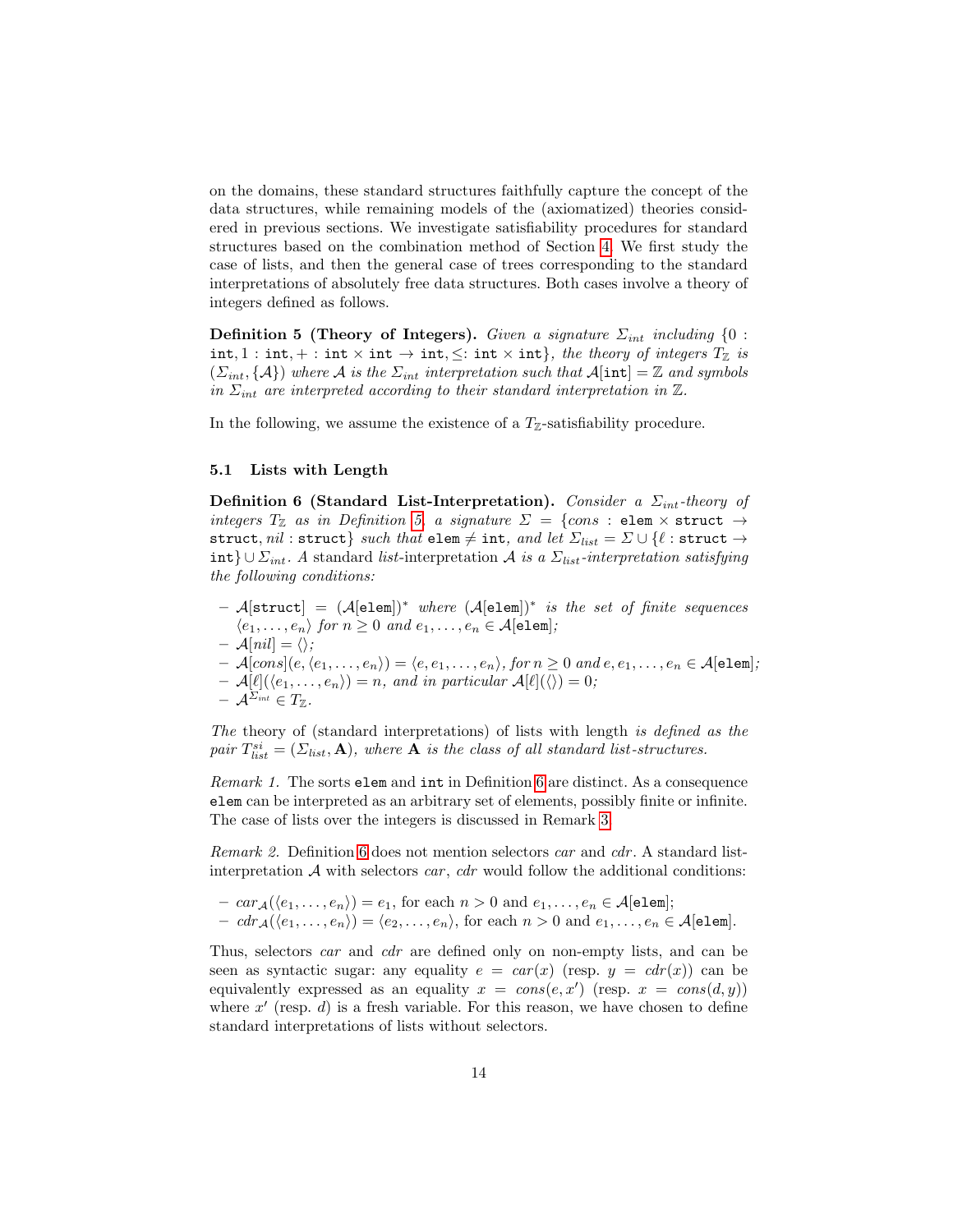on the domains, these standard structures faithfully capture the concept of the data structures, while remaining models of the (axiomatized) theories considered in previous sections. We investigate satisfiability procedures for standard structures based on the combination method of Section 4. We first study the case of lists, and then the general case of trees corresponding to the standard interpretations of absolutely free data structures. Both cases involve a theory of integers defined as follows.

**Definition 5 (Theory of Integers).** *Given a signature $\Sigma_{int}$ including $\{0 : \mathtt{int}, 1 : \mathtt{int}, + : \mathtt{int} \times \mathtt{int} \to \mathtt{int}, \leq : \mathtt{int} \times \mathtt{int}\}$, the theory of integers $T_{\mathbb{Z}}$ is $(\Sigma_{int}, \{\mathcal{A}\})$ where $\mathcal{A}$ is the $\Sigma_{int}$ interpretation such that $\mathcal{A}[\mathtt{int}] = \mathbb{Z}$ and symbols in $\Sigma_{int}$ are interpreted according to their standard interpretation in $\mathbb{Z}$.*

In the following, we assume the existence of a $T_{\mathbb{Z}}$-satisfiability procedure.

### 5.1 Lists with Length

**Definition 6 (Standard List-Interpretation).** *Consider a $\Sigma_{int}$-theory of integers $T_{\mathbb{Z}}$ as in Definition 5, a signature $\Sigma = \{cons : \mathtt{elem} \times \mathtt{struct} \to \mathtt{struct}, nil : \mathtt{struct}\}$ such that $\mathtt{elem} \neq \mathtt{int}$, and let $\Sigma_{list} = \Sigma \cup \{\ell : \mathtt{struct} \to \mathtt{int}\} \cup \Sigma_{int}$. A* standard *list-*interpretation *$\mathcal{A}$ is a $\Sigma_{list}$-interpretation satisfying the following conditions:*

- *$\mathcal{A}[\mathtt{struct}] = (\mathcal{A}[\mathtt{elem}])^*$ where $(\mathcal{A}[\mathtt{elem}])^*$ is the set of finite sequences $\langle e_1, \dots, e_n\rangle$ for $n \geq 0$ and $e_1, \dots, e_n \in \mathcal{A}[\mathtt{elem}]$;*
- *$\mathcal{A}[nil] = \langle\rangle$;*
- *$\mathcal{A}[cons](e, \langle e_1, \dots, e_n\rangle) = \langle e, e_1, \dots, e_n\rangle$, for $n \geq 0$ and $e, e_1, \dots, e_n \in \mathcal{A}[\mathtt{elem}]$;*
- *$\mathcal{A}[\ell](\langle e_1, \dots, e_n\rangle) = n$, and in particular $\mathcal{A}[\ell](\langle\rangle) = 0$;*
- *$\mathcal{A}^{\Sigma_{int}} \in T_{\mathbb{Z}}$.*

*The* theory of (standard interpretations) of lists with length *is defined as the pair $T^{si}_{list} = (\Sigma_{list}, \mathbf{A})$, where $\mathbf{A}$ is the class of all standard list-structures.*

*Remark 1.* The sorts `elem` and `int` in Definition 6 are distinct. As a consequence `elem` can be interpreted as an arbitrary set of elements, possibly finite or infinite. The case of lists over the integers is discussed in Remark 3.

*Remark 2.* Definition 6 does not mention selectors *car* and *cdr*. A standard list-interpretation $\mathcal{A}$ with selectors *car*, *cdr* would follow the additional conditions:

- $car_{\mathcal{A}}(\langle e_1, \dots, e_n\rangle) = e_1$, for each $n > 0$ and $e_1, \dots, e_n \in \mathcal{A}[\mathtt{elem}]$;
- $cdr_{\mathcal{A}}(\langle e_1, \dots, e_n\rangle) = \langle e_2, \dots, e_n\rangle$, for each $n > 0$ and $e_1, \dots, e_n \in \mathcal{A}[\mathtt{elem}]$.

Thus, selectors *car* and *cdr* are defined only on non-empty lists, and can be seen as syntactic sugar: any equality $e = car(x)$ (resp. $y = cdr(x)$) can be equivalently expressed as an equality $x = cons(e, x')$ (resp. $x = cons(d, y)$) where $x'$ (resp. $d$) is a fresh variable. For this reason, we have chosen to define standard interpretations of lists without selectors.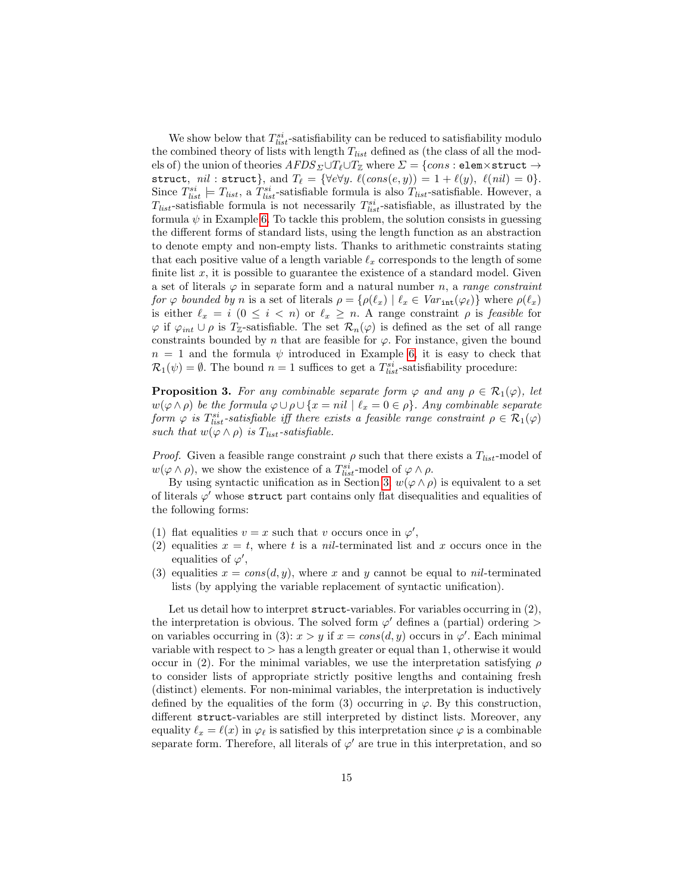We show below that $T_{list}^{si}$-satisfiability can be reduced to satisfiability modulo the combined theory of lists with length $T_{list}$ defined as (the class of all the models of) the union of theories $AFDS_{\Sigma} \cup T_{\ell} \cup T_{\mathbb{Z}}$ where $\Sigma = \{cons : \texttt{elem} \times \texttt{struct} \rightarrow \texttt{struct},\ nil : \texttt{struct}\}$, and $T_{\ell} = \{\forall e \forall y.\ \ell(cons(e, y)) = 1 + \ell(y),\ \ell(nil) = 0\}$. Since $T_{list}^{si} \models T_{list}$, a $T_{list}^{si}$-satisfiable formula is also $T_{list}$-satisfiable. However, a $T_{list}$-satisfiable formula is not necessarily $T_{list}^{si}$-satisfiable, as illustrated by the formula $\psi$ in Example 6. To tackle this problem, the solution consists in guessing the different forms of standard lists, using the length function as an abstraction to denote empty and non-empty lists. Thanks to arithmetic constraints stating that each positive value of a length variable $\ell_x$ corresponds to the length of some finite list $x$, it is possible to guarantee the existence of a standard model. Given a set of literals $\varphi$ in separate form and a natural number $n$, a *range constraint for $\varphi$ bounded by $n$* is a set of literals $\rho = \{\rho(\ell_x) \mid \ell_x \in Var_{\texttt{int}}(\varphi_{\ell})\}$ where $\rho(\ell_x)$ is either $\ell_x = i$ $(0 \leq i < n)$ or $\ell_x \geq n$. A range constraint $\rho$ is *feasible* for $\varphi$ if $\varphi_{int} \cup \rho$ is $T_{\mathbb{Z}}$-satisfiable. The set $\mathcal{R}_n(\varphi)$ is defined as the set of all range constraints bounded by $n$ that are feasible for $\varphi$. For instance, given the bound $n = 1$ and the formula $\psi$ introduced in Example 6, it is easy to check that $\mathcal{R}_1(\psi) = \emptyset$. The bound $n = 1$ suffices to get a $T_{list}^{si}$-satisfiability procedure:

**Proposition 3.** *For any combinable separate form $\varphi$ and any $\rho \in \mathcal{R}_1(\varphi)$, let $w(\varphi \wedge \rho)$ be the formula $\varphi \cup \rho \cup \{x = nil \mid \ell_x = 0 \in \rho\}$. Any combinable separate form $\varphi$ is $T_{list}^{si}$-satisfiable iff there exists a feasible range constraint $\rho \in \mathcal{R}_1(\varphi)$ such that $w(\varphi \wedge \rho)$ is $T_{list}$-satisfiable.*

*Proof.* Given a feasible range constraint $\rho$ such that there exists a $T_{list}$-model of $w(\varphi \wedge \rho)$, we show the existence of a $T_{list}^{si}$-model of $\varphi \wedge \rho$.

By using syntactic unification as in Section 3, $w(\varphi \wedge \rho)$ is equivalent to a set of literals $\varphi'$ whose `struct` part contains only flat disequalities and equalities of the following forms:

(1) flat equalities $v = x$ such that $v$ occurs once in $\varphi'$,
(2) equalities $x = t$, where $t$ is a $nil$-terminated list and $x$ occurs once in the equalities of $\varphi'$,
(3) equalities $x = cons(d, y)$, where $x$ and $y$ cannot be equal to $nil$-terminated lists (by applying the variable replacement of syntactic unification).

Let us detail how to interpret `struct`-variables. For variables occurring in (2), the interpretation is obvious. The solved form $\varphi'$ defines a (partial) ordering $>$ on variables occurring in (3): $x > y$ if $x = cons(d, y)$ occurs in $\varphi'$. Each minimal variable with respect to $>$ has a length greater or equal than 1, otherwise it would occur in (2). For the minimal variables, we use the interpretation satisfying $\rho$ to consider lists of appropriate strictly positive lengths and containing fresh (distinct) elements. For non-minimal variables, the interpretation is inductively defined by the equalities of the form (3) occurring in $\varphi$. By this construction, different `struct`-variables are still interpreted by distinct lists. Moreover, any equality $\ell_x = \ell(x)$ in $\varphi_{\ell}$ is satisfied by this interpretation since $\varphi$ is a combinable separate form. Therefore, all literals of $\varphi'$ are true in this interpretation, and so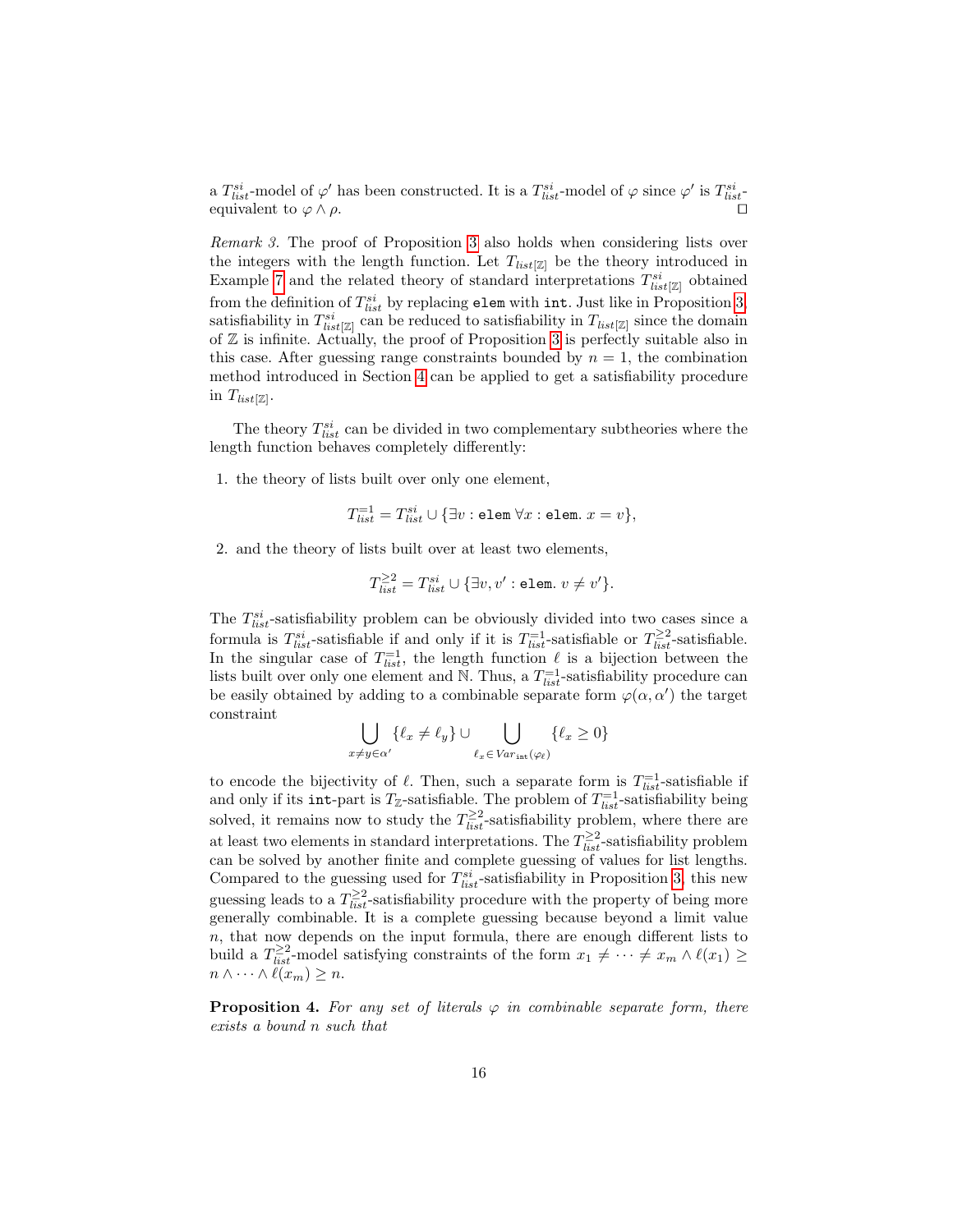a $T^{si}_{list}$-model of $\varphi'$ has been constructed. It is a $T^{si}_{list}$-model of $\varphi$ since $\varphi'$ is $T^{si}_{list}$-equivalent to $\varphi \wedge \rho$. $\square$

*Remark 3.* The proof of Proposition 3 also holds when considering lists over the integers with the length function. Let $T_{list[\mathbb{Z}]}$ be the theory introduced in Example 7 and the related theory of standard interpretations $T^{si}_{list[\mathbb{Z}]}$ obtained from the definition of $T^{si}_{list}$ by replacing `elem` with `int`. Just like in Proposition 3, satisfiability in $T^{si}_{list[\mathbb{Z}]}$ can be reduced to satisfiability in $T_{list[\mathbb{Z}]}$ since the domain of $\mathbb{Z}$ is infinite. Actually, the proof of Proposition 3 is perfectly suitable also in this case. After guessing range constraints bounded by $n = 1$, the combination method introduced in Section 4 can be applied to get a satisfiability procedure in $T_{list[\mathbb{Z}]}$.

The theory $T^{si}_{list}$ can be divided in two complementary subtheories where the length function behaves completely differently:

1. the theory of lists built over only one element,

$$T^{=1}_{list} = T^{si}_{list} \cup \{\exists v : \texttt{elem}\ \forall x : \texttt{elem}.\ x = v\},$$

2. and the theory of lists built over at least two elements,

$$T^{\geq 2}_{list} = T^{si}_{list} \cup \{\exists v, v' : \texttt{elem}.\ v \neq v'\}.$$

The $T^{si}_{list}$-satisfiability problem can be obviously divided into two cases since a formula is $T^{si}_{list}$-satisfiable if and only if it is $T^{=1}_{list}$-satisfiable or $T^{\geq 2}_{list}$-satisfiable. In the singular case of $T^{=1}_{list}$, the length function $\ell$ is a bijection between the lists built over only one element and $\mathbb{N}$. Thus, a $T^{=1}_{list}$-satisfiability procedure can be easily obtained by adding to a combinable separate form $\varphi(\alpha, \alpha')$ the target constraint

$$\bigcup_{x \neq y \in \alpha'} \{\ell_x \neq \ell_y\} \cup \bigcup_{\ell_x \in Var_{\texttt{int}}(\varphi_\ell)} \{\ell_x \geq 0\}$$

to encode the bijectivity of $\ell$. Then, such a separate form is $T^{=1}_{list}$-satisfiable if and only if its `int`-part is $T_{\mathbb{Z}}$-satisfiable. The problem of $T^{=1}_{list}$-satisfiability being solved, it remains now to study the $T^{\geq 2}_{list}$-satisfiability problem, where there are at least two elements in standard interpretations. The $T^{\geq 2}_{list}$-satisfiability problem can be solved by another finite and complete guessing of values for list lengths. Compared to the guessing used for $T^{si}_{list}$-satisfiability in Proposition 3, this new guessing leads to a $T^{\geq 2}_{list}$-satisfiability procedure with the property of being more generally combinable. It is a complete guessing because beyond a limit value $n$, that now depends on the input formula, there are enough different lists to build a $T^{\geq 2}_{list}$-model satisfying constraints of the form $x_1 \neq \cdots \neq x_m \wedge \ell(x_1) \geq n \wedge \cdots \wedge \ell(x_m) \geq n$.

**Proposition 4.** *For any set of literals $\varphi$ in combinable separate form, there exists a bound $n$ such that*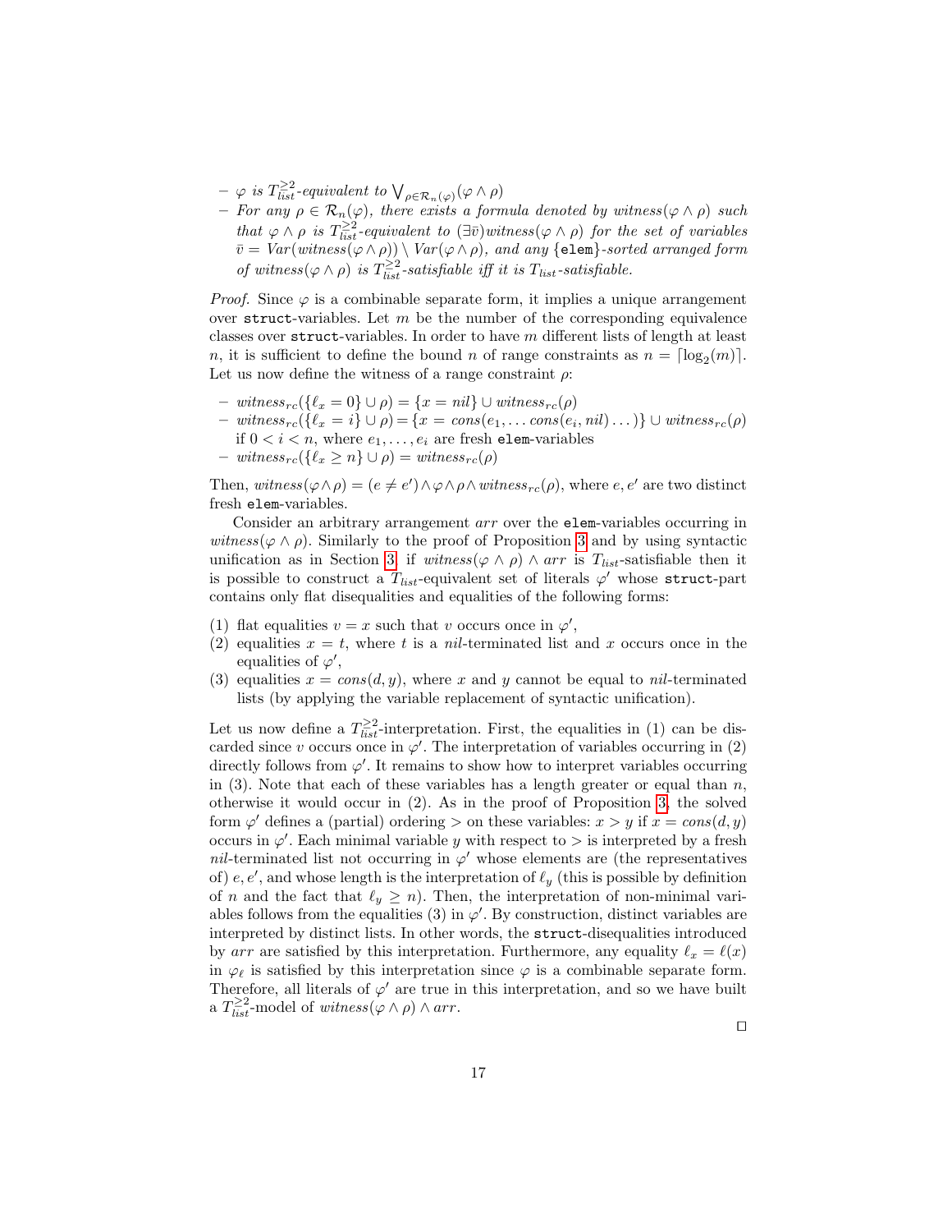– $\varphi$ is $T_{list}^{\geq 2}$-equivalent to $\bigvee_{\rho \in \mathcal{R}_n(\varphi)} (\varphi \wedge \rho)$

– For any $\rho \in \mathcal{R}_n(\varphi)$, there exists a formula denoted by $witness(\varphi \wedge \rho)$ such that $\varphi \wedge \rho$ is $T_{list}^{\geq 2}$-equivalent to $(\exists \bar{v}) witness(\varphi \wedge \rho)$ for the set of variables $\bar{v} = Var(witness(\varphi \wedge \rho)) \setminus Var(\varphi \wedge \rho)$, and any $\{\mathtt{elem}\}$-sorted arranged form of $witness(\varphi \wedge \rho)$ is $T_{list}^{\geq 2}$-satisfiable iff it is $T_{list}$-satisfiable.

*Proof.* Since $\varphi$ is a combinable separate form, it implies a unique arrangement over `struct`-variables. Let $m$ be the number of the corresponding equivalence classes over `struct`-variables. In order to have $m$ different lists of length at least $n$, it is sufficient to define the bound $n$ of range constraints as $n = \lceil \log_2(m) \rceil$. Let us now define the witness of a range constraint $\rho$:

– $witness_{rc}(\{\ell_x = 0\} \cup \rho) = \{x = nil\} \cup witness_{rc}(\rho)$

– $witness_{rc}(\{\ell_x = i\} \cup \rho) = \{x = cons(e_1, \ldots cons(e_i, nil) \ldots)\} \cup witness_{rc}(\rho)$ if $0 < i < n$, where $e_1, \ldots, e_i$ are fresh `elem`-variables

– $witness_{rc}(\{\ell_x \geq n\} \cup \rho) = witness_{rc}(\rho)$

Then, $witness(\varphi \wedge \rho) = (e \neq e') \wedge \varphi \wedge \rho \wedge witness_{rc}(\rho)$, where $e, e'$ are two distinct fresh `elem`-variables.

Consider an arbitrary arrangement $arr$ over the `elem`-variables occurring in $witness(\varphi \wedge \rho)$. Similarly to the proof of Proposition 3 and by using syntactic unification as in Section 3, if $witness(\varphi \wedge \rho) \wedge arr$ is $T_{list}$-satisfiable then it is possible to construct a $T_{list}$-equivalent set of literals $\varphi'$ whose `struct`-part contains only flat disequalities and equalities of the following forms:

(1) flat equalities $v = x$ such that $v$ occurs once in $\varphi'$,

(2) equalities $x = t$, where $t$ is a $nil$-terminated list and $x$ occurs once in the equalities of $\varphi'$,

(3) equalities $x = cons(d, y)$, where $x$ and $y$ cannot be equal to $nil$-terminated lists (by applying the variable replacement of syntactic unification).

Let us now define a $T_{list}^{\geq 2}$-interpretation. First, the equalities in (1) can be discarded since $v$ occurs once in $\varphi'$. The interpretation of variables occurring in (2) directly follows from $\varphi'$. It remains to show how to interpret variables occurring in (3). Note that each of these variables has a length greater or equal than $n$, otherwise it would occur in (2). As in the proof of Proposition 3, the solved form $\varphi'$ defines a (partial) ordering $>$ on these variables: $x > y$ if $x = cons(d, y)$ occurs in $\varphi'$. Each minimal variable $y$ with respect to $>$ is interpreted by a fresh $nil$-terminated list not occurring in $\varphi'$ whose elements are (the representatives of) $e, e'$, and whose length is the interpretation of $\ell_y$ (this is possible by definition of $n$ and the fact that $\ell_y \geq n$). Then, the interpretation of non-minimal variables follows from the equalities (3) in $\varphi'$. By construction, distinct variables are interpreted by distinct lists. In other words, the `struct`-disequalities introduced by $arr$ are satisfied by this interpretation. Furthermore, any equality $\ell_x = \ell(x)$ in $\varphi_\ell$ is satisfied by this interpretation since $\varphi$ is a combinable separate form. Therefore, all literals of $\varphi'$ are true in this interpretation, and so we have built a $T_{list}^{\geq 2}$-model of $witness(\varphi \wedge \rho) \wedge arr$.

□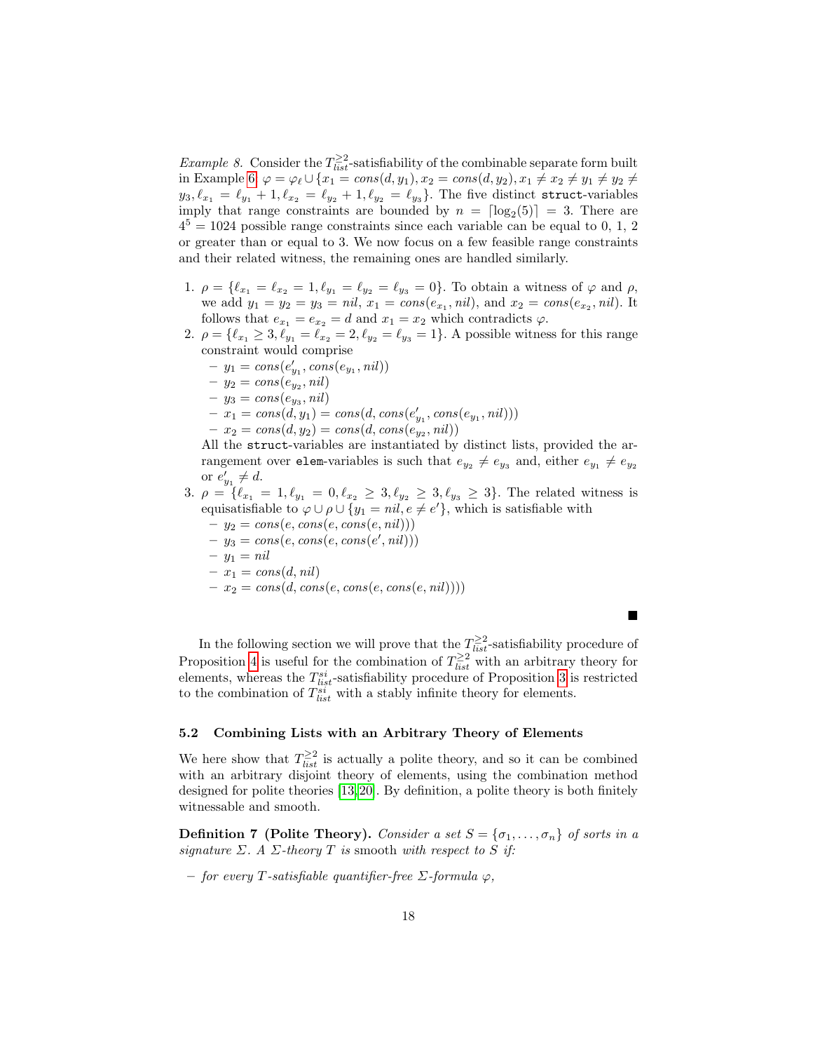*Example 8.* Consider the $T_{list}^{\geq 2}$-satisfiability of the combinable separate form built in Example 6: $\varphi = \varphi_\ell \cup \{x_1 = cons(d, y_1), x_2 = cons(d, y_2), x_1 \neq x_2 \neq y_1 \neq y_2 \neq y_3, \ell_{x_1} = \ell_{y_1} + 1, \ell_{x_2} = \ell_{y_2} + 1, \ell_{y_2} = \ell_{y_3}\}$. The five distinct `struct`-variables imply that range constraints are bounded by $n = \lceil \log_2(5) \rceil = 3$. There are $4^5 = 1024$ possible range constraints since each variable can be equal to 0, 1, 2 or greater than or equal to 3. We now focus on a few feasible range constraints and their related witness, the remaining ones are handled similarly.

1. $\rho = \{\ell_{x_1} = \ell_{x_2} = 1, \ell_{y_1} = \ell_{y_2} = \ell_{y_3} = 0\}$. To obtain a witness of $\varphi$ and $\rho$, we add $y_1 = y_2 = y_3 = nil$, $x_1 = cons(e_{x_1}, nil)$, and $x_2 = cons(e_{x_2}, nil)$. It follows that $e_{x_1} = e_{x_2} = d$ and $x_1 = x_2$ which contradicts $\varphi$.
2. $\rho = \{\ell_{x_1} \geq 3, \ell_{y_1} = \ell_{x_2} = 2, \ell_{y_2} = \ell_{y_3} = 1\}$. A possible witness for this range constraint would comprise
   - $y_1 = cons(e'_{y_1}, cons(e_{y_1}, nil))$
   - $y_2 = cons(e_{y_2}, nil)$
   - $y_3 = cons(e_{y_3}, nil)$
   - $x_1 = cons(d, y_1) = cons(d, cons(e'_{y_1}, cons(e_{y_1}, nil)))$
   - $x_2 = cons(d, y_2) = cons(d, cons(e_{y_2}, nil))$

   All the `struct`-variables are instantiated by distinct lists, provided the arrangement over `elem`-variables is such that $e_{y_2} \neq e_{y_3}$ and, either $e_{y_1} \neq e_{y_2}$ or $e'_{y_1} \neq d$.
3. $\rho = \{\ell_{x_1} = 1, \ell_{y_1} = 0, \ell_{x_2} \geq 3, \ell_{y_2} \geq 3, \ell_{y_3} \geq 3\}$. The related witness is equisatisfiable to $\varphi \cup \rho \cup \{y_1 = nil, e \neq e'\}$, which is satisfiable with
   - $y_2 = cons(e, cons(e, cons(e, nil)))$
   - $y_3 = cons(e, cons(e, cons(e', nil)))$
   - $y_1 = nil$
   - $x_1 = cons(d, nil)$
   - $x_2 = cons(d, cons(e, cons(e, cons(e, nil))))$

■

In the following section we will prove that the $T_{list}^{\geq 2}$-satisfiability procedure of Proposition 4 is useful for the combination of $T_{list}^{\geq 2}$ with an arbitrary theory for elements, whereas the $T_{list}^{si}$-satisfiability procedure of Proposition 3 is restricted to the combination of $T_{list}^{si}$ with a stably infinite theory for elements.

### 5.2 Combining Lists with an Arbitrary Theory of Elements

We here show that $T_{list}^{\geq 2}$ is actually a polite theory, and so it can be combined with an arbitrary disjoint theory of elements, using the combination method designed for polite theories [13,20]. By definition, a polite theory is both finitely witnessable and smooth.

**Definition 7 (Polite Theory).** *Consider a set $S = \{\sigma_1, \ldots, \sigma_n\}$ of sorts in a signature $\Sigma$. A $\Sigma$-theory $T$ is* smooth *with respect to $S$ if:*

- *for every $T$-satisfiable quantifier-free $\Sigma$-formula $\varphi$,*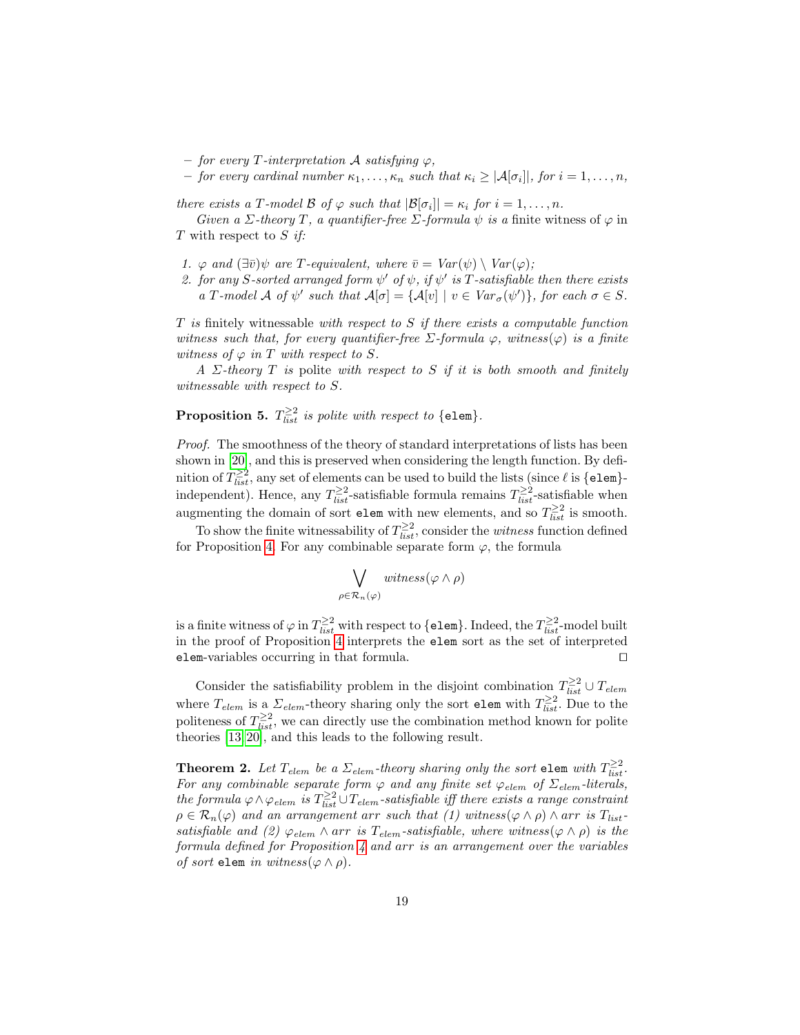– *for every $T$-interpretation $\mathcal{A}$ satisfying $\varphi$,*
– *for every cardinal number $\kappa_1, \ldots, \kappa_n$ such that $\kappa_i \geq |\mathcal{A}[\sigma_i]|$, for $i = 1, \ldots, n$,*

*there exists a $T$-model $\mathcal{B}$ of $\varphi$ such that $|\mathcal{B}[\sigma_i]| = \kappa_i$ for $i = 1, \ldots, n$.*

*Given a $\Sigma$-theory $T$, a quantifier-free $\Sigma$-formula $\psi$ is a* finite witness *of $\varphi$ in $T$* with respect to *$S$ if:*

1. *$\varphi$ and $(\exists \bar{v})\psi$ are $T$-equivalent, where $\bar{v} = Var(\psi) \setminus Var(\varphi)$;*
2. *for any $S$-sorted arranged form $\psi'$ of $\psi$, if $\psi'$ is $T$-satisfiable then there exists a $T$-model $\mathcal{A}$ of $\psi'$ such that $\mathcal{A}[\sigma] = \{\mathcal{A}[v] \mid v \in Var_\sigma(\psi')\}$, for each $\sigma \in S$.*

*$T$ is* finitely witnessable *with respect to $S$ if there exists a computable function witness such that, for every quantifier-free $\Sigma$-formula $\varphi$, $witness(\varphi)$ is a finite witness of $\varphi$ in $T$ with respect to $S$.*

*A $\Sigma$-theory $T$ is* polite *with respect to $S$ if it is both smooth and finitely witnessable with respect to $S$.*

**Proposition 5.** *$T_{list}^{\geq 2}$ is polite with respect to* {`elem`}*.*

*Proof.* The smoothness of the theory of standard interpretations of lists has been shown in [20], and this is preserved when considering the length function. By definition of $T_{list}^{\geq 2}$, any set of elements can be used to build the lists (since $\ell$ is {`elem`}-independent). Hence, any $T_{list}^{\geq 2}$-satisfiable formula remains $T_{list}^{\geq 2}$-satisfiable when augmenting the domain of sort `elem` with new elements, and so $T_{list}^{\geq 2}$ is smooth.

To show the finite witnessability of $T_{list}^{\geq 2}$, consider the *witness* function defined for Proposition 4. For any combinable separate form $\varphi$, the formula

$$\bigvee_{\rho \in \mathcal{R}_n(\varphi)} witness(\varphi \wedge \rho)$$

is a finite witness of $\varphi$ in $T_{list}^{\geq 2}$ with respect to {`elem`}. Indeed, the $T_{list}^{\geq 2}$-model built in the proof of Proposition 4 interprets the `elem` sort as the set of interpreted `elem`-variables occurring in that formula. ☐

Consider the satisfiability problem in the disjoint combination $T_{list}^{\geq 2} \cup T_{elem}$ where $T_{elem}$ is a $\Sigma_{elem}$-theory sharing only the sort `elem` with $T_{list}^{\geq 2}$. Due to the politeness of $T_{list}^{\geq 2}$, we can directly use the combination method known for polite theories [13,20], and this leads to the following result.

**Theorem 2.** *Let $T_{elem}$ be a $\Sigma_{elem}$-theory sharing only the sort `elem` with $T_{list}^{\geq 2}$. For any combinable separate form $\varphi$ and any finite set $\varphi_{elem}$ of $\Sigma_{elem}$-literals, the formula $\varphi \wedge \varphi_{elem}$ is $T_{list}^{\geq 2} \cup T_{elem}$-satisfiable iff there exists a range constraint $\rho \in \mathcal{R}_n(\varphi)$ and an arrangement $arr$ such that (1) $witness(\varphi \wedge \rho) \wedge arr$ is $T_{list}$-satisfiable and (2) $\varphi_{elem} \wedge arr$ is $T_{elem}$-satisfiable, where $witness(\varphi \wedge \rho)$ is the formula defined for Proposition 4 and $arr$ is an arrangement over the variables of sort `elem` in $witness(\varphi \wedge \rho)$.*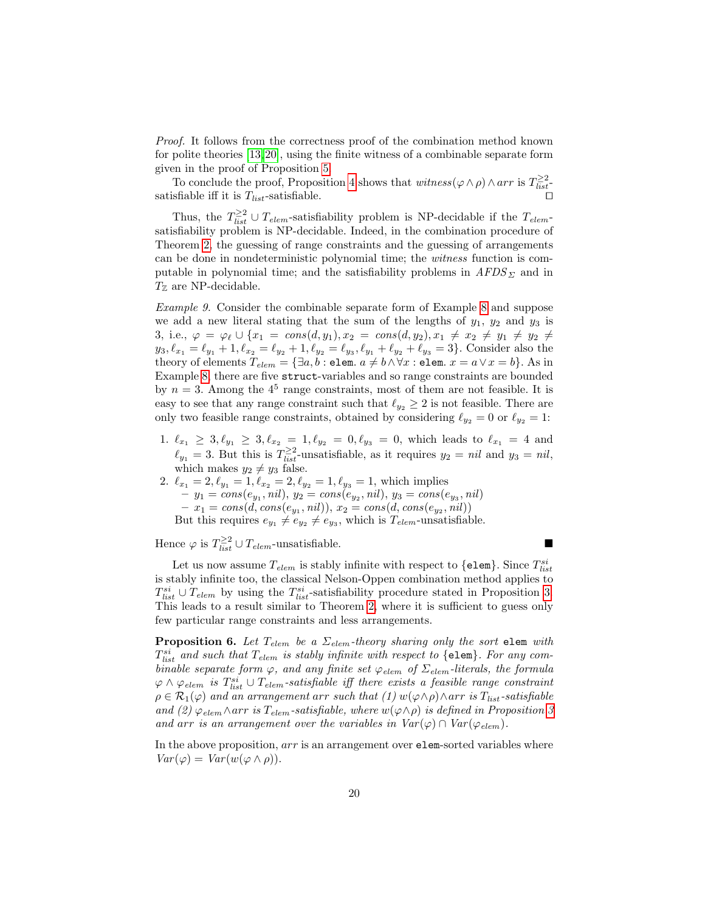*Proof.* It follows from the correctness proof of the combination method known for polite theories [13,20], using the finite witness of a combinable separate form given in the proof of Proposition 5.

To conclude the proof, Proposition 4 shows that $witness(\varphi \wedge \rho) \wedge arr$ is $T_{list}^{\geq 2}$-satisfiable iff it is $T_{list}$-satisfiable. □

Thus, the $T_{list}^{\geq 2} \cup T_{elem}$-satisfiability problem is NP-decidable if the $T_{elem}$-satisfiability problem is NP-decidable. Indeed, in the combination procedure of Theorem 2, the guessing of range constraints and the guessing of arrangements can be done in nondeterministic polynomial time; the *witness* function is computable in polynomial time; and the satisfiability problems in $AFDS_\Sigma$ and in $T_\mathbb{Z}$ are NP-decidable.

*Example 9.* Consider the combinable separate form of Example 8 and suppose we add a new literal stating that the sum of the lengths of $y_1$, $y_2$ and $y_3$ is 3, i.e., $\varphi = \varphi_\ell \cup \{x_1 = cons(d, y_1), x_2 = cons(d, y_2), x_1 \neq x_2 \neq y_1 \neq y_2 \neq y_3, \ell_{x_1} = \ell_{y_1} + 1, \ell_{x_2} = \ell_{y_2} + 1, \ell_{y_2} = \ell_{y_3}, \ell_{y_1} + \ell_{y_2} + \ell_{y_3} = 3\}$. Consider also the theory of elements $T_{elem} = \{\exists a, b : \texttt{elem}.\ a \neq b \wedge \forall x : \texttt{elem}.\ x = a \vee x = b\}$. As in Example 8, there are five `struct`-variables and so range constraints are bounded by $n = 3$. Among the $4^5$ range constraints, most of them are not feasible. It is easy to see that any range constraint such that $\ell_{y_2} \geq 2$ is not feasible. There are only two feasible range constraints, obtained by considering $\ell_{y_2} = 0$ or $\ell_{y_2} = 1$:

1. $\ell_{x_1} \geq 3, \ell_{y_1} \geq 3, \ell_{x_2} = 1, \ell_{y_2} = 0, \ell_{y_3} = 0$, which leads to $\ell_{x_1} = 4$ and $\ell_{y_1} = 3$. But this is $T_{list}^{\geq 2}$-unsatisfiable, as it requires $y_2 = nil$ and $y_3 = nil$, which makes $y_2 \neq y_3$ false.
2. $\ell_{x_1} = 2, \ell_{y_1} = 1, \ell_{x_2} = 2, \ell_{y_2} = 1, \ell_{y_3} = 1$, which implies
   - $y_1 = cons(e_{y_1}, nil)$, $y_2 = cons(e_{y_2}, nil)$, $y_3 = cons(e_{y_3}, nil)$
   - $x_1 = cons(d, cons(e_{y_1}, nil))$, $x_2 = cons(d, cons(e_{y_2}, nil))$

   But this requires $e_{y_1} \neq e_{y_2} \neq e_{y_3}$, which is $T_{elem}$-unsatisfiable.

Hence $\varphi$ is $T_{list}^{\geq 2} \cup T_{elem}$-unsatisfiable. ■

Let us now assume $T_{elem}$ is stably infinite with respect to {`elem`}. Since $T_{list}^{si}$ is stably infinite too, the classical Nelson-Oppen combination method applies to $T_{list}^{si} \cup T_{elem}$ by using the $T_{list}^{si}$-satisfiability procedure stated in Proposition 3. This leads to a result similar to Theorem 2, where it is sufficient to guess only few particular range constraints and less arrangements.

**Proposition 6.** *Let $T_{elem}$ be a $\Sigma_{elem}$-theory sharing only the sort* `elem` *with $T_{list}^{si}$ and such that $T_{elem}$ is stably infinite with respect to {*`elem`*}. For any combinable separate form $\varphi$, and any finite set $\varphi_{elem}$ of $\Sigma_{elem}$-literals, the formula $\varphi \wedge \varphi_{elem}$ is $T_{list}^{si} \cup T_{elem}$-satisfiable iff there exists a feasible range constraint $\rho \in \mathcal{R}_1(\varphi)$ and an arrangement arr such that (1) $w(\varphi \wedge \rho) \wedge arr$ is $T_{list}$-satisfiable and (2) $\varphi_{elem} \wedge arr$ is $T_{elem}$-satisfiable, where $w(\varphi \wedge \rho)$ is defined in Proposition 3 and arr is an arrangement over the variables in $Var(\varphi) \cap Var(\varphi_{elem})$.*

In the above proposition, $arr$ is an arrangement over `elem`-sorted variables where $Var(\varphi) = Var(w(\varphi \wedge \rho))$.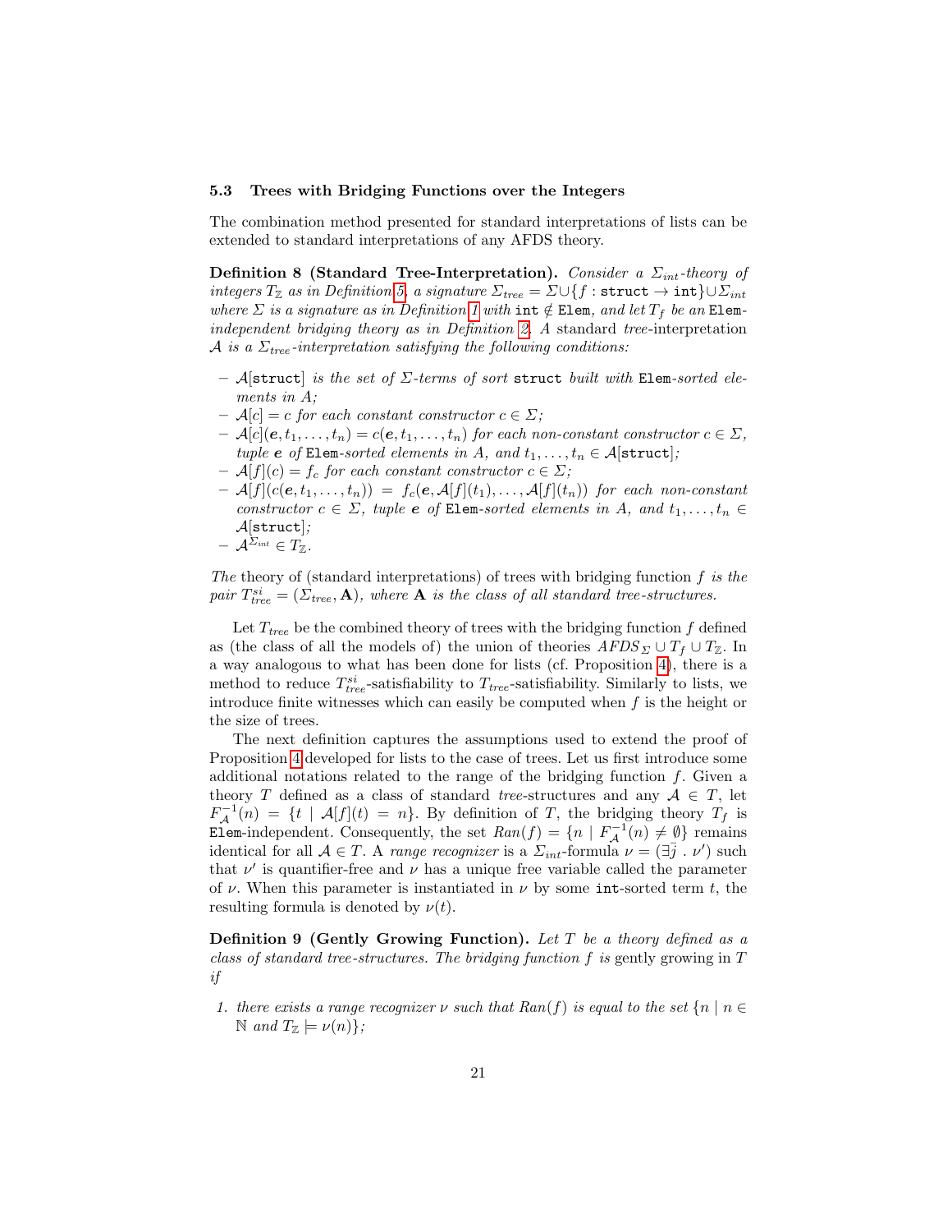### 5.3 Trees with Bridging Functions over the Integers

The combination method presented for standard interpretations of lists can be extended to standard interpretations of any AFDS theory.

**Definition 8 (Standard Tree-Interpretation).** *Consider a $\Sigma_{int}$-theory of integers $T_{\mathbb{Z}}$ as in Definition 5, a signature $\Sigma_{tree} = \Sigma \cup \{f : \mathtt{struct} \to \mathtt{int}\} \cup \Sigma_{int}$ where $\Sigma$ is a signature as in Definition 1 with $\mathtt{int} \notin \mathtt{Elem}$, and let $T_f$ be an* `Elem`*-independent bridging theory as in Definition 2. A* standard *tree-interpretation $\mathcal{A}$ is a $\Sigma_{tree}$-interpretation satisfying the following conditions:*

- *$\mathcal{A}[\mathtt{struct}]$ is the set of $\Sigma$-terms of sort* `struct` *built with* `Elem`*-sorted elements in $A$;*
- *$\mathcal{A}[c] = c$ for each constant constructor $c \in \Sigma$;*
- *$\mathcal{A}[c](\boldsymbol{e}, t_1, \dots, t_n) = c(\boldsymbol{e}, t_1, \dots, t_n)$ for each non-constant constructor $c \in \Sigma$, tuple $\boldsymbol{e}$ of* `Elem`*-sorted elements in $A$, and $t_1, \dots, t_n \in \mathcal{A}[\mathtt{struct}]$;*
- *$\mathcal{A}[f](c) = f_c$ for each constant constructor $c \in \Sigma$;*
- *$\mathcal{A}[f](c(\boldsymbol{e}, t_1, \dots, t_n)) = f_c(\boldsymbol{e}, \mathcal{A}[f](t_1), \dots, \mathcal{A}[f](t_n))$ for each non-constant constructor $c \in \Sigma$, tuple $\boldsymbol{e}$ of* `Elem`*-sorted elements in $A$, and $t_1, \dots, t_n \in \mathcal{A}[\mathtt{struct}]$;*
- *$\mathcal{A}^{\Sigma_{int}} \in T_{\mathbb{Z}}$.*

*The* theory of (standard interpretations) of trees with bridging function $f$ *is the pair $T^{si}_{tree} = (\Sigma_{tree}, \mathbf{A})$, where $\mathbf{A}$ is the class of all standard tree-structures.*

Let $T_{tree}$ be the combined theory of trees with the bridging function $f$ defined as (the class of all the models of) the union of theories $AFDS_{\Sigma} \cup T_f \cup T_{\mathbb{Z}}$. In a way analogous to what has been done for lists (cf. Proposition 4), there is a method to reduce $T^{si}_{tree}$-satisfiability to $T_{tree}$-satisfiability. Similarly to lists, we introduce finite witnesses which can easily be computed when $f$ is the height or the size of trees.

The next definition captures the assumptions used to extend the proof of Proposition 4 developed for lists to the case of trees. Let us first introduce some additional notations related to the range of the bridging function $f$. Given a theory $T$ defined as a class of standard *tree*-structures and any $\mathcal{A} \in T$, let $F^{-1}_{\mathcal{A}}(n) = \{t \mid \mathcal{A}[f](t) = n\}$. By definition of $T$, the bridging theory $T_f$ is `Elem`-independent. Consequently, the set $Ran(f) = \{n \mid F^{-1}_{\mathcal{A}}(n) \neq \emptyset\}$ remains identical for all $\mathcal{A} \in T$. A *range recognizer* is a $\Sigma_{int}$-formula $\nu = (\exists \bar{j} \,.\, \nu')$ such that $\nu'$ is quantifier-free and $\nu$ has a unique free variable called the parameter of $\nu$. When this parameter is instantiated in $\nu$ by some `int`-sorted term $t$, the resulting formula is denoted by $\nu(t)$.

**Definition 9 (Gently Growing Function).** *Let $T$ be a theory defined as a class of standard tree-structures. The bridging function $f$ is* gently growing *in $T$ if*

1. *there exists a range recognizer $\nu$ such that $Ran(f)$ is equal to the set $\{n \mid n \in \mathbb{N}$ and $T_{\mathbb{Z}} \models \nu(n)\}$;*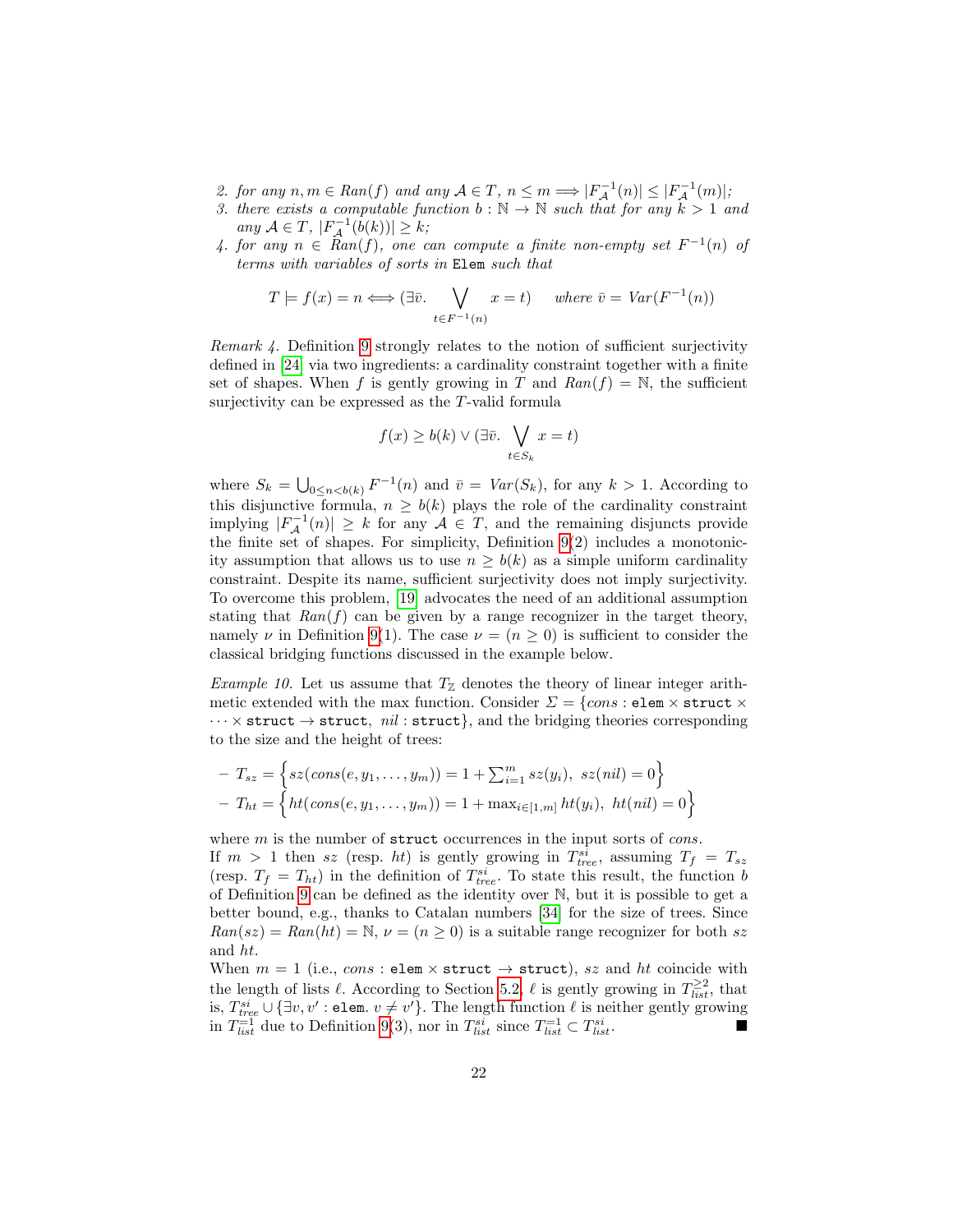2. *for any $n, m \in Ran(f)$ and any $\mathcal{A} \in T$, $n \leq m \Longrightarrow |F_{\mathcal{A}}^{-1}(n)| \leq |F_{\mathcal{A}}^{-1}(m)|$;*
3. *there exists a computable function $b : \mathbb{N} \to \mathbb{N}$ such that for any $k > 1$ and any $\mathcal{A} \in T$, $|F_{\mathcal{A}}^{-1}(b(k))| \geq k$;*
4. *for any $n \in Ran(f)$, one can compute a finite non-empty set $F^{-1}(n)$ of terms with variables of sorts in* `Elem` *such that*

$$T \models f(x) = n \Longleftrightarrow (\exists \bar{v}. \bigvee_{t \in F^{-1}(n)} x = t) \quad \text{where } \bar{v} = Var(F^{-1}(n))$$

*Remark 4.* Definition 9 strongly relates to the notion of sufficient surjectivity defined in [24] via two ingredients: a cardinality constraint together with a finite set of shapes. When $f$ is gently growing in $T$ and $Ran(f) = \mathbb{N}$, the sufficient surjectivity can be expressed as the $T$-valid formula

$$f(x) \geq b(k) \vee (\exists \bar{v}. \bigvee_{t \in S_k} x = t)$$

where $S_k = \bigcup_{0 \leq n < b(k)} F^{-1}(n)$ and $\bar{v} = Var(S_k)$, for any $k > 1$. According to this disjunctive formula, $n \geq b(k)$ plays the role of the cardinality constraint implying $|F_{\mathcal{A}}^{-1}(n)| \geq k$ for any $\mathcal{A} \in T$, and the remaining disjuncts provide the finite set of shapes. For simplicity, Definition 9(2) includes a monotonicity assumption that allows us to use $n \geq b(k)$ as a simple uniform cardinality constraint. Despite its name, sufficient surjectivity does not imply surjectivity. To overcome this problem, [19] advocates the need of an additional assumption stating that $Ran(f)$ can be given by a range recognizer in the target theory, namely $\nu$ in Definition 9(1). The case $\nu = (n \geq 0)$ is sufficient to consider the classical bridging functions discussed in the example below.

*Example 10.* Let us assume that $T_{\mathbb{Z}}$ denotes the theory of linear integer arithmetic extended with the max function. Consider $\Sigma = \{cons : \texttt{elem} \times \texttt{struct} \times \cdots \times \texttt{struct} \to \texttt{struct},\ nil : \texttt{struct}\}$, and the bridging theories corresponding to the size and the height of trees:

- $T_{sz} = \left\{ sz(cons(e, y_1, \ldots, y_m)) = 1 + \sum_{i=1}^{m} sz(y_i),\ sz(nil) = 0 \right\}$
- $T_{ht} = \left\{ ht(cons(e, y_1, \ldots, y_m)) = 1 + \max_{i \in [1,m]} ht(y_i),\ ht(nil) = 0 \right\}$

where $m$ is the number of `struct` occurrences in the input sorts of $cons$.
If $m > 1$ then $sz$ (resp. $ht$) is gently growing in $T_{tree}^{si}$, assuming $T_f = T_{sz}$ (resp. $T_f = T_{ht}$) in the definition of $T_{tree}^{si}$. To state this result, the function $b$ of Definition 9 can be defined as the identity over $\mathbb{N}$, but it is possible to get a better bound, e.g., thanks to Catalan numbers [34] for the size of trees. Since $Ran(sz) = Ran(ht) = \mathbb{N}$, $\nu = (n \geq 0)$ is a suitable range recognizer for both $sz$ and $ht$.
When $m = 1$ (i.e., $cons : \texttt{elem} \times \texttt{struct} \to \texttt{struct}$), $sz$ and $ht$ coincide with the length of lists $\ell$. According to Section 5.2, $\ell$ is gently growing in $T_{list}^{\geq 2}$, that is, $T_{tree}^{si} \cup \{\exists v, v' : \texttt{elem}.\ v \neq v'\}$. The length function $\ell$ is neither gently growing in $T_{list}^{=1}$ due to Definition 9(3), nor in $T_{list}^{si}$ since $T_{list}^{=1} \subset T_{list}^{si}$. ∎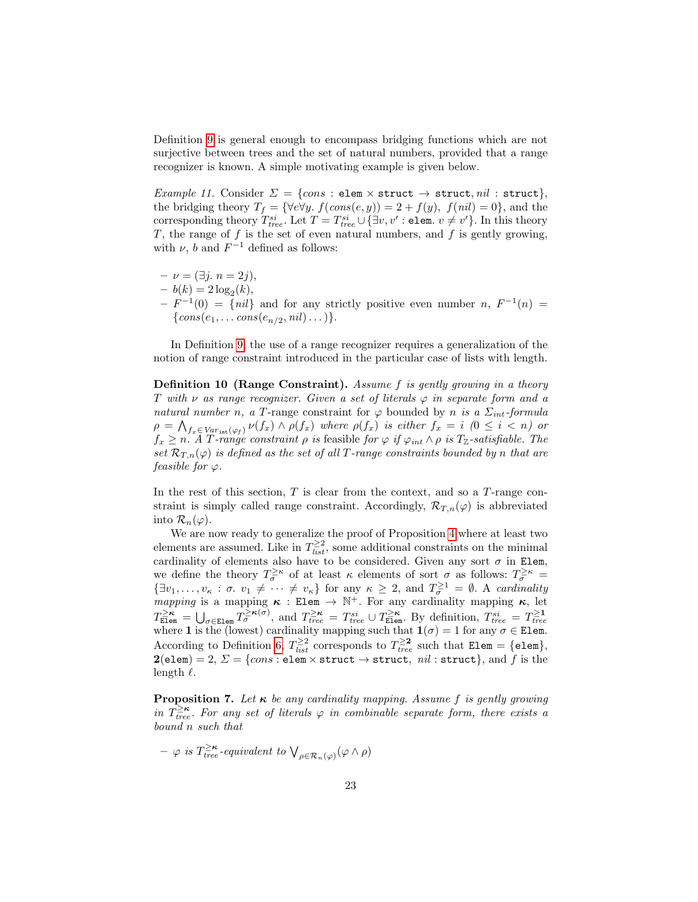Definition 9 is general enough to encompass bridging functions which are not surjective between trees and the set of natural numbers, provided that a range recognizer is known. A simple motivating example is given below.

*Example 11.* Consider $\Sigma = \{cons : \texttt{elem} \times \texttt{struct} \to \texttt{struct}, nil : \texttt{struct}\}$, the bridging theory $T_f = \{\forall e \forall y.\ f(cons(e, y)) = 2 + f(y),\ f(nil) = 0\}$, and the corresponding theory $T^{si}_{tree}$. Let $T = T^{si}_{tree} \cup \{\exists v, v' : \texttt{elem}.\ v \neq v'\}$. In this theory $T$, the range of $f$ is the set of even natural numbers, and $f$ is gently growing, with $\nu$, $b$ and $F^{-1}$ defined as follows:

- $\nu = (\exists j.\ n = 2j)$,
- $b(k) = 2 \log_2(k)$,
- $F^{-1}(0) = \{nil\}$ and for any strictly positive even number $n$, $F^{-1}(n) = \{cons(e_1, \dots cons(e_{n/2}, nil) \dots)\}$.

In Definition 9, the use of a range recognizer requires a generalization of the notion of range constraint introduced in the particular case of lists with length.

**Definition 10 (Range Constraint).** *Assume $f$ is gently growing in a theory $T$ with $\nu$ as range recognizer. Given a set of literals $\varphi$ in separate form and a natural number $n$, a $T$-*range constraint *for $\varphi$* bounded *by $n$ is a $\Sigma_{int}$-formula $\rho = \bigwedge_{f_x \in Var_{\mathtt{int}}(\varphi_f)} \nu(f_x) \wedge \rho(f_x)$ where $\rho(f_x)$ is either $f_x = i$ $(0 \leq i < n)$ or $f_x \geq n$. A $T$-range constraint $\rho$ is* feasible *for $\varphi$ if $\varphi_{int} \wedge \rho$ is $T_{\mathbb{Z}}$-satisfiable. The set $\mathcal{R}_{T,n}(\varphi)$ is defined as the set of all $T$-range constraints bounded by $n$ that are feasible for $\varphi$.*

In the rest of this section, $T$ is clear from the context, and so a $T$-range constraint is simply called range constraint. Accordingly, $\mathcal{R}_{T,n}(\varphi)$ is abbreviated into $\mathcal{R}_n(\varphi)$.

We are now ready to generalize the proof of Proposition 4 where at least two elements are assumed. Like in $T^{\geq 2}_{list}$, some additional constraints on the minimal cardinality of elements also have to be considered. Given any sort $\sigma$ in $\texttt{Elem}$, we define the theory $T^{\geq \kappa}_{\sigma}$ of at least $\kappa$ elements of sort $\sigma$ as follows: $T^{\geq \kappa}_{\sigma} = \{\exists v_1, \dots, v_\kappa : \sigma.\ v_1 \neq \dots \neq v_\kappa\}$ for any $\kappa \geq 2$, and $T^{\geq 1}_{\sigma} = \emptyset$. A *cardinality mapping* is a mapping $\boldsymbol{\kappa} : \texttt{Elem} \to \mathbb{N}^+$. For any cardinality mapping $\boldsymbol{\kappa}$, let $T^{\geq \boldsymbol{\kappa}}_{\texttt{Elem}} = \bigcup_{\sigma \in \texttt{Elem}} T^{\geq \boldsymbol{\kappa}(\sigma)}_{\sigma}$, and $T^{\geq \boldsymbol{\kappa}}_{tree} = T^{si}_{tree} \cup T^{\geq \boldsymbol{\kappa}}_{\texttt{Elem}}$. By definition, $T^{si}_{tree} = T^{\geq \mathbf{1}}_{tree}$ where $\mathbf{1}$ is the (lowest) cardinality mapping such that $\mathbf{1}(\sigma) = 1$ for any $\sigma \in \texttt{Elem}$. According to Definition 6, $T^{\geq 2}_{list}$ corresponds to $T^{\geq \mathbf{2}}_{tree}$ such that $\texttt{Elem} = \{\texttt{elem}\}$, $\mathbf{2}(\texttt{elem}) = 2$, $\Sigma = \{cons : \texttt{elem} \times \texttt{struct} \to \texttt{struct},\ nil : \texttt{struct}\}$, and $f$ is the length $\ell$.

**Proposition 7.** *Let $\boldsymbol{\kappa}$ be any cardinality mapping. Assume $f$ is gently growing in $T^{\geq \boldsymbol{\kappa}}_{tree}$. For any set of literals $\varphi$ in combinable separate form, there exists a bound $n$ such that*

- *$\varphi$ is $T^{\geq \boldsymbol{\kappa}}_{tree}$-equivalent to $\bigvee_{\rho \in \mathcal{R}_n(\varphi)} (\varphi \wedge \rho)$*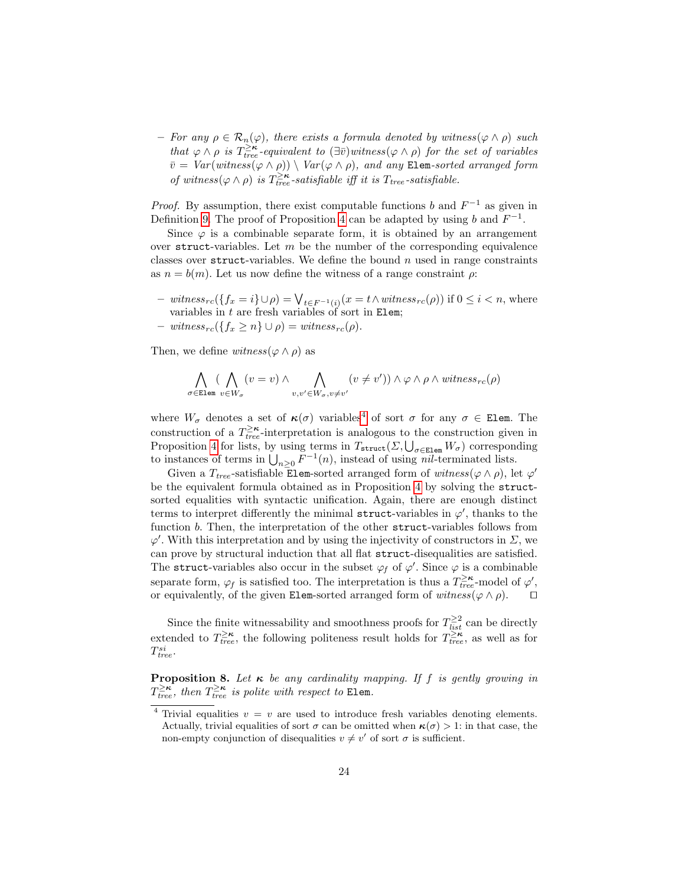– *For any* $\rho \in \mathcal{R}_n(\varphi)$*, there exists a formula denoted by* $witness(\varphi \wedge \rho)$ *such that* $\varphi \wedge \rho$ *is* $T_{tree}^{\geq \boldsymbol{\kappa}}$*-equivalent to* $(\exists \bar{v}) witness(\varphi \wedge \rho)$ *for the set of variables* $\bar{v} = Var(witness(\varphi \wedge \rho)) \setminus Var(\varphi \wedge \rho)$*, and any* `Elem`*-sorted arranged form of* $witness(\varphi \wedge \rho)$ *is* $T_{tree}^{\geq \boldsymbol{\kappa}}$*-satisfiable iff it is* $T_{tree}$*-satisfiable.*

*Proof.* By assumption, there exist computable functions $b$ and $F^{-1}$ as given in Definition 9. The proof of Proposition 4 can be adapted by using $b$ and $F^{-1}$.

Since $\varphi$ is a combinable separate form, it is obtained by an arrangement over `struct`-variables. Let $m$ be the number of the corresponding equivalence classes over `struct`-variables. We define the bound $n$ used in range constraints as $n = b(m)$. Let us now define the witness of a range constraint $\rho$:

– $witness_{rc}(\{f_x = i\} \cup \rho) = \bigvee_{t \in F^{-1}(i)} (x = t \wedge witness_{rc}(\rho))$ if $0 \leq i < n$, where variables in $t$ are fresh variables of sort in `Elem`;
– $witness_{rc}(\{f_x \geq n\} \cup \rho) = witness_{rc}(\rho)$.

Then, we define $witness(\varphi \wedge \rho)$ as

$$\bigwedge_{\sigma \in \texttt{Elem}} \Big( \bigwedge_{v \in W_\sigma} (v = v) \wedge \bigwedge_{v, v' \in W_\sigma, v \neq v'} (v \neq v') \Big) \wedge \varphi \wedge \rho \wedge witness_{rc}(\rho)$$

where $W_\sigma$ denotes a set of $\boldsymbol{\kappa}(\sigma)$ variables[4] of sort $\sigma$ for any $\sigma \in$ `Elem`. The construction of a $T_{tree}^{\geq \boldsymbol{\kappa}}$-interpretation is analogous to the construction given in Proposition 4 for lists, by using terms in $T_{\texttt{struct}}(\Sigma, \bigcup_{\sigma \in \texttt{Elem}} W_\sigma)$ corresponding to instances of terms in $\bigcup_{n \geq 0} F^{-1}(n)$, instead of using *nil*-terminated lists.

Given a $T_{tree}$-satisfiable `Elem`-sorted arranged form of $witness(\varphi \wedge \rho)$, let $\varphi'$ be the equivalent formula obtained as in Proposition 4 by solving the `struct`-sorted equalities with syntactic unification. Again, there are enough distinct terms to interpret differently the minimal `struct`-variables in $\varphi'$, thanks to the function $b$. Then, the interpretation of the other `struct`-variables follows from $\varphi'$. With this interpretation and by using the injectivity of constructors in $\Sigma$, we can prove by structural induction that all flat `struct`-disequalities are satisfied. The `struct`-variables also occur in the subset $\varphi_f$ of $\varphi'$. Since $\varphi$ is a combinable separate form, $\varphi_f$ is satisfied too. The interpretation is thus a $T_{tree}^{\geq \boldsymbol{\kappa}}$-model of $\varphi'$, or equivalently, of the given `Elem`-sorted arranged form of $witness(\varphi \wedge \rho)$. $\square$

Since the finite witnessability and smoothness proofs for $T_{list}^{\geq 2}$ can be directly extended to $T_{tree}^{\geq \boldsymbol{\kappa}}$, the following politeness result holds for $T_{tree}^{\geq \boldsymbol{\kappa}}$, as well as for $T_{tree}^{si}$.

**Proposition 8.** *Let* $\boldsymbol{\kappa}$ *be any cardinality mapping. If* $f$ *is gently growing in* $T_{tree}^{\geq \boldsymbol{\kappa}}$*, then* $T_{tree}^{\geq \boldsymbol{\kappa}}$ *is polite with respect to* `Elem`*.*

[4] Trivial equalities $v = v$ are used to introduce fresh variables denoting elements. Actually, trivial equalities of sort $\sigma$ can be omitted when $\boldsymbol{\kappa}(\sigma) > 1$: in that case, the non-empty conjunction of disequalities $v \neq v'$ of sort $\sigma$ is sufficient.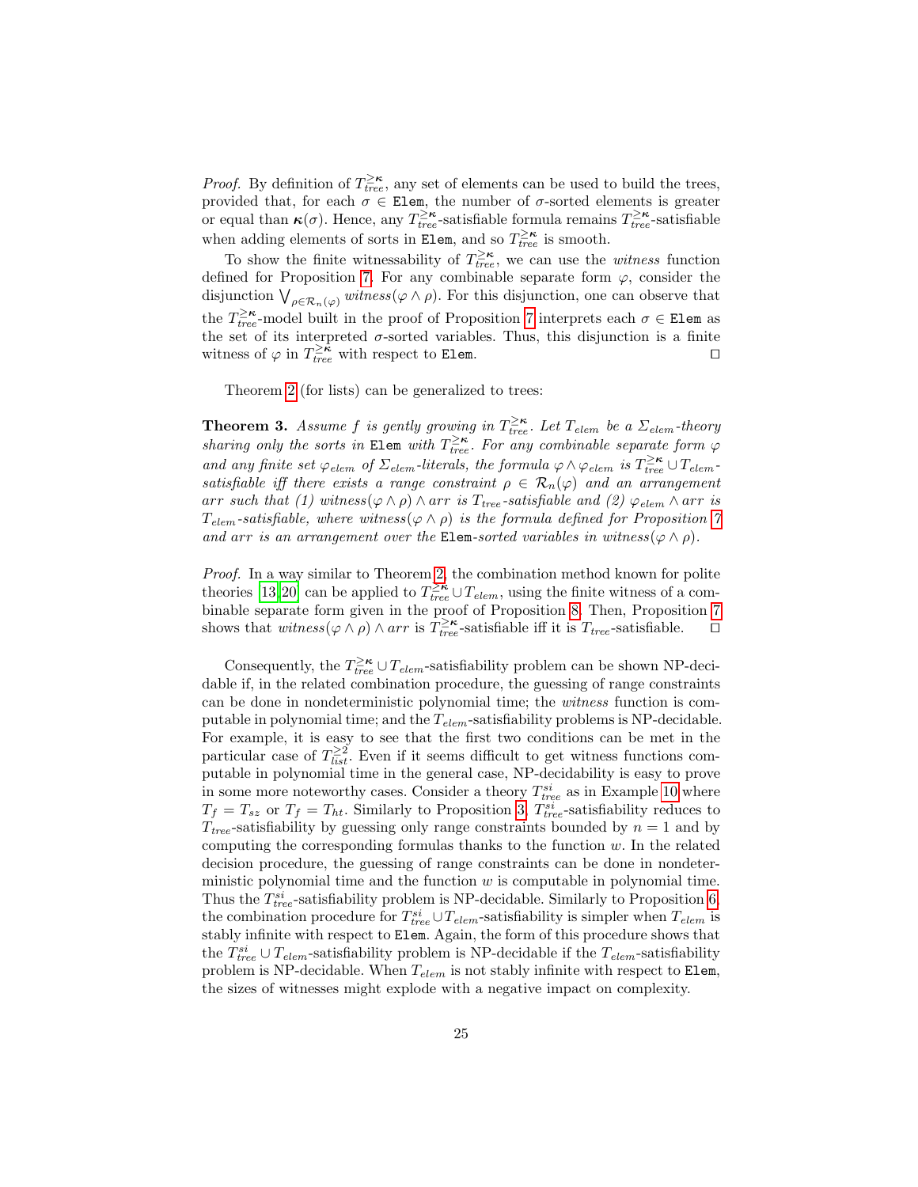*Proof.* By definition of $T_{tree}^{\geq \boldsymbol{\kappa}}$, any set of elements can be used to build the trees, provided that, for each $\sigma \in \texttt{Elem}$, the number of $\sigma$-sorted elements is greater or equal than $\boldsymbol{\kappa}(\sigma)$. Hence, any $T_{tree}^{\geq \boldsymbol{\kappa}}$-satisfiable formula remains $T_{tree}^{\geq \boldsymbol{\kappa}}$-satisfiable when adding elements of sorts in $\texttt{Elem}$, and so $T_{tree}^{\geq \boldsymbol{\kappa}}$ is smooth.

To show the finite witnessability of $T_{tree}^{\geq \boldsymbol{\kappa}}$, we can use the *witness* function defined for Proposition 7. For any combinable separate form $\varphi$, consider the disjunction $\bigvee_{\rho \in \mathcal{R}_n(\varphi)} witness(\varphi \wedge \rho)$. For this disjunction, one can observe that the $T_{tree}^{\geq \boldsymbol{\kappa}}$-model built in the proof of Proposition 7 interprets each $\sigma \in \texttt{Elem}$ as the set of its interpreted $\sigma$-sorted variables. Thus, this disjunction is a finite witness of $\varphi$ in $T_{tree}^{\geq \boldsymbol{\kappa}}$ with respect to $\texttt{Elem}$. ◻

Theorem 2 (for lists) can be generalized to trees:

**Theorem 3.** *Assume $f$ is gently growing in $T_{tree}^{\geq \boldsymbol{\kappa}}$. Let $T_{elem}$ be a $\Sigma_{elem}$-theory sharing only the sorts in $\texttt{Elem}$ with $T_{tree}^{\geq \boldsymbol{\kappa}}$. For any combinable separate form $\varphi$ and any finite set $\varphi_{elem}$ of $\Sigma_{elem}$-literals, the formula $\varphi \wedge \varphi_{elem}$ is $T_{tree}^{\geq \boldsymbol{\kappa}} \cup T_{elem}$-satisfiable iff there exists a range constraint $\rho \in \mathcal{R}_n(\varphi)$ and an arrangement $arr$ such that (1) $witness(\varphi \wedge \rho) \wedge arr$ is $T_{tree}$-satisfiable and (2) $\varphi_{elem} \wedge arr$ is $T_{elem}$-satisfiable, where $witness(\varphi \wedge \rho)$ is the formula defined for Proposition 7 and $arr$ is an arrangement over the $\texttt{Elem}$-sorted variables in $witness(\varphi \wedge \rho)$.*

*Proof.* In a way similar to Theorem 2, the combination method known for polite theories [13,20] can be applied to $T_{tree}^{\geq \boldsymbol{\kappa}} \cup T_{elem}$, using the finite witness of a combinable separate form given in the proof of Proposition 8. Then, Proposition 7 shows that $witness(\varphi \wedge \rho) \wedge arr$ is $T_{tree}^{\geq \boldsymbol{\kappa}}$-satisfiable iff it is $T_{tree}$-satisfiable. ◻

Consequently, the $T_{tree}^{\geq \boldsymbol{\kappa}} \cup T_{elem}$-satisfiability problem can be shown NP-decidable if, in the related combination procedure, the guessing of range constraints can be done in nondeterministic polynomial time; the *witness* function is computable in polynomial time; and the $T_{elem}$-satisfiability problems is NP-decidable. For example, it is easy to see that the first two conditions can be met in the particular case of $T_{list}^{\geq 2}$. Even if it seems difficult to get witness functions computable in polynomial time in the general case, NP-decidability is easy to prove in some more noteworthy cases. Consider a theory $T_{tree}^{si}$ as in Example 10 where $T_f = T_{sz}$ or $T_f = T_{ht}$. Similarly to Proposition 3, $T_{tree}^{si}$-satisfiability reduces to $T_{tree}$-satisfiability by guessing only range constraints bounded by $n = 1$ and by computing the corresponding formulas thanks to the function $w$. In the related decision procedure, the guessing of range constraints can be done in nondeterministic polynomial time and the function $w$ is computable in polynomial time. Thus the $T_{tree}^{si}$-satisfiability problem is NP-decidable. Similarly to Proposition 6, the combination procedure for $T_{tree}^{si} \cup T_{elem}$-satisfiability is simpler when $T_{elem}$ is stably infinite with respect to $\texttt{Elem}$. Again, the form of this procedure shows that the $T_{tree}^{si} \cup T_{elem}$-satisfiability problem is NP-decidable if the $T_{elem}$-satisfiability problem is NP-decidable. When $T_{elem}$ is not stably infinite with respect to $\texttt{Elem}$, the sizes of witnesses might explode with a negative impact on complexity.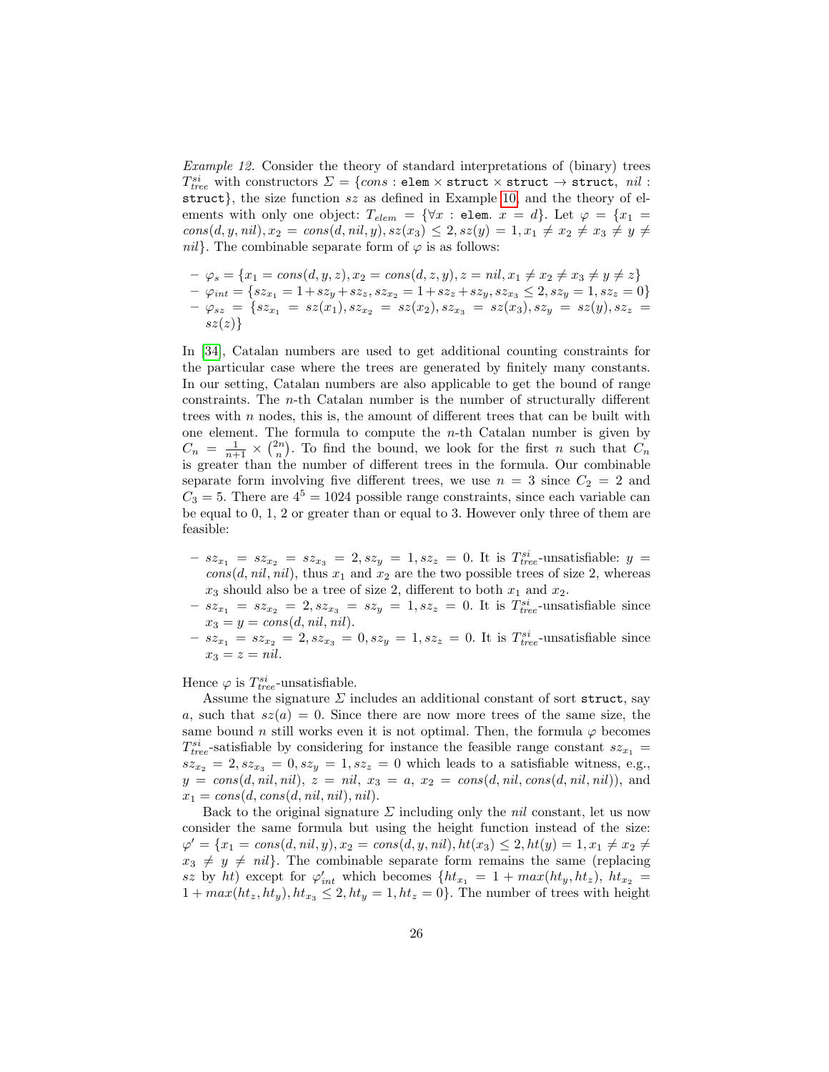*Example 12.* Consider the theory of standard interpretations of (binary) trees $T^{si}_{tree}$ with constructors $\Sigma = \{cons : \texttt{elem} \times \texttt{struct} \times \texttt{struct} \to \texttt{struct},\ nil : \texttt{struct}\}$, the size function $sz$ as defined in Example 10, and the theory of elements with only one object: $T_{elem} = \{\forall x : \texttt{elem}.\ x = d\}$. Let $\varphi = \{x_1 = cons(d, y, nil), x_2 = cons(d, nil, y), sz(x_3) \leq 2, sz(y) = 1, x_1 \neq x_2 \neq x_3 \neq y \neq nil\}$. The combinable separate form of $\varphi$ is as follows:

- $\varphi_s = \{x_1 = cons(d, y, z), x_2 = cons(d, z, y), z = nil, x_1 \neq x_2 \neq x_3 \neq y \neq z\}$
- $\varphi_{int} = \{sz_{x_1} = 1 + sz_y + sz_z, sz_{x_2} = 1 + sz_z + sz_y, sz_{x_3} \leq 2, sz_y = 1, sz_z = 0\}$
- $\varphi_{sz} = \{sz_{x_1} = sz(x_1), sz_{x_2} = sz(x_2), sz_{x_3} = sz(x_3), sz_y = sz(y), sz_z = sz(z)\}$

In [34], Catalan numbers are used to get additional counting constraints for the particular case where the trees are generated by finitely many constants. In our setting, Catalan numbers are also applicable to get the bound of range constraints. The $n$-th Catalan number is the number of structurally different trees with $n$ nodes, this is, the amount of different trees that can be built with one element. The formula to compute the $n$-th Catalan number is given by $C_n = \frac{1}{n+1} \times \binom{2n}{n}$. To find the bound, we look for the first $n$ such that $C_n$ is greater than the number of different trees in the formula. Our combinable separate form involving five different trees, we use $n = 3$ since $C_2 = 2$ and $C_3 = 5$. There are $4^5 = 1024$ possible range constraints, since each variable can be equal to 0, 1, 2 or greater than or equal to 3. However only three of them are feasible:

- $sz_{x_1} = sz_{x_2} = sz_{x_3} = 2, sz_y = 1, sz_z = 0$. It is $T^{si}_{tree}$-unsatisfiable: $y = cons(d, nil, nil)$, thus $x_1$ and $x_2$ are the two possible trees of size 2, whereas $x_3$ should also be a tree of size 2, different to both $x_1$ and $x_2$.
- $sz_{x_1} = sz_{x_2} = 2, sz_{x_3} = sz_y = 1, sz_z = 0$. It is $T^{si}_{tree}$-unsatisfiable since $x_3 = y = cons(d, nil, nil)$.
- $sz_{x_1} = sz_{x_2} = 2, sz_{x_3} = 0, sz_y = 1, sz_z = 0$. It is $T^{si}_{tree}$-unsatisfiable since $x_3 = z = nil$.

Hence $\varphi$ is $T^{si}_{tree}$-unsatisfiable.

Assume the signature $\Sigma$ includes an additional constant of sort struct, say $a$, such that $sz(a) = 0$. Since there are now more trees of the same size, the same bound $n$ still works even it is not optimal. Then, the formula $\varphi$ becomes $T^{si}_{tree}$-satisfiable by considering for instance the feasible range constant $sz_{x_1} = sz_{x_2} = 2, sz_{x_3} = 0, sz_y = 1, sz_z = 0$ which leads to a satisfiable witness, e.g., $y = cons(d, nil, nil)$, $z = nil$, $x_3 = a$, $x_2 = cons(d, nil, cons(d, nil, nil))$, and $x_1 = cons(d, cons(d, nil, nil), nil)$.

Back to the original signature $\Sigma$ including only the $nil$ constant, let us now consider the same formula but using the height function instead of the size: $\varphi' = \{x_1 = cons(d, nil, y), x_2 = cons(d, y, nil), ht(x_3) \leq 2, ht(y) = 1, x_1 \neq x_2 \neq x_3 \neq y \neq nil\}$. The combinable separate form remains the same (replacing $sz$ by $ht$) except for $\varphi'_{int}$ which becomes $\{ht_{x_1} = 1 + max(ht_y, ht_z), ht_{x_2} = 1 + max(ht_z, ht_y), ht_{x_3} \leq 2, ht_y = 1, ht_z = 0\}$. The number of trees with height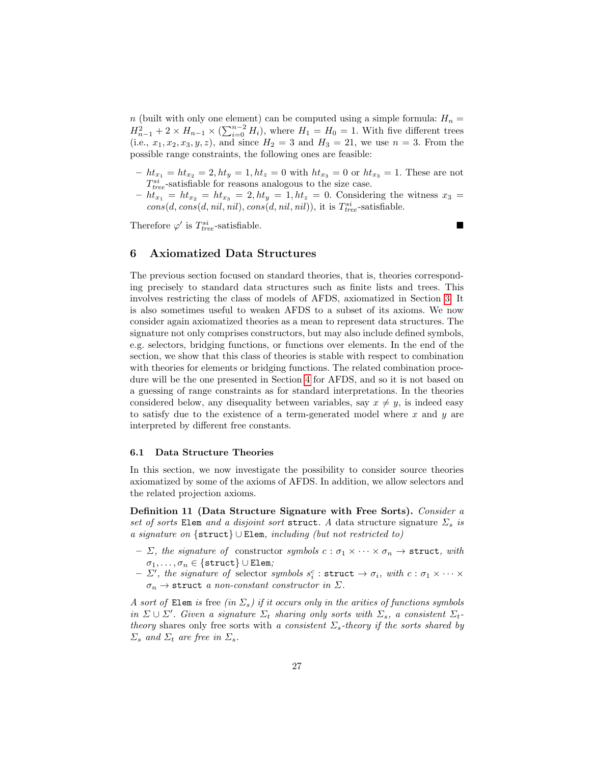$n$ (built with only one element) can be computed using a simple formula: $H_n = H_{n-1}^2 + 2 \times H_{n-1} \times (\sum_{i=0}^{n-2} H_i)$, where $H_1 = H_0 = 1$. With five different trees (i.e., $x_1, x_2, x_3, y, z$), and since $H_2 = 3$ and $H_3 = 21$, we use $n = 3$. From the possible range constraints, the following ones are feasible:

- $ht_{x_1} = ht_{x_2} = 2, ht_y = 1, ht_z = 0$ with $ht_{x_3} = 0$ or $ht_{x_3} = 1$. These are not $T^{si}_{tree}$-satisfiable for reasons analogous to the size case.
- $ht_{x_1} = ht_{x_2} = ht_{x_3} = 2, ht_y = 1, ht_z = 0$. Considering the witness $x_3 = cons(d, cons(d, nil, nil), cons(d, nil, nil))$, it is $T^{si}_{tree}$-satisfiable.

Therefore $\varphi'$ is $T^{si}_{tree}$-satisfiable. ∎

## 6 Axiomatized Data Structures

The previous section focused on standard theories, that is, theories corresponding precisely to standard data structures such as finite lists and trees. This involves restricting the class of models of AFDS, axiomatized in Section 3. It is also sometimes useful to weaken AFDS to a subset of its axioms. We now consider again axiomatized theories as a mean to represent data structures. The signature not only comprises constructors, but may also include defined symbols, e.g. selectors, bridging functions, or functions over elements. In the end of the section, we show that this class of theories is stable with respect to combination with theories for elements or bridging functions. The related combination procedure will be the one presented in Section 4 for AFDS, and so it is not based on a guessing of range constraints as for standard interpretations. In the theories considered below, any disequality between variables, say $x \neq y$, is indeed easy to satisfy due to the existence of a term-generated model where $x$ and $y$ are interpreted by different free constants.

### 6.1 Data Structure Theories

In this section, we now investigate the possibility to consider source theories axiomatized by some of the axioms of AFDS. In addition, we allow selectors and the related projection axioms.

**Definition 11 (Data Structure Signature with Free Sorts).** *Consider a set of sorts* `Elem` *and a disjoint sort* `struct`*. A* data structure signature $\Sigma_s$ *is a signature on* $\{\texttt{struct}\} \cup \texttt{Elem}$*, including (but not restricted to)*

- $\Sigma$*, the signature of* constructor *symbols* $c : \sigma_1 \times \cdots \times \sigma_n \to \texttt{struct}$*, with* $\sigma_1, \ldots, \sigma_n \in \{\texttt{struct}\} \cup \texttt{Elem}$*;*
- $\Sigma'$*, the signature of* selector *symbols* $s^c_i : \texttt{struct} \to \sigma_i$*, with* $c : \sigma_1 \times \cdots \times \sigma_n \to \texttt{struct}$ *a non-constant constructor in* $\Sigma$*.*

*A sort of* `Elem` *is* free *(in* $\Sigma_s$*) if it occurs only in the arities of functions symbols in* $\Sigma \cup \Sigma'$*. Given a signature* $\Sigma_t$ *sharing only sorts with* $\Sigma_s$*, a consistent* $\Sigma_t$*-theory* shares only free sorts with *a consistent* $\Sigma_s$*-theory if the sorts shared by* $\Sigma_s$ *and* $\Sigma_t$ *are free in* $\Sigma_s$*.*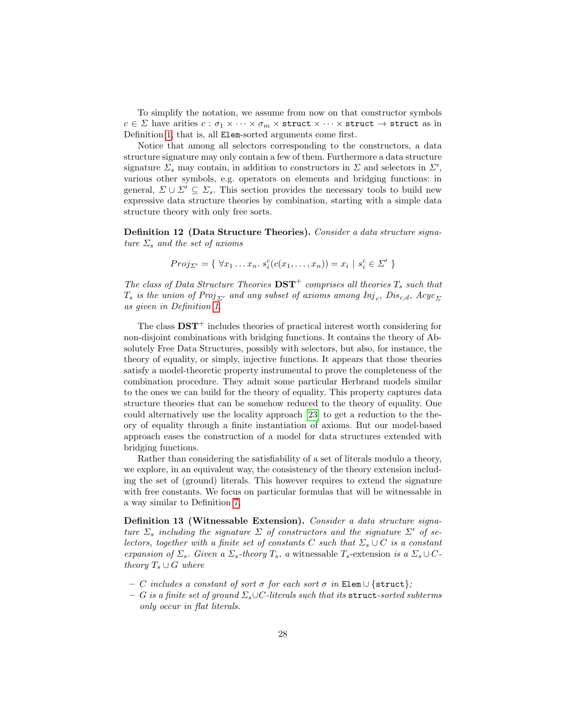To simplify the notation, we assume from now on that constructor symbols $c \in \Sigma$ have arities $c : \sigma_1 \times \cdots \times \sigma_m \times \texttt{struct} \times \cdots \times \texttt{struct} \to \texttt{struct}$ as in Definition 1, that is, all `Elem`-sorted arguments come first.

Notice that among all selectors corresponding to the constructors, a data structure signature may only contain a few of them. Furthermore a data structure signature $\Sigma_s$ may contain, in addition to constructors in $\Sigma$ and selectors in $\Sigma'$, various other symbols, e.g. operators on elements and bridging functions: in general, $\Sigma \cup \Sigma' \subseteq \Sigma_s$. This section provides the necessary tools to build new expressive data structure theories by combination, starting with a simple data structure theory with only free sorts.

**Definition 12 (Data Structure Theories).** *Consider a data structure signature $\Sigma_s$ and the set of axioms*

$$Proj_{\Sigma'} = \{ \ \forall x_1 \dots x_n.\ s_i^c(c(x_1, \dots, x_n)) = x_i \mid s_i^c \in \Sigma' \ \}$$

*The class of Data Structure Theories $\mathbf{DST}^+$ comprises all theories $T_s$ such that $T_s$ is the union of $Proj_{\Sigma'}$ and any subset of axioms among $Inj_c$, $Dis_{c,d}$, $Acyc_{\Sigma}$ as given in Definition 1.*

The class $\mathbf{DST}^+$ includes theories of practical interest worth considering for non-disjoint combinations with bridging functions. It contains the theory of Absolutely Free Data Structures, possibly with selectors, but also, for instance, the theory of equality, or simply, injective functions. It appears that those theories satisfy a model-theoretic property instrumental to prove the completeness of the combination procedure. They admit some particular Herbrand models similar to the ones we can build for the theory of equality. This property captures data structure theories that can be somehow reduced to the theory of equality. One could alternatively use the locality approach [23] to get a reduction to the theory of equality through a finite instantiation of axioms. But our model-based approach eases the construction of a model for data structures extended with bridging functions.

Rather than considering the satisfiability of a set of literals modulo a theory, we explore, in an equivalent way, the consistency of the theory extension including the set of (ground) literals. This however requires to extend the signature with free constants. We focus on particular formulas that will be witnessable in a way similar to Definition 7.

**Definition 13 (Witnessable Extension).** *Consider a data structure signature $\Sigma_s$ including the signature $\Sigma$ of constructors and the signature $\Sigma'$ of selectors, together with a finite set of constants $C$ such that $\Sigma_s \cup C$ is a constant expansion of $\Sigma_s$. Given a $\Sigma_s$-theory $T_s$, a* witnessable $T_s$-extension *is a $\Sigma_s \cup C$-theory $T_s \cup G$ where*

- *$C$ includes a constant of sort $\sigma$ for each sort $\sigma$ in $\texttt{Elem} \cup \{\texttt{struct}\}$;*
- *$G$ is a finite set of ground $\Sigma_s \cup C$-literals such that its `struct`-sorted subterms only occur in flat literals.*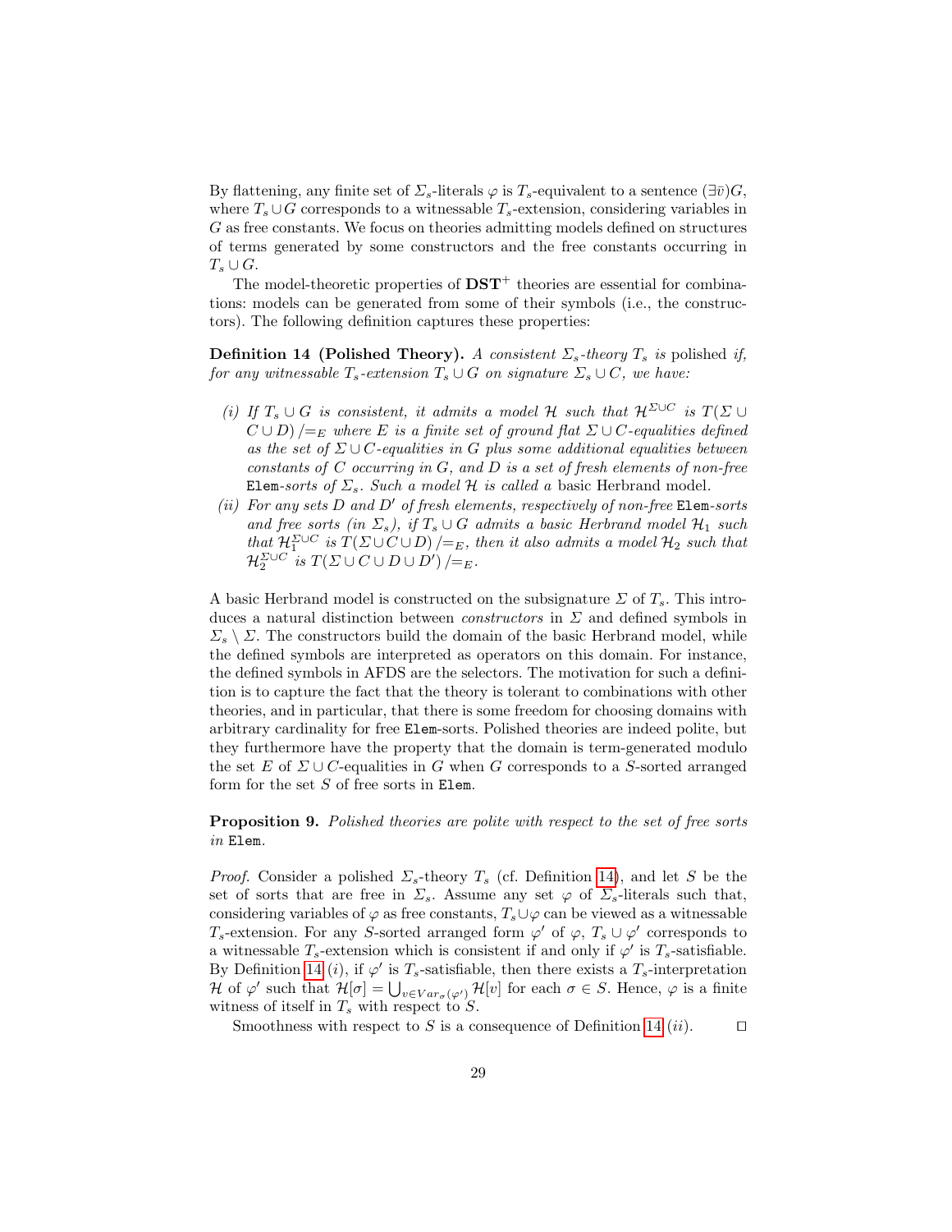By flattening, any finite set of $\Sigma_s$-literals $\varphi$ is $T_s$-equivalent to a sentence $(\exists \bar{v})G$, where $T_s \cup G$ corresponds to a witnessable $T_s$-extension, considering variables in $G$ as free constants. We focus on theories admitting models defined on structures of terms generated by some constructors and the free constants occurring in $T_s \cup G$.

The model-theoretic properties of $\mathbf{DST}^+$ theories are essential for combinations: models can be generated from some of their symbols (i.e., the constructors). The following definition captures these properties:

**Definition 14 (Polished Theory).** *A consistent $\Sigma_s$-theory $T_s$ is* polished *if, for any witnessable $T_s$-extension $T_s \cup G$ on signature $\Sigma_s \cup C$, we have:*

*(i) If $T_s \cup G$ is consistent, it admits a model $\mathcal{H}$ such that $\mathcal{H}^{\Sigma \cup C}$ is $T(\Sigma \cup C \cup D)/{=_E}$ where $E$ is a finite set of ground flat $\Sigma \cup C$-equalities defined as the set of $\Sigma \cup C$-equalities in $G$ plus some additional equalities between constants of $C$ occurring in $G$, and $D$ is a set of fresh elements of non-free* `Elem`*-sorts of $\Sigma_s$. Such a model $\mathcal{H}$ is called a* basic Herbrand model*.*

*(ii) For any sets $D$ and $D'$ of fresh elements, respectively of non-free* `Elem`*-sorts and free sorts (in $\Sigma_s$), if $T_s \cup G$ admits a basic Herbrand model $\mathcal{H}_1$ such that $\mathcal{H}_1^{\Sigma \cup C}$ is $T(\Sigma \cup C \cup D)/{=_E}$, then it also admits a model $\mathcal{H}_2$ such that $\mathcal{H}_2^{\Sigma \cup C}$ is $T(\Sigma \cup C \cup D \cup D')/{=_E}$.*

A basic Herbrand model is constructed on the subsignature $\Sigma$ of $T_s$. This introduces a natural distinction between *constructors* in $\Sigma$ and defined symbols in $\Sigma_s \setminus \Sigma$. The constructors build the domain of the basic Herbrand model, while the defined symbols are interpreted as operators on this domain. For instance, the defined symbols in AFDS are the selectors. The motivation for such a definition is to capture the fact that the theory is tolerant to combinations with other theories, and in particular, that there is some freedom for choosing domains with arbitrary cardinality for free `Elem`-sorts. Polished theories are indeed polite, but they furthermore have the property that the domain is term-generated modulo the set $E$ of $\Sigma \cup C$-equalities in $G$ when $G$ corresponds to a $S$-sorted arranged form for the set $S$ of free sorts in `Elem`.

**Proposition 9.** *Polished theories are polite with respect to the set of free sorts in* `Elem`*.*

*Proof.* Consider a polished $\Sigma_s$-theory $T_s$ (cf. Definition 14), and let $S$ be the set of sorts that are free in $\Sigma_s$. Assume any set $\varphi$ of $\Sigma_s$-literals such that, considering variables of $\varphi$ as free constants, $T_s \cup \varphi$ can be viewed as a witnessable $T_s$-extension. For any $S$-sorted arranged form $\varphi'$ of $\varphi$, $T_s \cup \varphi'$ corresponds to a witnessable $T_s$-extension which is consistent if and only if $\varphi'$ is $T_s$-satisfiable. By Definition 14 $(i)$, if $\varphi'$ is $T_s$-satisfiable, then there exists a $T_s$-interpretation $\mathcal{H}$ of $\varphi'$ such that $\mathcal{H}[\sigma] = \bigcup_{v \in Var_\sigma(\varphi')} \mathcal{H}[v]$ for each $\sigma \in S$. Hence, $\varphi$ is a finite witness of itself in $T_s$ with respect to $S$.

Smoothness with respect to $S$ is a consequence of Definition 14 $(ii)$. $\square$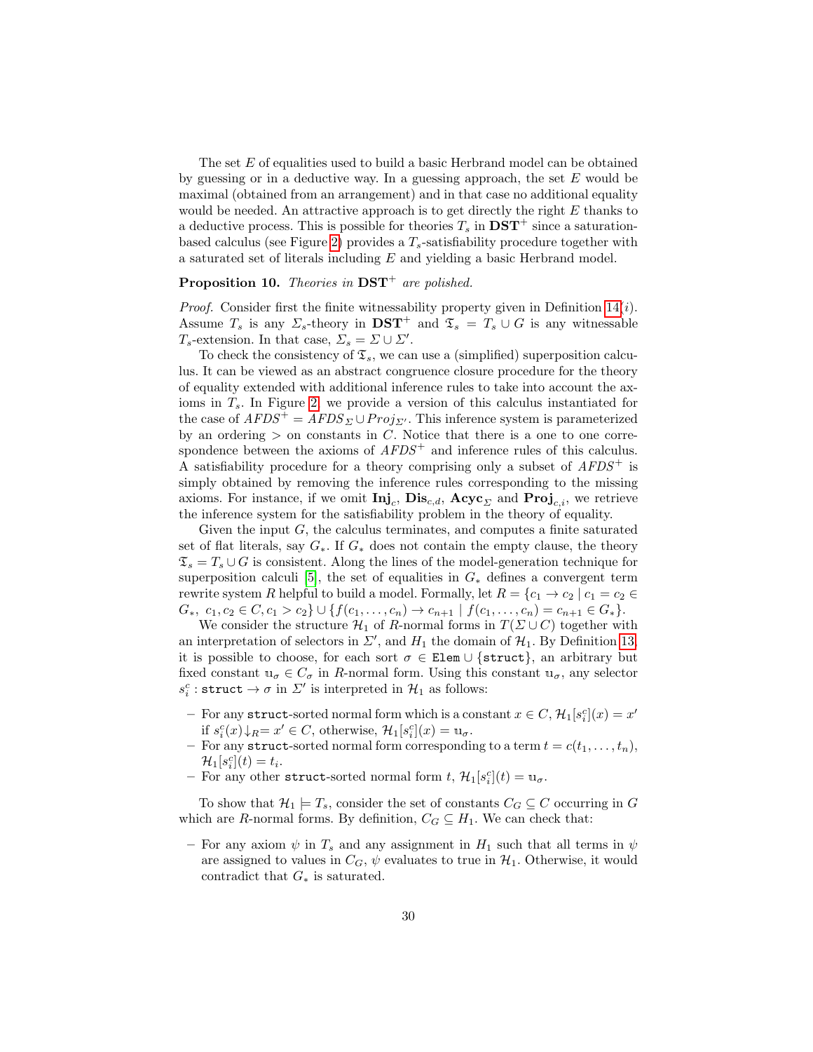The set $E$ of equalities used to build a basic Herbrand model can be obtained by guessing or in a deductive way. In a guessing approach, the set $E$ would be maximal (obtained from an arrangement) and in that case no additional equality would be needed. An attractive approach is to get directly the right $E$ thanks to a deductive process. This is possible for theories $T_s$ in $\mathbf{DST}^+$ since a saturation-based calculus (see Figure 2) provides a $T_s$-satisfiability procedure together with a saturated set of literals including $E$ and yielding a basic Herbrand model.

**Proposition 10.** *Theories in* $\mathbf{DST}^+$ *are polished.*

*Proof.* Consider first the finite witnessability property given in Definition 14($i$). Assume $T_s$ is any $\Sigma_s$-theory in $\mathbf{DST}^+$ and $\mathfrak{T}_s = T_s \cup G$ is any witnessable $T_s$-extension. In that case, $\Sigma_s = \Sigma \cup \Sigma'$.

To check the consistency of $\mathfrak{T}_s$, we can use a (simplified) superposition calculus. It can be viewed as an abstract congruence closure procedure for the theory of equality extended with additional inference rules to take into account the axioms in $T_s$. In Figure 2, we provide a version of this calculus instantiated for the case of $AFDS^+ = AFDS_\Sigma \cup Proj_{\Sigma'}$. This inference system is parameterized by an ordering $>$ on constants in $C$. Notice that there is a one to one correspondence between the axioms of $AFDS^+$ and inference rules of this calculus. A satisfiability procedure for a theory comprising only a subset of $AFDS^+$ is simply obtained by removing the inference rules corresponding to the missing axioms. For instance, if we omit $\mathbf{Inj}_c$, $\mathbf{Dis}_{c,d}$, $\mathbf{Acyc}_\Sigma$ and $\mathbf{Proj}_{c,i}$, we retrieve the inference system for the satisfiability problem in the theory of equality.

Given the input $G$, the calculus terminates, and computes a finite saturated set of flat literals, say $G_*$. If $G_*$ does not contain the empty clause, the theory $\mathfrak{T}_s = T_s \cup G$ is consistent. Along the lines of the model-generation technique for superposition calculi [5], the set of equalities in $G_*$ defines a convergent term rewrite system $R$ helpful to build a model. Formally, let $R = \{c_1 \to c_2 \mid c_1 = c_2 \in G_*,\ c_1, c_2 \in C, c_1 > c_2\} \cup \{f(c_1, \dots, c_n) \to c_{n+1} \mid f(c_1, \dots, c_n) = c_{n+1} \in G_*\}$.

We consider the structure $\mathcal{H}_1$ of $R$-normal forms in $T(\Sigma \cup C)$ together with an interpretation of selectors in $\Sigma'$, and $H_1$ the domain of $\mathcal{H}_1$. By Definition 13, it is possible to choose, for each sort $\sigma \in \mathtt{Elem} \cup \{\mathtt{struct}\}$, an arbitrary but fixed constant $\mathbb{u}_\sigma \in C_\sigma$ in $R$-normal form. Using this constant $\mathbb{u}_\sigma$, any selector $s_i^c : \mathtt{struct} \to \sigma$ in $\Sigma'$ is interpreted in $\mathcal{H}_1$ as follows:

- For any $\mathtt{struct}$-sorted normal form which is a constant $x \in C$, $\mathcal{H}_1[s_i^c](x) = x'$ if $s_i^c(x){\downarrow_R} = x' \in C$, otherwise, $\mathcal{H}_1[s_i^c](x) = \mathbb{u}_\sigma$.
- For any $\mathtt{struct}$-sorted normal form corresponding to a term $t = c(t_1, \dots, t_n)$, $\mathcal{H}_1[s_i^c](t) = t_i$.
- For any other $\mathtt{struct}$-sorted normal form $t$, $\mathcal{H}_1[s_i^c](t) = \mathbb{u}_\sigma$.

To show that $\mathcal{H}_1 \models T_s$, consider the set of constants $C_G \subseteq C$ occurring in $G$ which are $R$-normal forms. By definition, $C_G \subseteq H_1$. We can check that:

- For any axiom $\psi$ in $T_s$ and any assignment in $H_1$ such that all terms in $\psi$ are assigned to values in $C_G$, $\psi$ evaluates to true in $\mathcal{H}_1$. Otherwise, it would contradict that $G_*$ is saturated.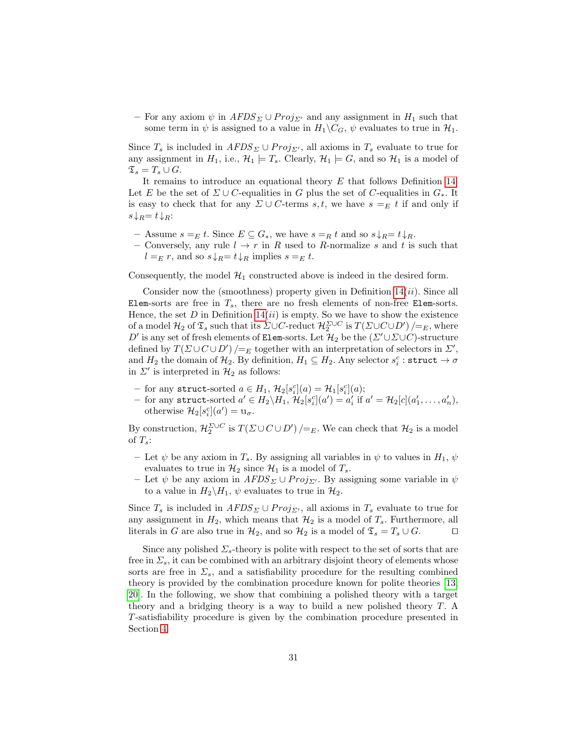– For any axiom $\psi$ in $AFDS_\Sigma \cup Proj_{\Sigma'}$ and any assignment in $H_1$ such that some term in $\psi$ is assigned to a value in $H_1 \backslash C_G$, $\psi$ evaluates to true in $\mathcal{H}_1$.

Since $T_s$ is included in $AFDS_\Sigma \cup Proj_{\Sigma'}$, all axioms in $T_s$ evaluate to true for any assignment in $H_1$, i.e., $\mathcal{H}_1 \models T_s$. Clearly, $\mathcal{H}_1 \models G$, and so $\mathcal{H}_1$ is a model of $\mathfrak{T}_s = T_s \cup G$.

It remains to introduce an equational theory $E$ that follows Definition 14. Let $E$ be the set of $\Sigma \cup C$-equalities in $G$ plus the set of $C$-equalities in $G_*$. It is easy to check that for any $\Sigma \cup C$-terms $s, t$, we have $s =_E t$ if and only if $s{\downarrow_R} = t{\downarrow_R}$:

– Assume $s =_E t$. Since $E \subseteq G_*$, we have $s =_R t$ and so $s{\downarrow_R} = t{\downarrow_R}$.
– Conversely, any rule $l \rightarrow r$ in $R$ used to $R$-normalize $s$ and $t$ is such that $l =_E r$, and so $s{\downarrow_R} = t{\downarrow_R}$ implies $s =_E t$.

Consequently, the model $\mathcal{H}_1$ constructed above is indeed in the desired form.

Consider now the (smoothness) property given in Definition 14($ii$). Since all `Elem`-sorts are free in $T_s$, there are no fresh elements of non-free `Elem`-sorts. Hence, the set $D$ in Definition 14($ii$) is empty. So we have to show the existence of a model $\mathcal{H}_2$ of $\mathfrak{T}_s$ such that its $\Sigma \cup C$-reduct $\mathcal{H}_2^{\Sigma \cup C}$ is $T(\Sigma \cup C \cup D')/{=_E}$, where $D'$ is any set of fresh elements of `Elem`-sorts. Let $\mathcal{H}_2$ be the $(\Sigma' \cup \Sigma \cup C)$-structure defined by $T(\Sigma \cup C \cup D')/{=_E}$ together with an interpretation of selectors in $\Sigma'$, and $H_2$ the domain of $\mathcal{H}_2$. By definition, $H_1 \subseteq H_2$. Any selector $s_i^c : \texttt{struct} \rightarrow \sigma$ in $\Sigma'$ is interpreted in $\mathcal{H}_2$ as follows:

– for any `struct`-sorted $a \in H_1$, $\mathcal{H}_2[s_i^c](a) = \mathcal{H}_1[s_i^c](a)$;
– for any `struct`-sorted $a' \in H_2 \backslash H_1$, $\mathcal{H}_2[s_i^c](a') = a'_i$ if $a' = \mathcal{H}_2[c](a'_1, \ldots, a'_n)$, otherwise $\mathcal{H}_2[s_i^c](a') = \mathbb{u}_\sigma$.

By construction, $\mathcal{H}_2^{\Sigma \cup C}$ is $T(\Sigma \cup C \cup D')/{=_E}$. We can check that $\mathcal{H}_2$ is a model of $T_s$:

– Let $\psi$ be any axiom in $T_s$. By assigning all variables in $\psi$ to values in $H_1$, $\psi$ evaluates to true in $\mathcal{H}_2$ since $\mathcal{H}_1$ is a model of $T_s$.
– Let $\psi$ be any axiom in $AFDS_\Sigma \cup Proj_{\Sigma'}$. By assigning some variable in $\psi$ to a value in $H_2 \backslash H_1$, $\psi$ evaluates to true in $\mathcal{H}_2$.

Since $T_s$ is included in $AFDS_\Sigma \cup Proj_{\Sigma'}$, all axioms in $T_s$ evaluate to true for any assignment in $H_2$, which means that $\mathcal{H}_2$ is a model of $T_s$. Furthermore, all literals in $G$ are also true in $\mathcal{H}_2$, and so $\mathcal{H}_2$ is a model of $\mathfrak{T}_s = T_s \cup G$. ◻

Since any polished $\Sigma_s$-theory is polite with respect to the set of sorts that are free in $\Sigma_s$, it can be combined with an arbitrary disjoint theory of elements whose sorts are free in $\Sigma_s$, and a satisfiability procedure for the resulting combined theory is provided by the combination procedure known for polite theories [13, 20]. In the following, we show that combining a polished theory with a target theory and a bridging theory is a way to build a new polished theory $T$. A $T$-satisfiability procedure is given by the combination procedure presented in Section 4.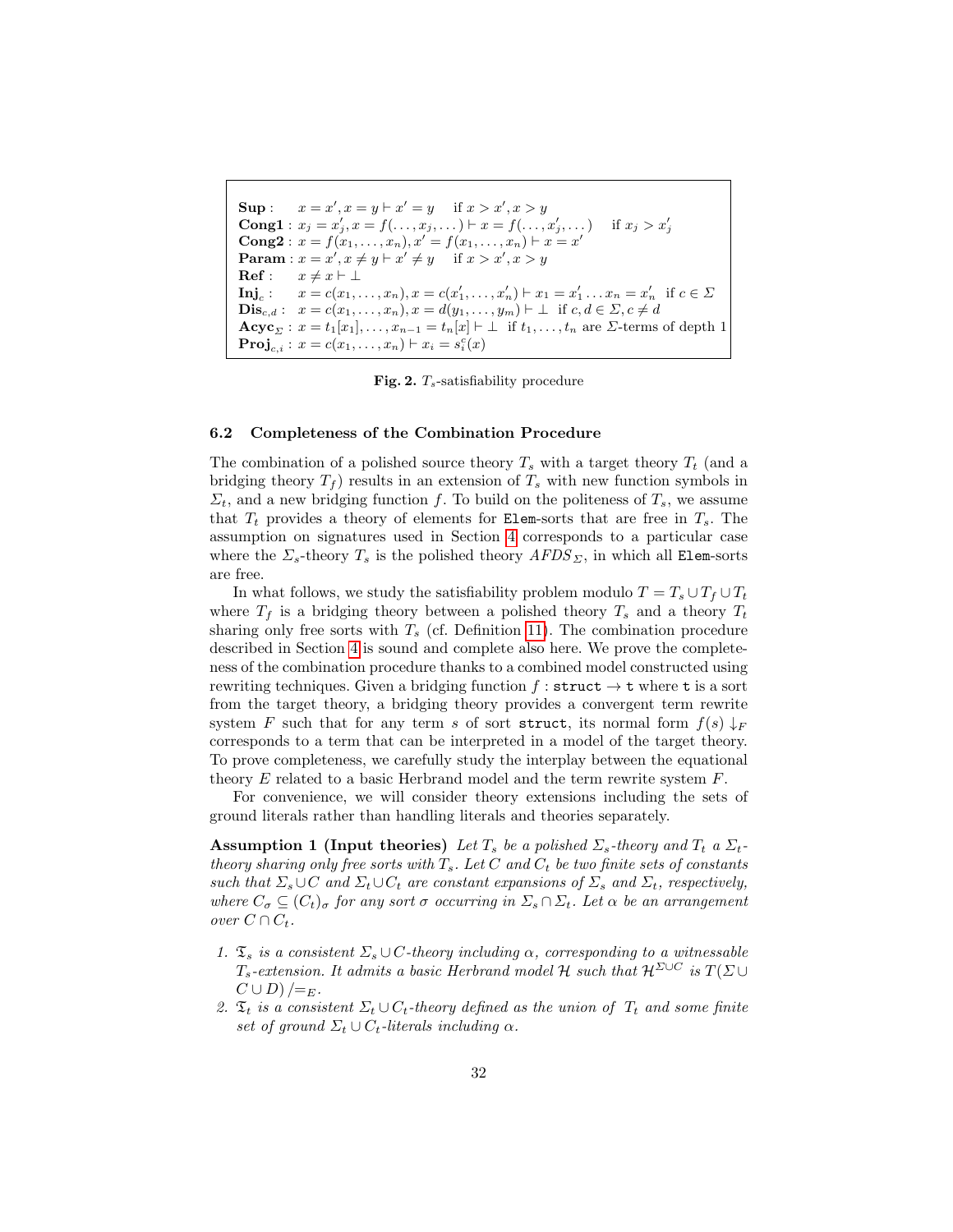$$
\begin{array}{ll}
\textbf{Sup}: & x = x', x = y \vdash x' = y \quad \text{if } x > x', x > y \\
\textbf{Cong1}: & x_j = x_j', x = f(\ldots, x_j, \ldots) \vdash x = f(\ldots, x_j', \ldots) \quad \text{if } x_j > x_j' \\
\textbf{Cong2}: & x = f(x_1, \ldots, x_n), x' = f(x_1, \ldots, x_n) \vdash x = x' \\
\textbf{Param}: & x = x', x \neq y \vdash x' \neq y \quad \text{if } x > x', x > y \\
\textbf{Ref}: & x \neq x \vdash \bot \\
\textbf{Inj}_c: & x = c(x_1, \ldots, x_n), x = c(x_1', \ldots, x_n') \vdash x_1 = x_1' \ldots x_n = x_n' \;\; \text{if } c \in \Sigma \\
\textbf{Dis}_{c,d}: & x = c(x_1, \ldots, x_n), x = d(y_1, \ldots, y_m) \vdash \bot \;\; \text{if } c, d \in \Sigma, c \neq d \\
\textbf{Acyc}_\Sigma: & x = t_1[x_1], \ldots, x_{n-1} = t_n[x] \vdash \bot \;\; \text{if } t_1, \ldots, t_n \text{ are } \Sigma\text{-terms of depth 1} \\
\textbf{Proj}_{c,i}: & x = c(x_1, \ldots, x_n) \vdash x_i = s_i^c(x)
\end{array}
$$

**Fig. 2.** $T_s$-satisfiability procedure

### 6.2 Completeness of the Combination Procedure

The combination of a polished source theory $T_s$ with a target theory $T_t$ (and a bridging theory $T_f$) results in an extension of $T_s$ with new function symbols in $\Sigma_t$, and a new bridging function $f$. To build on the politeness of $T_s$, we assume that $T_t$ provides a theory of elements for `Elem`-sorts that are free in $T_s$. The assumption on signatures used in Section 4 corresponds to a particular case where the $\Sigma_s$-theory $T_s$ is the polished theory $AFDS_\Sigma$, in which all `Elem`-sorts are free.

In what follows, we study the satisfiability problem modulo $T = T_s \cup T_f \cup T_t$ where $T_f$ is a bridging theory between a polished theory $T_s$ and a theory $T_t$ sharing only free sorts with $T_s$ (cf. Definition 11). The combination procedure described in Section 4 is sound and complete also here. We prove the completeness of the combination procedure thanks to a combined model constructed using rewriting techniques. Given a bridging function $f : \texttt{struct} \to \texttt{t}$ where $\texttt{t}$ is a sort from the target theory, a bridging theory provides a convergent term rewrite system $F$ such that for any term $s$ of sort `struct`, its normal form $f(s)\downarrow_F$ corresponds to a term that can be interpreted in a model of the target theory. To prove completeness, we carefully study the interplay between the equational theory $E$ related to a basic Herbrand model and the term rewrite system $F$.

For convenience, we will consider theory extensions including the sets of ground literals rather than handling literals and theories separately.

**Assumption 1 (Input theories)** *Let $T_s$ be a polished $\Sigma_s$-theory and $T_t$ a $\Sigma_t$-theory sharing only free sorts with $T_s$. Let $C$ and $C_t$ be two finite sets of constants such that $\Sigma_s \cup C$ and $\Sigma_t \cup C_t$ are constant expansions of $\Sigma_s$ and $\Sigma_t$, respectively, where $C_\sigma \subseteq (C_t)_\sigma$ for any sort $\sigma$ occurring in $\Sigma_s \cap \Sigma_t$. Let $\alpha$ be an arrangement over $C \cap C_t$.*

1. *$\mathfrak{T}_s$ is a consistent $\Sigma_s \cup C$-theory including $\alpha$, corresponding to a witnessable $T_s$-extension. It admits a basic Herbrand model $\mathcal{H}$ such that $\mathcal{H}^{\Sigma \cup C}$ is $T(\Sigma \cup C \cup D)/=_E$.*
2. *$\mathfrak{T}_t$ is a consistent $\Sigma_t \cup C_t$-theory defined as the union of $T_t$ and some finite set of ground $\Sigma_t \cup C_t$-literals including $\alpha$.*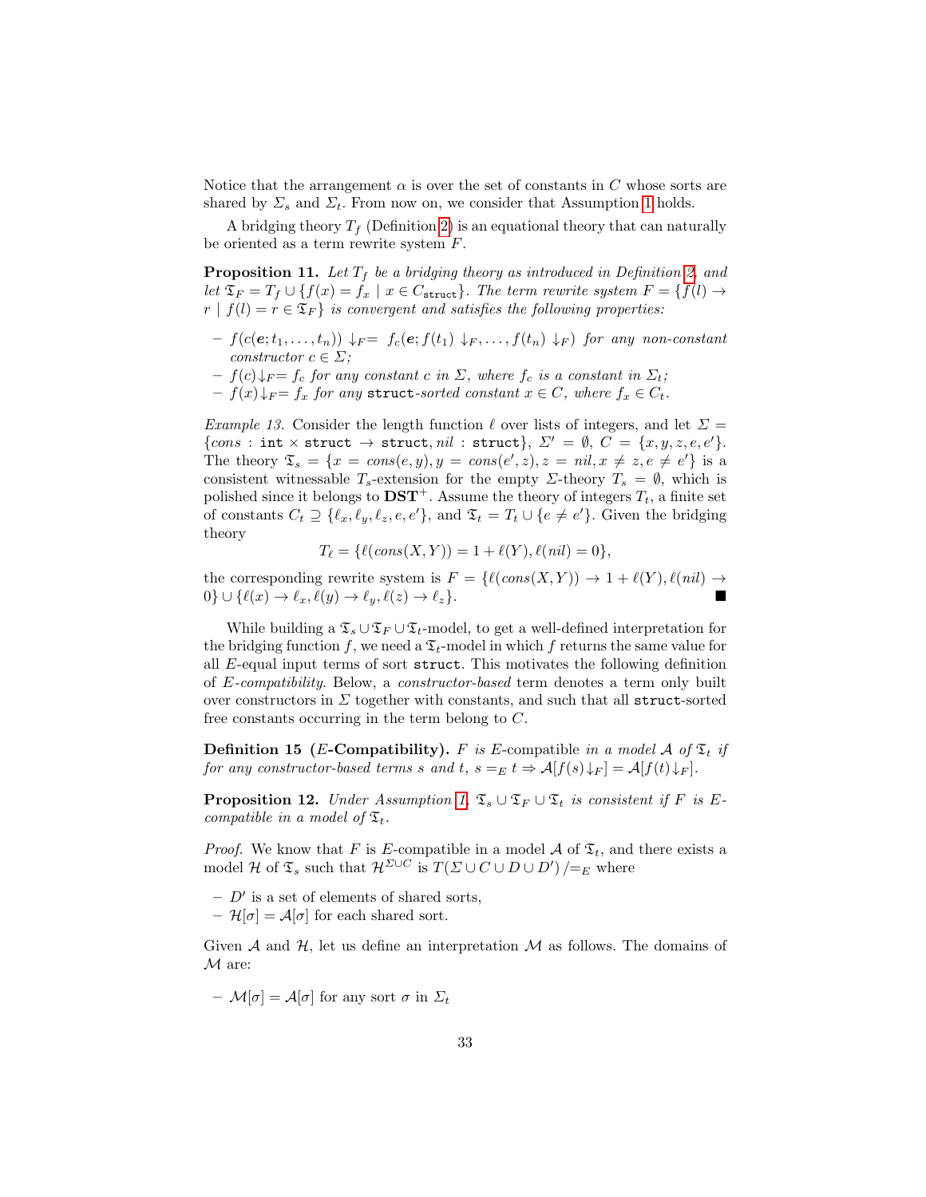Notice that the arrangement $\alpha$ is over the set of constants in $C$ whose sorts are shared by $\Sigma_s$ and $\Sigma_t$. From now on, we consider that Assumption 1 holds.

A bridging theory $T_f$ (Definition 2) is an equational theory that can naturally be oriented as a term rewrite system $F$.

**Proposition 11.** *Let $T_f$ be a bridging theory as introduced in Definition 2, and let $\mathfrak{T}_F = T_f \cup \{f(x) = f_x \mid x \in C_{\texttt{struct}}\}$. The term rewrite system $F = \{f(l) \to r \mid f(l) = r \in \mathfrak{T}_F\}$ is convergent and satisfies the following properties:*

- *$f(c(\boldsymbol{e}; t_1, \ldots, t_n)) \downarrow_F = f_c(\boldsymbol{e}; f(t_1) \downarrow_F, \ldots, f(t_n) \downarrow_F)$ for any non-constant constructor $c \in \Sigma$;*
- *$f(c) \downarrow_F = f_c$ for any constant $c$ in $\Sigma$, where $f_c$ is a constant in $\Sigma_t$;*
- *$f(x) \downarrow_F = f_x$ for any $\texttt{struct}$-sorted constant $x \in C$, where $f_x \in C_t$.*

*Example 13.* Consider the length function $\ell$ over lists of integers, and let $\Sigma = \{cons : \texttt{int} \times \texttt{struct} \to \texttt{struct}, nil : \texttt{struct}\}$, $\Sigma' = \emptyset$, $C = \{x, y, z, e, e'\}$. The theory $\mathfrak{T}_s = \{x = cons(e, y), y = cons(e', z), z = nil, x \neq z, e \neq e'\}$ is a consistent witnessable $T_s$-extension for the empty $\Sigma$-theory $T_s = \emptyset$, which is polished since it belongs to $\mathbf{DST}^+$. Assume the theory of integers $T_t$, a finite set of constants $C_t \supseteq \{\ell_x, \ell_y, \ell_z, e, e'\}$, and $\mathfrak{T}_t = T_t \cup \{e \neq e'\}$. Given the bridging theory

$$T_\ell = \{\ell(cons(X, Y)) = 1 + \ell(Y), \ell(nil) = 0\},$$

the corresponding rewrite system is $F = \{\ell(cons(X, Y)) \to 1 + \ell(Y), \ell(nil) \to 0\} \cup \{\ell(x) \to \ell_x, \ell(y) \to \ell_y, \ell(z) \to \ell_z\}$. ∎

While building a $\mathfrak{T}_s \cup \mathfrak{T}_F \cup \mathfrak{T}_t$-model, to get a well-defined interpretation for the bridging function $f$, we need a $\mathfrak{T}_t$-model in which $f$ returns the same value for all $E$-equal input terms of sort $\texttt{struct}$. This motivates the following definition of *$E$-compatibility*. Below, a *constructor-based* term denotes a term only built over constructors in $\Sigma$ together with constants, and such that all $\texttt{struct}$-sorted free constants occurring in the term belong to $C$.

**Definition 15 ($E$-Compatibility).** *$F$ is $E$-compatible in a model $\mathcal{A}$ of $\mathfrak{T}_t$ if for any constructor-based terms $s$ and $t$, $s =_E t \Rightarrow \mathcal{A}[f(s)\downarrow_F] = \mathcal{A}[f(t)\downarrow_F]$.*

**Proposition 12.** *Under Assumption 1, $\mathfrak{T}_s \cup \mathfrak{T}_F \cup \mathfrak{T}_t$ is consistent if $F$ is $E$-compatible in a model of $\mathfrak{T}_t$.*

*Proof.* We know that $F$ is $E$-compatible in a model $\mathcal{A}$ of $\mathfrak{T}_t$, and there exists a model $\mathcal{H}$ of $\mathfrak{T}_s$ such that $\mathcal{H}^{\Sigma \cup C}$ is $T(\Sigma \cup C \cup D \cup D')/\!=_E$ where

- $D'$ is a set of elements of shared sorts,
- $\mathcal{H}[\sigma] = \mathcal{A}[\sigma]$ for each shared sort.

Given $\mathcal{A}$ and $\mathcal{H}$, let us define an interpretation $\mathcal{M}$ as follows. The domains of $\mathcal{M}$ are:

- $\mathcal{M}[\sigma] = \mathcal{A}[\sigma]$ for any sort $\sigma$ in $\Sigma_t$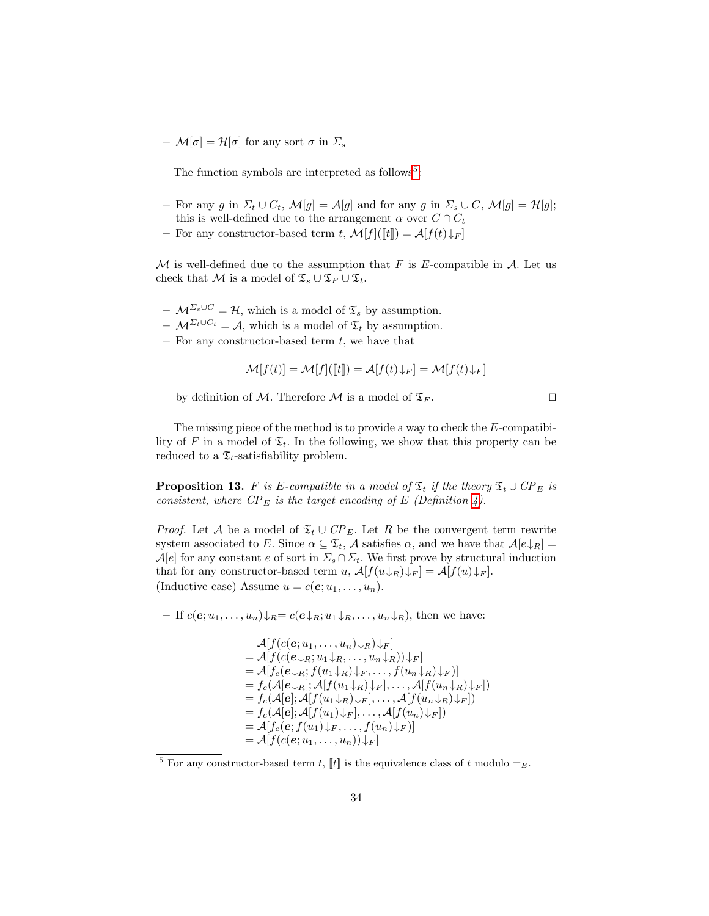– $\mathcal{M}[\sigma] = \mathcal{H}[\sigma]$ for any sort $\sigma$ in $\Sigma_s$

The function symbols are interpreted as follows[5]:

– For any $g$ in $\Sigma_t \cup C_t$, $\mathcal{M}[g] = \mathcal{A}[g]$ and for any $g$ in $\Sigma_s \cup C$, $\mathcal{M}[g] = \mathcal{H}[g]$; this is well-defined due to the arrangement $\alpha$ over $C \cap C_t$
– For any constructor-based term $t$, $\mathcal{M}[f](\llbracket t \rrbracket) = \mathcal{A}[f(t)\downarrow_F]$

$\mathcal{M}$ is well-defined due to the assumption that $F$ is $E$-compatible in $\mathcal{A}$. Let us check that $\mathcal{M}$ is a model of $\mathfrak{T}_s \cup \mathfrak{T}_F \cup \mathfrak{T}_t$.

– $\mathcal{M}^{\Sigma_s \cup C} = \mathcal{H}$, which is a model of $\mathfrak{T}_s$ by assumption.
– $\mathcal{M}^{\Sigma_t \cup C_t} = \mathcal{A}$, which is a model of $\mathfrak{T}_t$ by assumption.
– For any constructor-based term $t$, we have that

$$\mathcal{M}[f(t)] = \mathcal{M}[f](\llbracket t \rrbracket) = \mathcal{A}[f(t)\downarrow_F] = \mathcal{M}[f(t)\downarrow_F]$$

by definition of $\mathcal{M}$. Therefore $\mathcal{M}$ is a model of $\mathfrak{T}_F$. $\square$

The missing piece of the method is to provide a way to check the $E$-compatibility of $F$ in a model of $\mathfrak{T}_t$. In the following, we show that this property can be reduced to a $\mathfrak{T}_t$-satisfiability problem.

**Proposition 13.** *$F$ is $E$-compatible in a model of $\mathfrak{T}_t$ if the theory $\mathfrak{T}_t \cup CP_E$ is consistent, where $CP_E$ is the target encoding of $E$ (Definition 4).*

*Proof.* Let $\mathcal{A}$ be a model of $\mathfrak{T}_t \cup CP_E$. Let $R$ be the convergent term rewrite system associated to $E$. Since $\alpha \subseteq \mathfrak{T}_t$, $\mathcal{A}$ satisfies $\alpha$, and we have that $\mathcal{A}[e\downarrow_R] = \mathcal{A}[e]$ for any constant $e$ of sort in $\Sigma_s \cap \Sigma_t$. We first prove by structural induction that for any constructor-based term $u$, $\mathcal{A}[f(u\downarrow_R)\downarrow_F] = \mathcal{A}[f(u)\downarrow_F]$.
(Inductive case) Assume $u = c(\boldsymbol{e}; u_1, \ldots, u_n)$.

– If $c(\boldsymbol{e}; u_1, \ldots, u_n)\downarrow_R = c(\boldsymbol{e}\downarrow_R; u_1\downarrow_R, \ldots, u_n\downarrow_R)$, then we have:

$$\begin{aligned}
&\mathcal{A}[f(c(\boldsymbol{e}; u_1, \ldots, u_n)\downarrow_R)\downarrow_F] \\
&= \mathcal{A}[f(c(\boldsymbol{e}\downarrow_R; u_1\downarrow_R, \ldots, u_n\downarrow_R))\downarrow_F] \\
&= \mathcal{A}[f_c(\boldsymbol{e}\downarrow_R; f(u_1\downarrow_R)\downarrow_F, \ldots, f(u_n\downarrow_R)\downarrow_F)] \\
&= f_c(\mathcal{A}[\boldsymbol{e}\downarrow_R]; \mathcal{A}[f(u_1\downarrow_R)\downarrow_F], \ldots, \mathcal{A}[f(u_n\downarrow_R)\downarrow_F]) \\
&= f_c(\mathcal{A}[\boldsymbol{e}]; \mathcal{A}[f(u_1\downarrow_R)\downarrow_F], \ldots, \mathcal{A}[f(u_n\downarrow_R)\downarrow_F]) \\
&= f_c(\mathcal{A}[\boldsymbol{e}]; \mathcal{A}[f(u_1)\downarrow_F], \ldots, \mathcal{A}[f(u_n)\downarrow_F]) \\
&= \mathcal{A}[f_c(\boldsymbol{e}; f(u_1)\downarrow_F, \ldots, f(u_n)\downarrow_F)] \\
&= \mathcal{A}[f(c(\boldsymbol{e}; u_1, \ldots, u_n))\downarrow_F]
\end{aligned}$$

[5] For any constructor-based term $t$, $\llbracket t \rrbracket$ is the equivalence class of $t$ modulo $=_E$.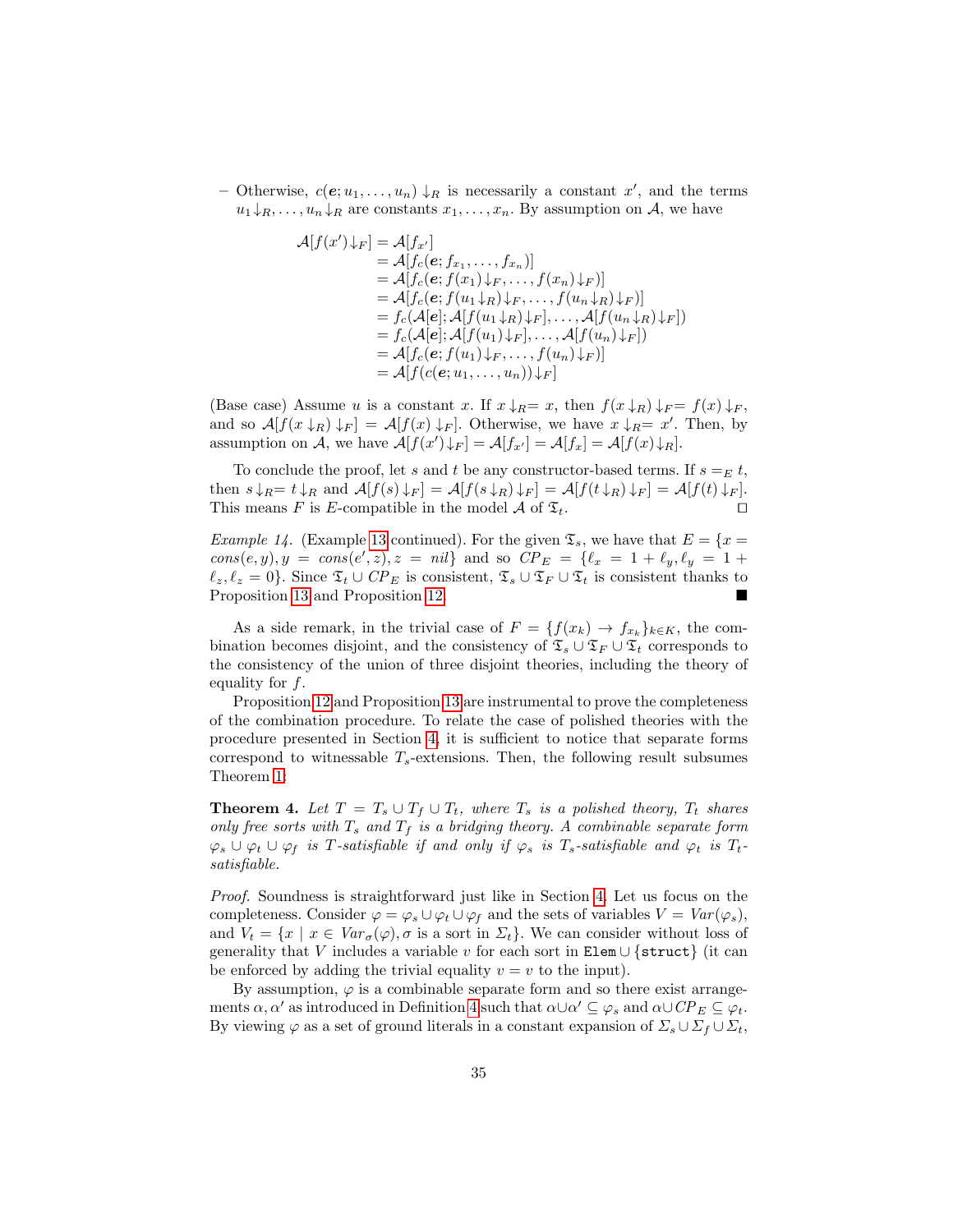– Otherwise, $c(\boldsymbol{e}; u_1, \ldots, u_n) \downarrow_R$ is necessarily a constant $x'$, and the terms $u_1 \downarrow_R, \ldots, u_n \downarrow_R$ are constants $x_1, \ldots, x_n$. By assumption on $\mathcal{A}$, we have

$$
\begin{aligned}
\mathcal{A}[f(x') \downarrow_F] &= \mathcal{A}[f_{x'}] \\
&= \mathcal{A}[f_c(\boldsymbol{e}; f_{x_1}, \ldots, f_{x_n})] \\
&= \mathcal{A}[f_c(\boldsymbol{e}; f(x_1) \downarrow_F, \ldots, f(x_n) \downarrow_F)] \\
&= \mathcal{A}[f_c(\boldsymbol{e}; f(u_1 \downarrow_R) \downarrow_F, \ldots, f(u_n \downarrow_R) \downarrow_F)] \\
&= f_c(\mathcal{A}[\boldsymbol{e}]; \mathcal{A}[f(u_1 \downarrow_R) \downarrow_F], \ldots, \mathcal{A}[f(u_n \downarrow_R) \downarrow_F]) \\
&= f_c(\mathcal{A}[\boldsymbol{e}]; \mathcal{A}[f(u_1) \downarrow_F], \ldots, \mathcal{A}[f(u_n) \downarrow_F]) \\
&= \mathcal{A}[f_c(\boldsymbol{e}; f(u_1) \downarrow_F, \ldots, f(u_n) \downarrow_F)] \\
&= \mathcal{A}[f(c(\boldsymbol{e}; u_1, \ldots, u_n)) \downarrow_F]
\end{aligned}
$$

(Base case) Assume $u$ is a constant $x$. If $x \downarrow_R = x$, then $f(x \downarrow_R) \downarrow_F = f(x) \downarrow_F$, and so $\mathcal{A}[f(x \downarrow_R) \downarrow_F] = \mathcal{A}[f(x) \downarrow_F]$. Otherwise, we have $x \downarrow_R = x'$. Then, by assumption on $\mathcal{A}$, we have $\mathcal{A}[f(x') \downarrow_F] = \mathcal{A}[f_{x'}] = \mathcal{A}[f_x] = \mathcal{A}[f(x) \downarrow_R]$.

To conclude the proof, let $s$ and $t$ be any constructor-based terms. If $s =_E t$, then $s \downarrow_R = t \downarrow_R$ and $\mathcal{A}[f(s) \downarrow_F] = \mathcal{A}[f(s \downarrow_R) \downarrow_F] = \mathcal{A}[f(t \downarrow_R) \downarrow_F] = \mathcal{A}[f(t) \downarrow_F]$. This means $F$ is $E$-compatible in the model $\mathcal{A}$ of $\mathfrak{T}_t$. ◻

*Example 14.* (Example 13 continued). For the given $\mathfrak{T}_s$, we have that $E = \{x = cons(e, y), y = cons(e', z), z = nil\}$ and so $CP_E = \{\ell_x = 1 + \ell_y, \ell_y = 1 + \ell_z, \ell_z = 0\}$. Since $\mathfrak{T}_t \cup CP_E$ is consistent, $\mathfrak{T}_s \cup \mathfrak{T}_F \cup \mathfrak{T}_t$ is consistent thanks to Proposition 13 and Proposition 12. ■

As a side remark, in the trivial case of $F = \{f(x_k) \rightarrow f_{x_k}\}_{k \in K}$, the combination becomes disjoint, and the consistency of $\mathfrak{T}_s \cup \mathfrak{T}_F \cup \mathfrak{T}_t$ corresponds to the consistency of the union of three disjoint theories, including the theory of equality for $f$.

Proposition 12 and Proposition 13 are instrumental to prove the completeness of the combination procedure. To relate the case of polished theories with the procedure presented in Section 4, it is sufficient to notice that separate forms correspond to witnessable $T_s$-extensions. Then, the following result subsumes Theorem 1:

**Theorem 4.** *Let $T = T_s \cup T_f \cup T_t$, where $T_s$ is a polished theory, $T_t$ shares only free sorts with $T_s$ and $T_f$ is a bridging theory. A combinable separate form $\varphi_s \cup \varphi_t \cup \varphi_f$ is $T$-satisfiable if and only if $\varphi_s$ is $T_s$-satisfiable and $\varphi_t$ is $T_t$-satisfiable.*

*Proof.* Soundness is straightforward just like in Section 4. Let us focus on the completeness. Consider $\varphi = \varphi_s \cup \varphi_t \cup \varphi_f$ and the sets of variables $V = Var(\varphi_s)$, and $V_t = \{x \mid x \in Var_\sigma(\varphi), \sigma \text{ is a sort in } \Sigma_t\}$. We can consider without loss of generality that $V$ includes a variable $v$ for each sort in `Elem` $\cup$ {`struct`} (it can be enforced by adding the trivial equality $v = v$ to the input).

By assumption, $\varphi$ is a combinable separate form and so there exist arrangements $\alpha, \alpha'$ as introduced in Definition 4 such that $\alpha \cup \alpha' \subseteq \varphi_s$ and $\alpha \cup CP_E \subseteq \varphi_t$. By viewing $\varphi$ as a set of ground literals in a constant expansion of $\Sigma_s \cup \Sigma_f \cup \Sigma_t$,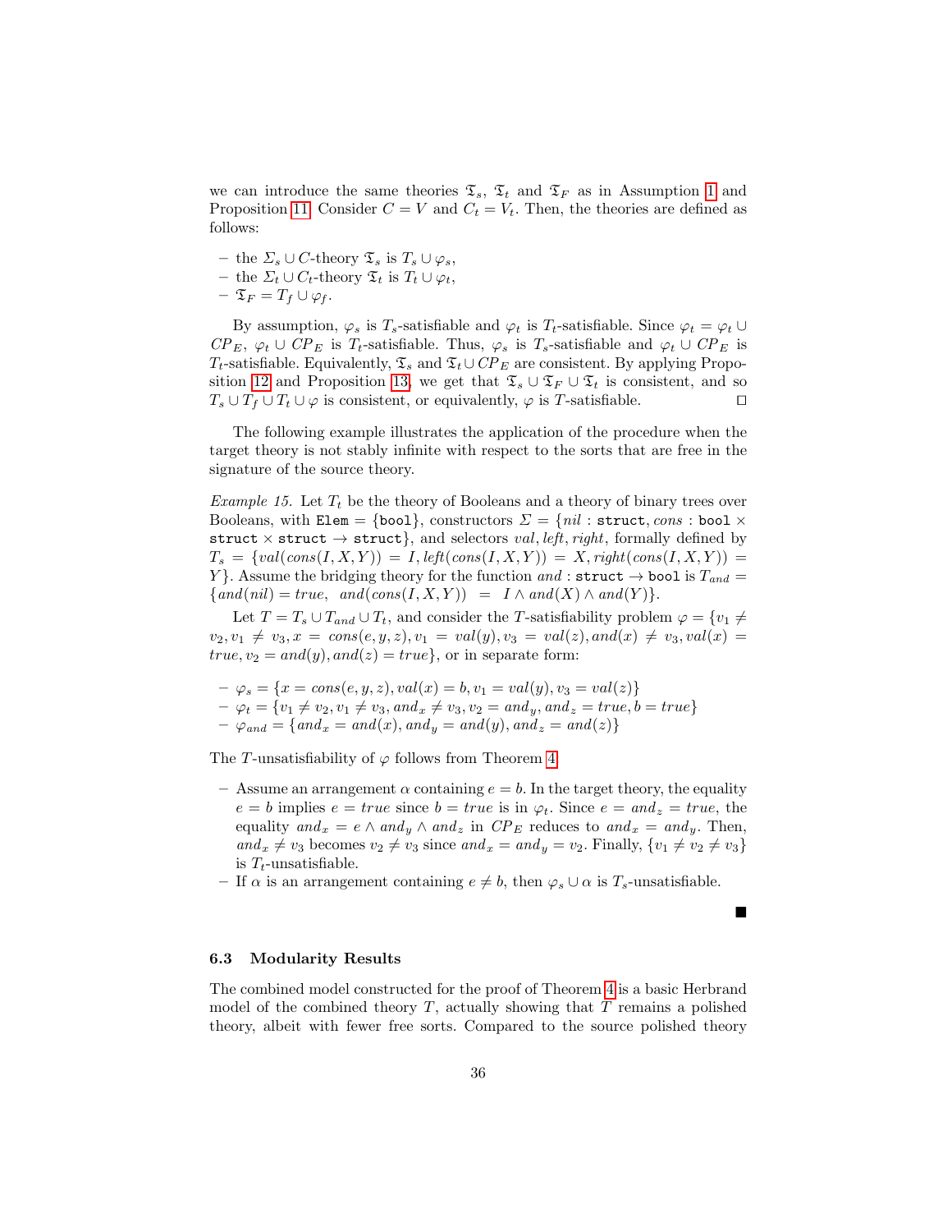we can introduce the same theories $\mathfrak{T}_s$, $\mathfrak{T}_t$ and $\mathfrak{T}_F$ as in Assumption 1 and Proposition 11. Consider $C = V$ and $C_t = V_t$. Then, the theories are defined as follows:

- the $\Sigma_s \cup C$-theory $\mathfrak{T}_s$ is $T_s \cup \varphi_s$,
- the $\Sigma_t \cup C_t$-theory $\mathfrak{T}_t$ is $T_t \cup \varphi_t$,
- $\mathfrak{T}_F = T_f \cup \varphi_f$.

By assumption, $\varphi_s$ is $T_s$-satisfiable and $\varphi_t$ is $T_t$-satisfiable. Since $\varphi_t = \varphi_t \cup CP_E$, $\varphi_t \cup CP_E$ is $T_t$-satisfiable. Thus, $\varphi_s$ is $T_s$-satisfiable and $\varphi_t \cup CP_E$ is $T_t$-satisfiable. Equivalently, $\mathfrak{T}_s$ and $\mathfrak{T}_t \cup CP_E$ are consistent. By applying Proposition 12 and Proposition 13, we get that $\mathfrak{T}_s \cup \mathfrak{T}_F \cup \mathfrak{T}_t$ is consistent, and so $T_s \cup T_f \cup T_t \cup \varphi$ is consistent, or equivalently, $\varphi$ is $T$-satisfiable. $\square$

The following example illustrates the application of the procedure when the target theory is not stably infinite with respect to the sorts that are free in the signature of the source theory.

*Example 15.* Let $T_t$ be the theory of Booleans and a theory of binary trees over Booleans, with $\texttt{Elem} = \{\texttt{bool}\}$, constructors $\Sigma = \{nil : \texttt{struct}, cons : \texttt{bool} \times \texttt{struct} \times \texttt{struct} \to \texttt{struct}\}$, and selectors $val, left, right$, formally defined by $T_s = \{val(cons(I, X, Y)) = I, left(cons(I, X, Y)) = X, right(cons(I, X, Y)) = Y\}$. Assume the bridging theory for the function $and : \texttt{struct} \to \texttt{bool}$ is $T_{and} = \{and(nil) = true,\ \ and(cons(I, X, Y)) \ = \ I \wedge and(X) \wedge and(Y)\}$.

Let $T = T_s \cup T_{and} \cup T_t$, and consider the $T$-satisfiability problem $\varphi = \{v_1 \neq v_2, v_1 \neq v_3, x = cons(e, y, z), v_1 = val(y), v_3 = val(z), and(x) \neq v_3, val(x) = true, v_2 = and(y), and(z) = true\}$, or in separate form:

- $\varphi_s = \{x = cons(e, y, z), val(x) = b, v_1 = val(y), v_3 = val(z)\}$
- $\varphi_t = \{v_1 \neq v_2, v_1 \neq v_3, and_x \neq v_3, v_2 = and_y, and_z = true, b = true\}$
- $\varphi_{and} = \{and_x = and(x), and_y = and(y), and_z = and(z)\}$

The $T$-unsatisfiability of $\varphi$ follows from Theorem 4.

- Assume an arrangement $\alpha$ containing $e = b$. In the target theory, the equality $e = b$ implies $e = true$ since $b = true$ is in $\varphi_t$. Since $e = and_z = true$, the equality $and_x = e \wedge and_y \wedge and_z$ in $CP_E$ reduces to $and_x = and_y$. Then, $and_x \neq v_3$ becomes $v_2 \neq v_3$ since $and_x = and_y = v_2$. Finally, $\{v_1 \neq v_2 \neq v_3\}$ is $T_t$-unsatisfiable.
- If $\alpha$ is an arrangement containing $e \neq b$, then $\varphi_s \cup \alpha$ is $T_s$-unsatisfiable.

■

### 6.3 Modularity Results

The combined model constructed for the proof of Theorem 4 is a basic Herbrand model of the combined theory $T$, actually showing that $T$ remains a polished theory, albeit with fewer free sorts. Compared to the source polished theory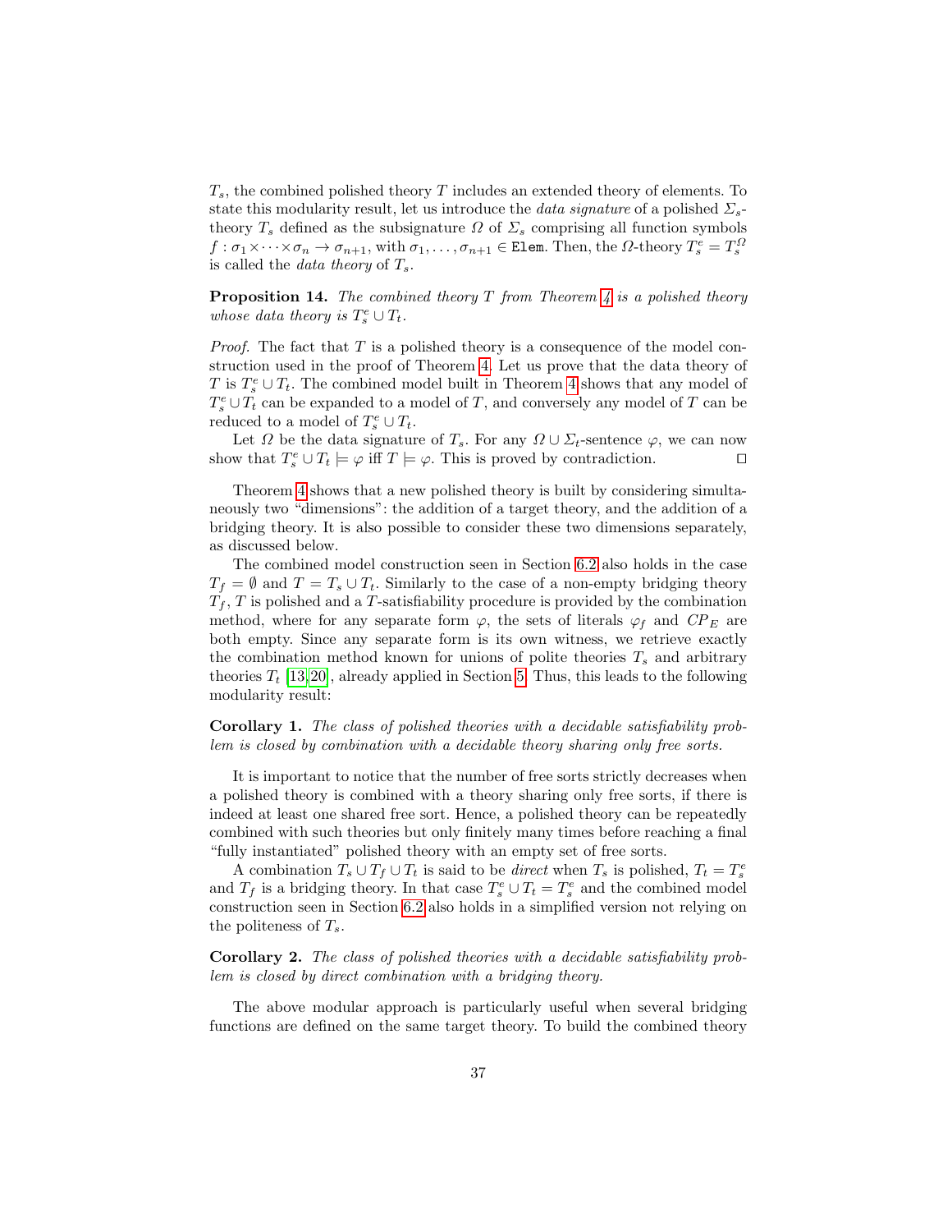$T_s$, the combined polished theory $T$ includes an extended theory of elements. To state this modularity result, let us introduce the *data signature* of a polished $\Sigma_s$-theory $T_s$ defined as the subsignature $\Omega$ of $\Sigma_s$ comprising all function symbols $f : \sigma_1 \times \cdots \times \sigma_n \to \sigma_{n+1}$, with $\sigma_1, \ldots, \sigma_{n+1} \in \texttt{Elem}$. Then, the $\Omega$-theory $T_s^e = T_s^{\Omega}$ is called the *data theory* of $T_s$.

**Proposition 14.** *The combined theory $T$ from Theorem 4 is a polished theory whose data theory is $T_s^e \cup T_t$.*

*Proof.* The fact that $T$ is a polished theory is a consequence of the model construction used in the proof of Theorem 4. Let us prove that the data theory of $T$ is $T_s^e \cup T_t$. The combined model built in Theorem 4 shows that any model of $T_s^e \cup T_t$ can be expanded to a model of $T$, and conversely any model of $T$ can be reduced to a model of $T_s^e \cup T_t$.

Let $\Omega$ be the data signature of $T_s$. For any $\Omega \cup \Sigma_t$-sentence $\varphi$, we can now show that $T_s^e \cup T_t \models \varphi$ iff $T \models \varphi$. This is proved by contradiction. ◻

Theorem 4 shows that a new polished theory is built by considering simultaneously two "dimensions": the addition of a target theory, and the addition of a bridging theory. It is also possible to consider these two dimensions separately, as discussed below.

The combined model construction seen in Section 6.2 also holds in the case $T_f = \emptyset$ and $T = T_s \cup T_t$. Similarly to the case of a non-empty bridging theory $T_f$, $T$ is polished and a $T$-satisfiability procedure is provided by the combination method, where for any separate form $\varphi$, the sets of literals $\varphi_f$ and $CP_E$ are both empty. Since any separate form is its own witness, we retrieve exactly the combination method known for unions of polite theories $T_s$ and arbitrary theories $T_t$ [13,20], already applied in Section 5. Thus, this leads to the following modularity result:

**Corollary 1.** *The class of polished theories with a decidable satisfiability problem is closed by combination with a decidable theory sharing only free sorts.*

It is important to notice that the number of free sorts strictly decreases when a polished theory is combined with a theory sharing only free sorts, if there is indeed at least one shared free sort. Hence, a polished theory can be repeatedly combined with such theories but only finitely many times before reaching a final "fully instantiated" polished theory with an empty set of free sorts.

A combination $T_s \cup T_f \cup T_t$ is said to be *direct* when $T_s$ is polished, $T_t = T_s^e$ and $T_f$ is a bridging theory. In that case $T_s^e \cup T_t = T_s^e$ and the combined model construction seen in Section 6.2 also holds in a simplified version not relying on the politeness of $T_s$.

**Corollary 2.** *The class of polished theories with a decidable satisfiability problem is closed by direct combination with a bridging theory.*

The above modular approach is particularly useful when several bridging functions are defined on the same target theory. To build the combined theory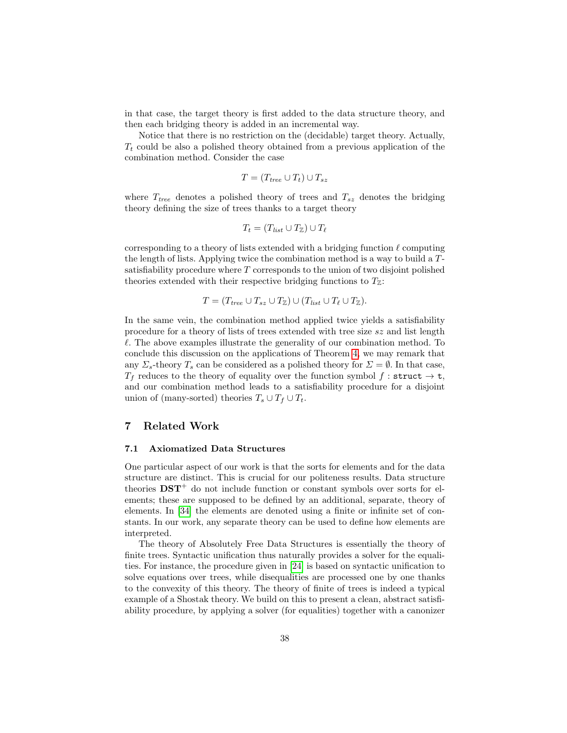in that case, the target theory is first added to the data structure theory, and then each bridging theory is added in an incremental way.

Notice that there is no restriction on the (decidable) target theory. Actually, $T_t$ could be also a polished theory obtained from a previous application of the combination method. Consider the case

$$T = (T_{tree} \cup T_t) \cup T_{sz}$$

where $T_{tree}$ denotes a polished theory of trees and $T_{sz}$ denotes the bridging theory defining the size of trees thanks to a target theory

$$T_t = (T_{list} \cup T_{\mathbb{Z}}) \cup T_\ell$$

corresponding to a theory of lists extended with a bridging function $\ell$ computing the length of lists. Applying twice the combination method is a way to build a $T$-satisfiability procedure where $T$ corresponds to the union of two disjoint polished theories extended with their respective bridging functions to $T_{\mathbb{Z}}$:

$$T = (T_{tree} \cup T_{sz} \cup T_{\mathbb{Z}}) \cup (T_{list} \cup T_\ell \cup T_{\mathbb{Z}}).$$

In the same vein, the combination method applied twice yields a satisfiability procedure for a theory of lists of trees extended with tree size $sz$ and list length $\ell$. The above examples illustrate the generality of our combination method. To conclude this discussion on the applications of Theorem 4, we may remark that any $\Sigma_s$-theory $T_s$ can be considered as a polished theory for $\Sigma = \emptyset$. In that case, $T_f$ reduces to the theory of equality over the function symbol $f : \texttt{struct} \to \texttt{t}$, and our combination method leads to a satisfiability procedure for a disjoint union of (many-sorted) theories $T_s \cup T_f \cup T_t$.

## 7 Related Work

### 7.1 Axiomatized Data Structures

One particular aspect of our work is that the sorts for elements and for the data structure are distinct. This is crucial for our politeness results. Data structure theories $\mathbf{DST}^+$ do not include function or constant symbols over sorts for elements; these are supposed to be defined by an additional, separate, theory of elements. In [34] the elements are denoted using a finite or infinite set of constants. In our work, any separate theory can be used to define how elements are interpreted.

The theory of Absolutely Free Data Structures is essentially the theory of finite trees. Syntactic unification thus naturally provides a solver for the equalities. For instance, the procedure given in [24] is based on syntactic unification to solve equations over trees, while disequalities are processed one by one thanks to the convexity of this theory. The theory of finite of trees is indeed a typical example of a Shostak theory. We build on this to present a clean, abstract satisfiability procedure, by applying a solver (for equalities) together with a canonizer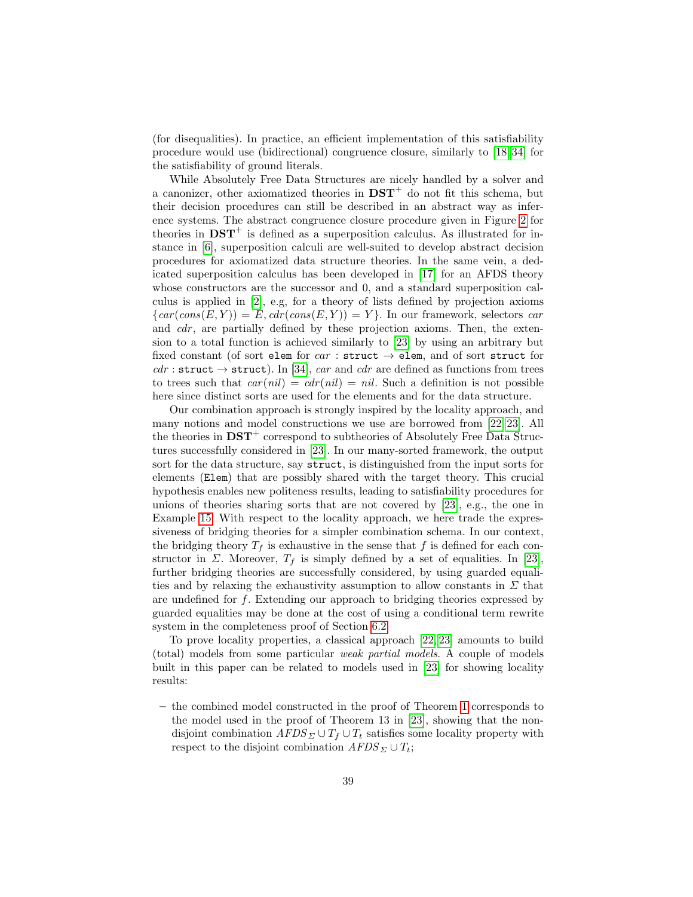(for disequalities). In practice, an efficient implementation of this satisfiability procedure would use (bidirectional) congruence closure, similarly to [18,34] for the satisfiability of ground literals.

While Absolutely Free Data Structures are nicely handled by a solver and a canonizer, other axiomatized theories in $\mathbf{DST}^+$ do not fit this schema, but their decision procedures can still be described in an abstract way as inference systems. The abstract congruence closure procedure given in Figure 2 for theories in $\mathbf{DST}^+$ is defined as a superposition calculus. As illustrated for instance in [6], superposition calculi are well-suited to develop abstract decision procedures for axiomatized data structure theories. In the same vein, a dedicated superposition calculus has been developed in [17] for an AFDS theory whose constructors are the successor and 0, and a standard superposition calculus is applied in [2], e.g, for a theory of lists defined by projection axioms $\{car(cons(E, Y)) = E, cdr(cons(E, Y)) = Y\}$. In our framework, selectors $car$ and $cdr$, are partially defined by these projection axioms. Then, the extension to a total function is achieved similarly to [23] by using an arbitrary but fixed constant (of sort `elem` for $car$ : `struct` $\rightarrow$ `elem`, and of sort `struct` for $cdr$ : `struct` $\rightarrow$ `struct`). In [34], $car$ and $cdr$ are defined as functions from trees to trees such that $car(nil) = cdr(nil) = nil$. Such a definition is not possible here since distinct sorts are used for the elements and for the data structure.

Our combination approach is strongly inspired by the locality approach, and many notions and model constructions we use are borrowed from [22,23]. All the theories in $\mathbf{DST}^+$ correspond to subtheories of Absolutely Free Data Structures successfully considered in [23]. In our many-sorted framework, the output sort for the data structure, say `struct`, is distinguished from the input sorts for elements (`Elem`) that are possibly shared with the target theory. This crucial hypothesis enables new politeness results, leading to satisfiability procedures for unions of theories sharing sorts that are not covered by [23], e.g., the one in Example 15. With respect to the locality approach, we here trade the expressiveness of bridging theories for a simpler combination schema. In our context, the bridging theory $T_f$ is exhaustive in the sense that $f$ is defined for each constructor in $\Sigma$. Moreover, $T_f$ is simply defined by a set of equalities. In [23], further bridging theories are successfully considered, by using guarded equalities and by relaxing the exhaustivity assumption to allow constants in $\Sigma$ that are undefined for $f$. Extending our approach to bridging theories expressed by guarded equalities may be done at the cost of using a conditional term rewrite system in the completeness proof of Section 6.2.

To prove locality properties, a classical approach [22,23] amounts to build (total) models from some particular *weak partial models*. A couple of models built in this paper can be related to models used in [23] for showing locality results:

- the combined model constructed in the proof of Theorem 1 corresponds to the model used in the proof of Theorem 13 in [23], showing that the non-disjoint combination $AFDS_\Sigma \cup T_f \cup T_t$ satisfies some locality property with respect to the disjoint combination $AFDS_\Sigma \cup T_t$;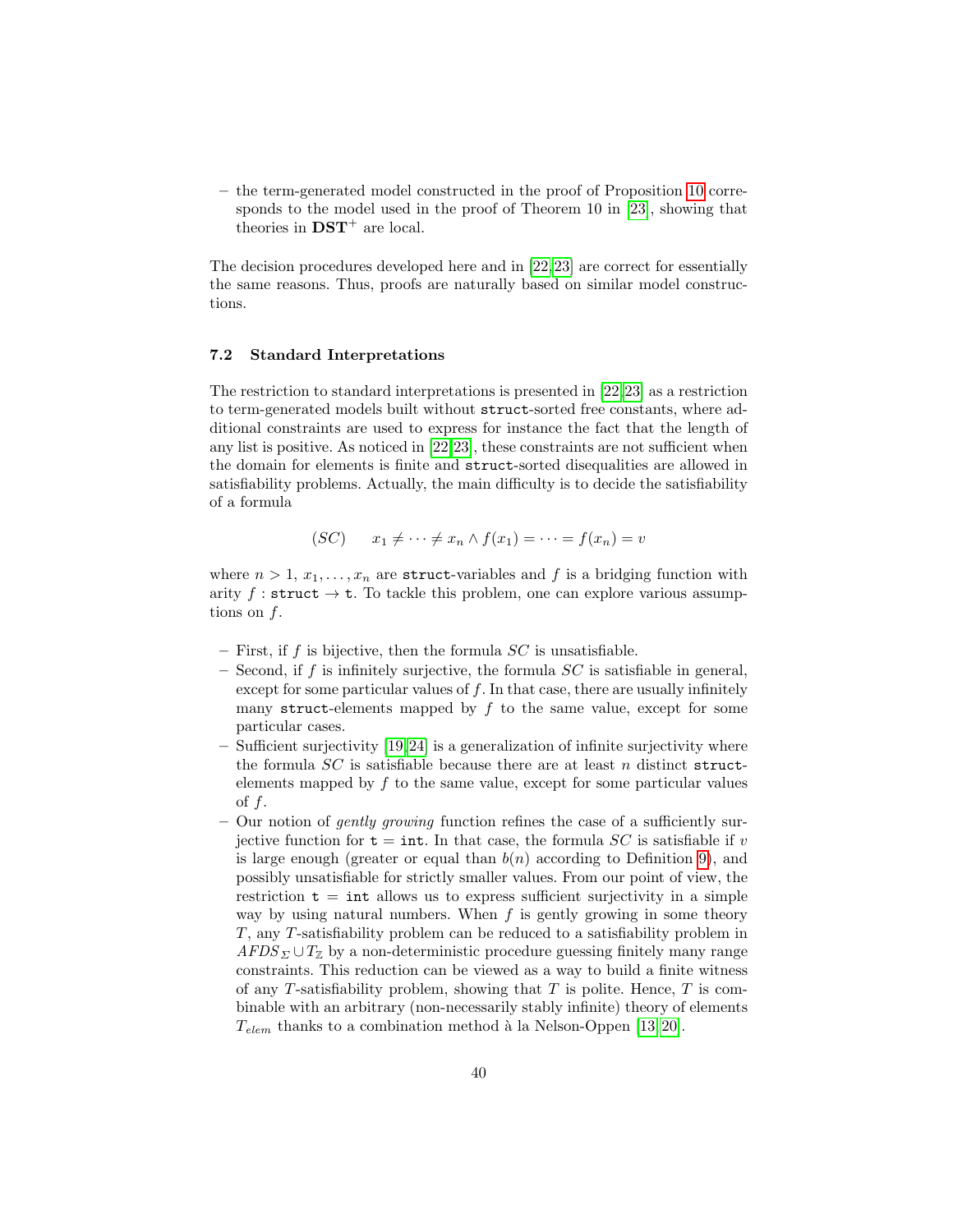– the term-generated model constructed in the proof of Proposition 10 corresponds to the model used in the proof of Theorem 10 in [23], showing that theories in $\mathbf{DST}^+$ are local.

The decision procedures developed here and in [22,23] are correct for essentially the same reasons. Thus, proofs are naturally based on similar model constructions.

### 7.2 Standard Interpretations

The restriction to standard interpretations is presented in [22,23] as a restriction to term-generated models built without `struct`-sorted free constants, where additional constraints are used to express for instance the fact that the length of any list is positive. As noticed in [22,23], these constraints are not sufficient when the domain for elements is finite and `struct`-sorted disequalities are allowed in satisfiability problems. Actually, the main difficulty is to decide the satisfiability of a formula

$$(SC) \qquad x_1 \neq \cdots \neq x_n \wedge f(x_1) = \cdots = f(x_n) = v$$

where $n > 1$, $x_1, \ldots, x_n$ are `struct`-variables and $f$ is a bridging function with arity $f : \texttt{struct} \to \texttt{t}$. To tackle this problem, one can explore various assumptions on $f$.

– First, if $f$ is bijective, then the formula $SC$ is unsatisfiable.
– Second, if $f$ is infinitely surjective, the formula $SC$ is satisfiable in general, except for some particular values of $f$. In that case, there are usually infinitely many `struct`-elements mapped by $f$ to the same value, except for some particular cases.
– Sufficient surjectivity [19,24] is a generalization of infinite surjectivity where the formula $SC$ is satisfiable because there are at least $n$ distinct `struct`-elements mapped by $f$ to the same value, except for some particular values of $f$.
– Our notion of *gently growing* function refines the case of a sufficiently surjective function for $\texttt{t} = \texttt{int}$. In that case, the formula $SC$ is satisfiable if $v$ is large enough (greater or equal than $b(n)$ according to Definition 9), and possibly unsatisfiable for strictly smaller values. From our point of view, the restriction $\texttt{t} = \texttt{int}$ allows us to express sufficient surjectivity in a simple way by using natural numbers. When $f$ is gently growing in some theory $T$, any $T$-satisfiability problem can be reduced to a satisfiability problem in $AFDS_\Sigma \cup T_\mathbb{Z}$ by a non-deterministic procedure guessing finitely many range constraints. This reduction can be viewed as a way to build a finite witness of any $T$-satisfiability problem, showing that $T$ is polite. Hence, $T$ is combinable with an arbitrary (non-necessarily stably infinite) theory of elements $T_{elem}$ thanks to a combination method à la Nelson-Oppen [13,20].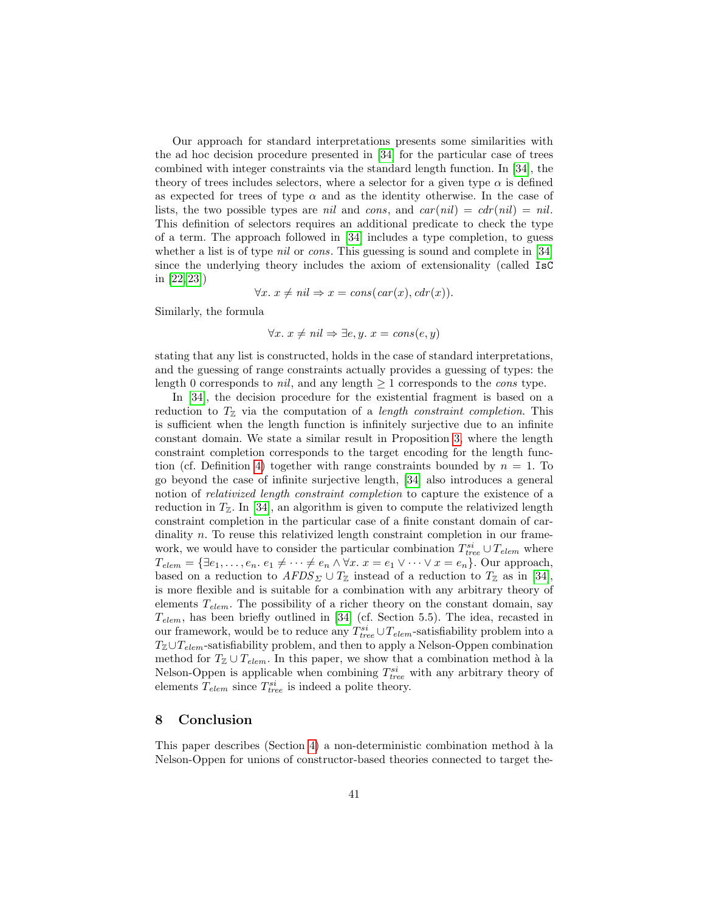Our approach for standard interpretations presents some similarities with the ad hoc decision procedure presented in [34] for the particular case of trees combined with integer constraints via the standard length function. In [34], the theory of trees includes selectors, where a selector for a given type $\alpha$ is defined as expected for trees of type $\alpha$ and as the identity otherwise. In the case of lists, the two possible types are *nil* and *cons*, and $car(nil) = cdr(nil) = nil$. This definition of selectors requires an additional predicate to check the type of a term. The approach followed in [34] includes a type completion, to guess whether a list is of type *nil* or *cons*. This guessing is sound and complete in [34] since the underlying theory includes the axiom of extensionality (called `IsC` in [22,23])

$$\forall x.\ x \neq nil \Rightarrow x = cons(car(x), cdr(x)).$$

Similarly, the formula

$$\forall x.\ x \neq nil \Rightarrow \exists e, y.\ x = cons(e, y)$$

stating that any list is constructed, holds in the case of standard interpretations, and the guessing of range constraints actually provides a guessing of types: the length 0 corresponds to *nil*, and any length $\geq 1$ corresponds to the *cons* type.

In [34], the decision procedure for the existential fragment is based on a reduction to $T_{\mathbb{Z}}$ via the computation of a *length constraint completion*. This is sufficient when the length function is infinitely surjective due to an infinite constant domain. We state a similar result in Proposition 3, where the length constraint completion corresponds to the target encoding for the length function (cf. Definition 4) together with range constraints bounded by $n = 1$. To go beyond the case of infinite surjective length, [34] also introduces a general notion of *relativized length constraint completion* to capture the existence of a reduction in $T_{\mathbb{Z}}$. In [34], an algorithm is given to compute the relativized length constraint completion in the particular case of a finite constant domain of cardinality $n$. To reuse this relativized length constraint completion in our framework, we would have to consider the particular combination $T^{si}_{tree} \cup T_{elem}$ where $T_{elem} = \{\exists e_1, \ldots, e_n.\ e_1 \neq \cdots \neq e_n \wedge \forall x.\ x = e_1 \vee \cdots \vee x = e_n\}$. Our approach, based on a reduction to $AFDS_{\Sigma} \cup T_{\mathbb{Z}}$ instead of a reduction to $T_{\mathbb{Z}}$ as in [34], is more flexible and is suitable for a combination with any arbitrary theory of elements $T_{elem}$. The possibility of a richer theory on the constant domain, say $T_{elem}$, has been briefly outlined in [34] (cf. Section 5.5). The idea, recasted in our framework, would be to reduce any $T^{si}_{tree} \cup T_{elem}$-satisfiability problem into a $T_{\mathbb{Z}} \cup T_{elem}$-satisfiability problem, and then to apply a Nelson-Oppen combination method for $T_{\mathbb{Z}} \cup T_{elem}$. In this paper, we show that a combination method à la Nelson-Oppen is applicable when combining $T^{si}_{tree}$ with any arbitrary theory of elements $T_{elem}$ since $T^{si}_{tree}$ is indeed a polite theory.

## 8 Conclusion

This paper describes (Section 4) a non-deterministic combination method à la Nelson-Oppen for unions of constructor-based theories connected to target the-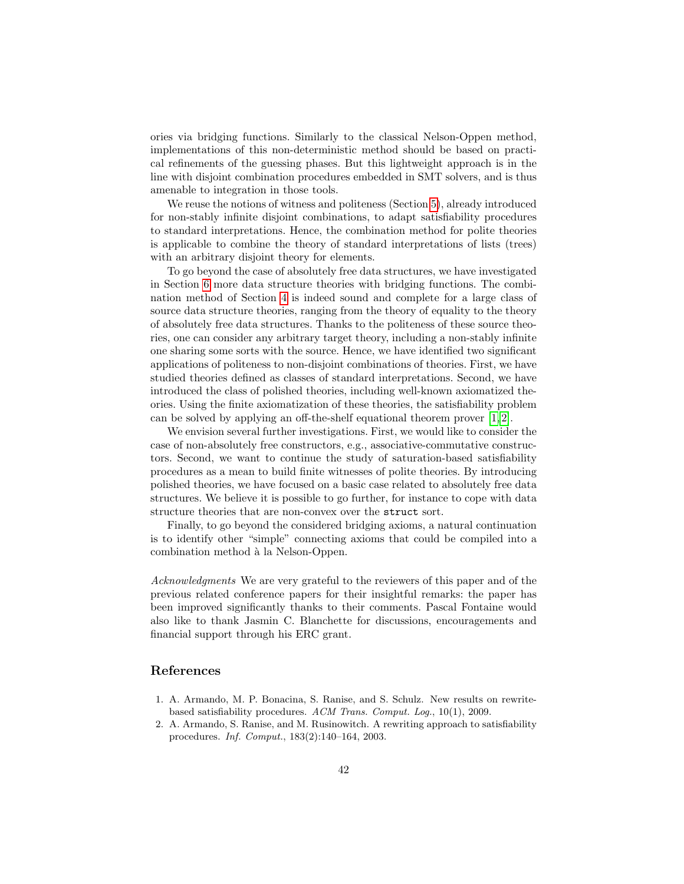ories via bridging functions. Similarly to the classical Nelson-Oppen method, implementations of this non-deterministic method should be based on practical refinements of the guessing phases. But this lightweight approach is in the line with disjoint combination procedures embedded in SMT solvers, and is thus amenable to integration in those tools.

We reuse the notions of witness and politeness (Section 5), already introduced for non-stably infinite disjoint combinations, to adapt satisfiability procedures to standard interpretations. Hence, the combination method for polite theories is applicable to combine the theory of standard interpretations of lists (trees) with an arbitrary disjoint theory for elements.

To go beyond the case of absolutely free data structures, we have investigated in Section 6 more data structure theories with bridging functions. The combination method of Section 4 is indeed sound and complete for a large class of source data structure theories, ranging from the theory of equality to the theory of absolutely free data structures. Thanks to the politeness of these source theories, one can consider any arbitrary target theory, including a non-stably infinite one sharing some sorts with the source. Hence, we have identified two significant applications of politeness to non-disjoint combinations of theories. First, we have studied theories defined as classes of standard interpretations. Second, we have introduced the class of polished theories, including well-known axiomatized theories. Using the finite axiomatization of these theories, the satisfiability problem can be solved by applying an off-the-shelf equational theorem prover [1,2].

We envision several further investigations. First, we would like to consider the case of non-absolutely free constructors, e.g., associative-commutative constructors. Second, we want to continue the study of saturation-based satisfiability procedures as a mean to build finite witnesses of polite theories. By introducing polished theories, we have focused on a basic case related to absolutely free data structures. We believe it is possible to go further, for instance to cope with data structure theories that are non-convex over the `struct` sort.

Finally, to go beyond the considered bridging axioms, a natural continuation is to identify other "simple" connecting axioms that could be compiled into a combination method à la Nelson-Oppen.

*Acknowledgments* We are very grateful to the reviewers of this paper and of the previous related conference papers for their insightful remarks: the paper has been improved significantly thanks to their comments. Pascal Fontaine would also like to thank Jasmin C. Blanchette for discussions, encouragements and financial support through his ERC grant.

## References

1. A. Armando, M. P. Bonacina, S. Ranise, and S. Schulz. New results on rewrite-based satisfiability procedures. *ACM Trans. Comput. Log.*, 10(1), 2009.
2. A. Armando, S. Ranise, and M. Rusinowitch. A rewriting approach to satisfiability procedures. *Inf. Comput.*, 183(2):140–164, 2003.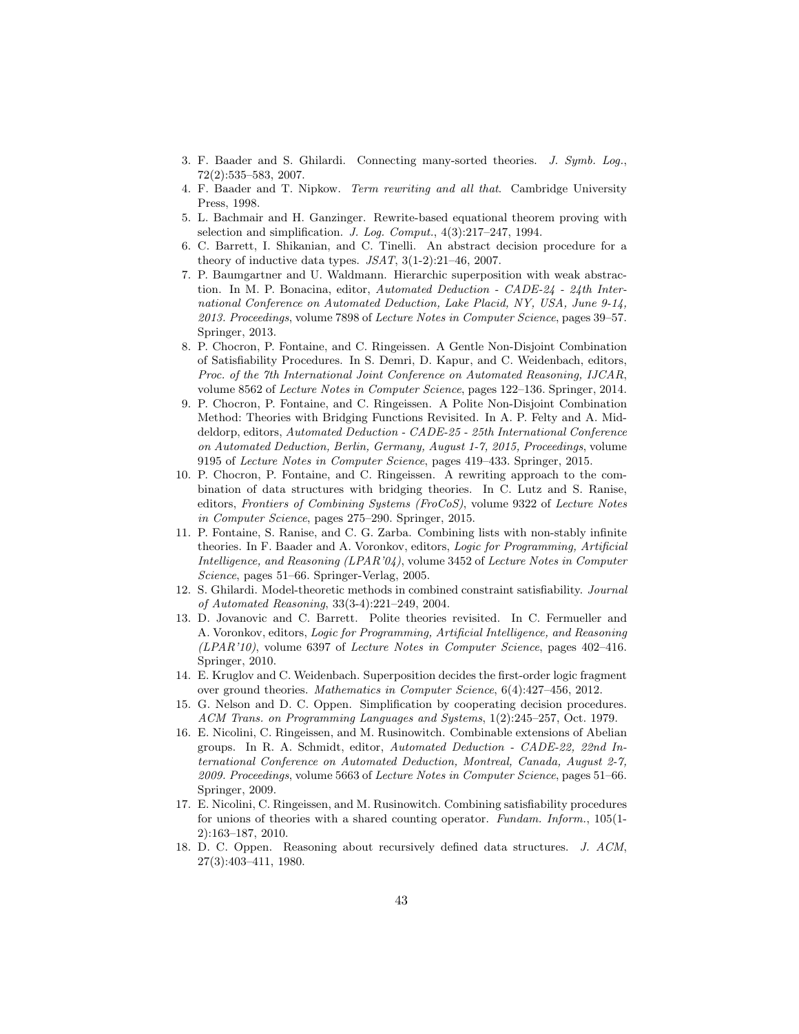3. F. Baader and S. Ghilardi. Connecting many-sorted theories. *J. Symb. Log.*, 72(2):535–583, 2007.
4. F. Baader and T. Nipkow. *Term rewriting and all that*. Cambridge University Press, 1998.
5. L. Bachmair and H. Ganzinger. Rewrite-based equational theorem proving with selection and simplification. *J. Log. Comput.*, 4(3):217–247, 1994.
6. C. Barrett, I. Shikanian, and C. Tinelli. An abstract decision procedure for a theory of inductive data types. *JSAT*, 3(1-2):21–46, 2007.
7. P. Baumgartner and U. Waldmann. Hierarchic superposition with weak abstraction. In M. P. Bonacina, editor, *Automated Deduction - CADE-24 - 24th International Conference on Automated Deduction, Lake Placid, NY, USA, June 9-14, 2013. Proceedings*, volume 7898 of *Lecture Notes in Computer Science*, pages 39–57. Springer, 2013.
8. P. Chocron, P. Fontaine, and C. Ringeissen. A Gentle Non-Disjoint Combination of Satisfiability Procedures. In S. Demri, D. Kapur, and C. Weidenbach, editors, *Proc. of the 7th International Joint Conference on Automated Reasoning, IJCAR*, volume 8562 of *Lecture Notes in Computer Science*, pages 122–136. Springer, 2014.
9. P. Chocron, P. Fontaine, and C. Ringeissen. A Polite Non-Disjoint Combination Method: Theories with Bridging Functions Revisited. In A. P. Felty and A. Middeldorp, editors, *Automated Deduction - CADE-25 - 25th International Conference on Automated Deduction, Berlin, Germany, August 1-7, 2015, Proceedings*, volume 9195 of *Lecture Notes in Computer Science*, pages 419–433. Springer, 2015.
10. P. Chocron, P. Fontaine, and C. Ringeissen. A rewriting approach to the combination of data structures with bridging theories. In C. Lutz and S. Ranise, editors, *Frontiers of Combining Systems (FroCoS)*, volume 9322 of *Lecture Notes in Computer Science*, pages 275–290. Springer, 2015.
11. P. Fontaine, S. Ranise, and C. G. Zarba. Combining lists with non-stably infinite theories. In F. Baader and A. Voronkov, editors, *Logic for Programming, Artificial Intelligence, and Reasoning (LPAR'04)*, volume 3452 of *Lecture Notes in Computer Science*, pages 51–66. Springer-Verlag, 2005.
12. S. Ghilardi. Model-theoretic methods in combined constraint satisfiability. *Journal of Automated Reasoning*, 33(3-4):221–249, 2004.
13. D. Jovanovic and C. Barrett. Polite theories revisited. In C. Fermueller and A. Voronkov, editors, *Logic for Programming, Artificial Intelligence, and Reasoning (LPAR'10)*, volume 6397 of *Lecture Notes in Computer Science*, pages 402–416. Springer, 2010.
14. E. Kruglov and C. Weidenbach. Superposition decides the first-order logic fragment over ground theories. *Mathematics in Computer Science*, 6(4):427–456, 2012.
15. G. Nelson and D. C. Oppen. Simplification by cooperating decision procedures. *ACM Trans. on Programming Languages and Systems*, 1(2):245–257, Oct. 1979.
16. E. Nicolini, C. Ringeissen, and M. Rusinowitch. Combinable extensions of Abelian groups. In R. A. Schmidt, editor, *Automated Deduction - CADE-22, 22nd International Conference on Automated Deduction, Montreal, Canada, August 2-7, 2009. Proceedings*, volume 5663 of *Lecture Notes in Computer Science*, pages 51–66. Springer, 2009.
17. E. Nicolini, C. Ringeissen, and M. Rusinowitch. Combining satisfiability procedures for unions of theories with a shared counting operator. *Fundam. Inform.*, 105(1-2):163–187, 2010.
18. D. C. Oppen. Reasoning about recursively defined data structures. *J. ACM*, 27(3):403–411, 1980.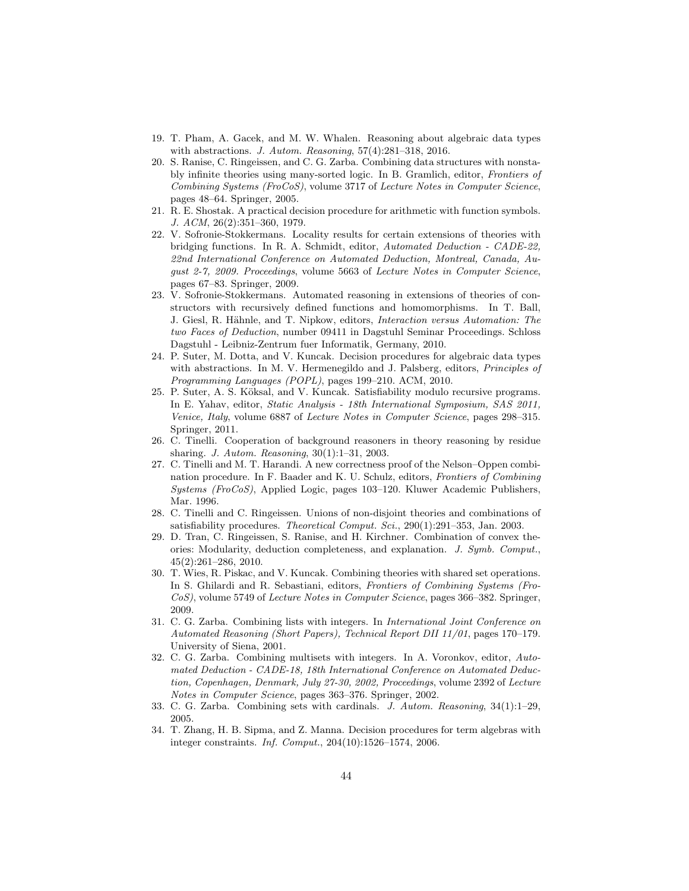19. T. Pham, A. Gacek, and M. W. Whalen. Reasoning about algebraic data types with abstractions. *J. Autom. Reasoning*, 57(4):281–318, 2016.
20. S. Ranise, C. Ringeissen, and C. G. Zarba. Combining data structures with nonstably infinite theories using many-sorted logic. In B. Gramlich, editor, *Frontiers of Combining Systems (FroCoS)*, volume 3717 of *Lecture Notes in Computer Science*, pages 48–64. Springer, 2005.
21. R. E. Shostak. A practical decision procedure for arithmetic with function symbols. *J. ACM*, 26(2):351–360, 1979.
22. V. Sofronie-Stokkermans. Locality results for certain extensions of theories with bridging functions. In R. A. Schmidt, editor, *Automated Deduction - CADE-22, 22nd International Conference on Automated Deduction, Montreal, Canada, August 2-7, 2009. Proceedings*, volume 5663 of *Lecture Notes in Computer Science*, pages 67–83. Springer, 2009.
23. V. Sofronie-Stokkermans. Automated reasoning in extensions of theories of constructors with recursively defined functions and homomorphisms. In T. Ball, J. Giesl, R. Hähnle, and T. Nipkow, editors, *Interaction versus Automation: The two Faces of Deduction*, number 09411 in Dagstuhl Seminar Proceedings. Schloss Dagstuhl - Leibniz-Zentrum fuer Informatik, Germany, 2010.
24. P. Suter, M. Dotta, and V. Kuncak. Decision procedures for algebraic data types with abstractions. In M. V. Hermenegildo and J. Palsberg, editors, *Principles of Programming Languages (POPL)*, pages 199–210. ACM, 2010.
25. P. Suter, A. S. Köksal, and V. Kuncak. Satisfiability modulo recursive programs. In E. Yahav, editor, *Static Analysis - 18th International Symposium, SAS 2011, Venice, Italy*, volume 6887 of *Lecture Notes in Computer Science*, pages 298–315. Springer, 2011.
26. C. Tinelli. Cooperation of background reasoners in theory reasoning by residue sharing. *J. Autom. Reasoning*, 30(1):1–31, 2003.
27. C. Tinelli and M. T. Harandi. A new correctness proof of the Nelson–Oppen combination procedure. In F. Baader and K. U. Schulz, editors, *Frontiers of Combining Systems (FroCoS)*, Applied Logic, pages 103–120. Kluwer Academic Publishers, Mar. 1996.
28. C. Tinelli and C. Ringeissen. Unions of non-disjoint theories and combinations of satisfiability procedures. *Theoretical Comput. Sci.*, 290(1):291–353, Jan. 2003.
29. D. Tran, C. Ringeissen, S. Ranise, and H. Kirchner. Combination of convex theories: Modularity, deduction completeness, and explanation. *J. Symb. Comput.*, 45(2):261–286, 2010.
30. T. Wies, R. Piskac, and V. Kuncak. Combining theories with shared set operations. In S. Ghilardi and R. Sebastiani, editors, *Frontiers of Combining Systems (FroCoS)*, volume 5749 of *Lecture Notes in Computer Science*, pages 366–382. Springer, 2009.
31. C. G. Zarba. Combining lists with integers. In *International Joint Conference on Automated Reasoning (Short Papers), Technical Report DII 11/01*, pages 170–179. University of Siena, 2001.
32. C. G. Zarba. Combining multisets with integers. In A. Voronkov, editor, *Automated Deduction - CADE-18, 18th International Conference on Automated Deduction, Copenhagen, Denmark, July 27-30, 2002, Proceedings*, volume 2392 of *Lecture Notes in Computer Science*, pages 363–376. Springer, 2002.
33. C. G. Zarba. Combining sets with cardinals. *J. Autom. Reasoning*, 34(1):1–29, 2005.
34. T. Zhang, H. B. Sipma, and Z. Manna. Decision procedures for term algebras with integer constraints. *Inf. Comput.*, 204(10):1526–1574, 2006.